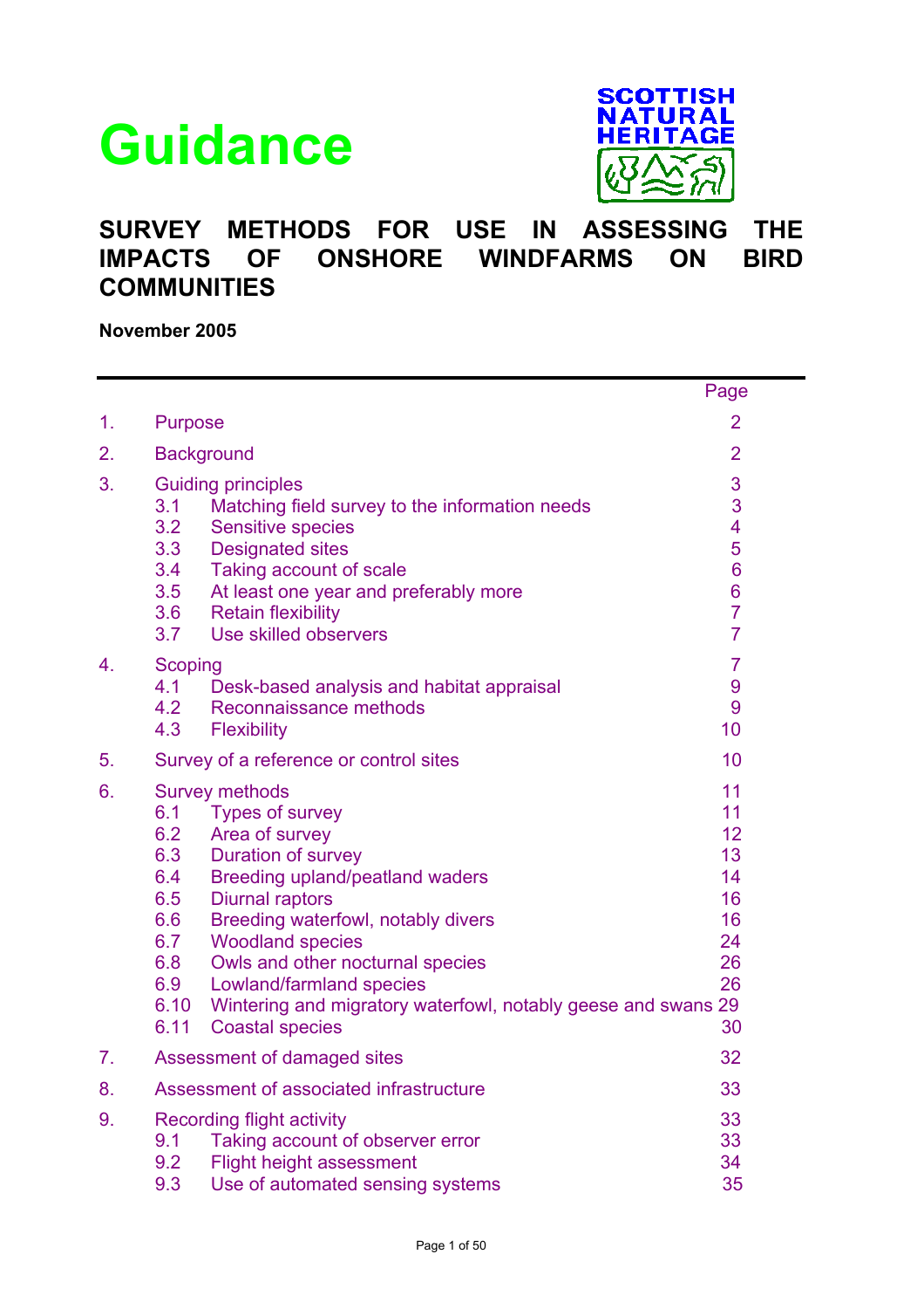# Guidance

SCOTTISH NATURAL HERITAGE

## SURVEY METHODS FOR USE IN ASSESSING THE IMPACTS OF ONSHORE WINDFARMS ON BIRD COMMUNITIES

**November 2005**

| | | Page |
|---|---|---|
| 1. | Purpose | 2 |
| 2. | Background | 2 |
| 3. | Guiding principles | 3 |
| | 3.1 Matching field survey to the information needs | 3 |
| | 3.2 Sensitive species | 4 |
| | 3.3 Designated sites | 5 |
| | 3.4 Taking account of scale | 6 |
| | 3.5 At least one year and preferably more | 6 |
| | 3.6 Retain flexibility | 7 |
| | 3.7 Use skilled observers | 7 |
| 4. | Scoping | 7 |
| | 4.1 Desk-based analysis and habitat appraisal | 9 |
| | 4.2 Reconnaissance methods | 9 |
| | 4.3 Flexibility | 10 |
| 5. | Survey of a reference or control sites | 10 |
| 6. | Survey methods | 11 |
| | 6.1 Types of survey | 11 |
| | 6.2 Area of survey | 12 |
| | 6.3 Duration of survey | 13 |
| | 6.4 Breeding upland/peatland waders | 14 |
| | 6.5 Diurnal raptors | 16 |
| | 6.6 Breeding waterfowl, notably divers | 16 |
| | 6.7 Woodland species | 24 |
| | 6.8 Owls and other nocturnal species | 26 |
| | 6.9 Lowland/farmland species | 26 |
| | 6.10 Wintering and migratory waterfowl, notably geese and swans | 29 |
| | 6.11 Coastal species | 30 |
| 7. | Assessment of damaged sites | 32 |
| 8. | Assessment of associated infrastructure | 33 |
| 9. | Recording flight activity | 33 |
| | 9.1 Taking account of observer error | 33 |
| | 9.2 Flight height assessment | 34 |
| | 9.3 Use of automated sensing systems | 35 |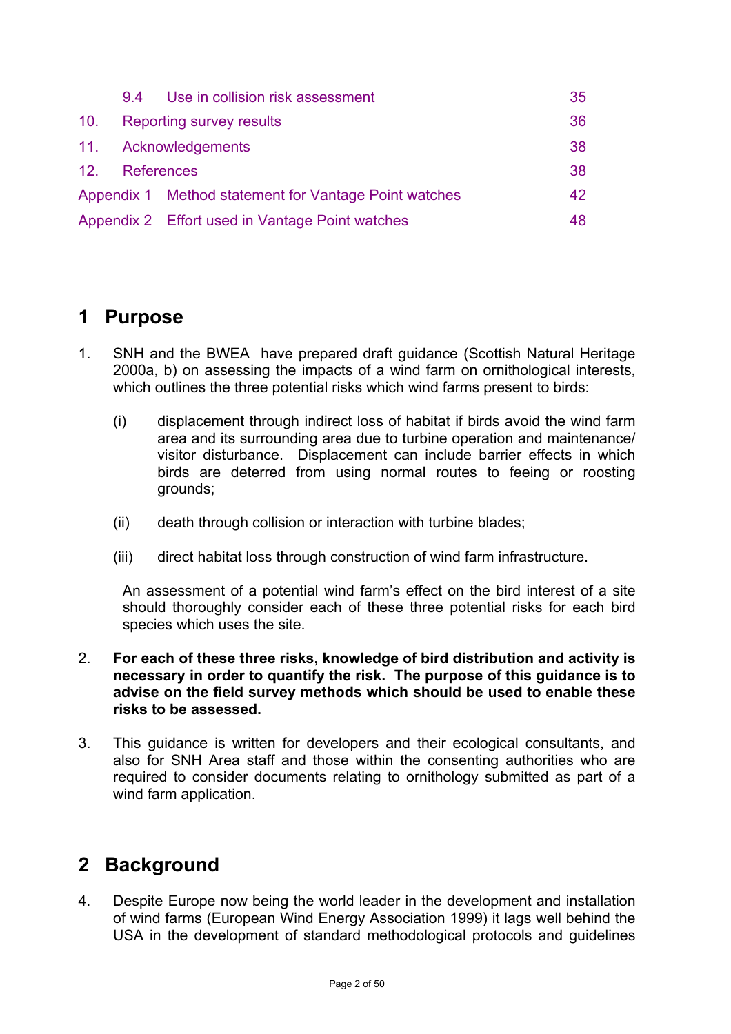| | | |
|---|---|---|
| 9.4 | Use in collision risk assessment | 35 |
| 10. | Reporting survey results | 36 |
| 11. | Acknowledgements | 38 |
| 12. | References | 38 |
| Appendix 1 | Method statement for Vantage Point watches | 42 |
| Appendix 2 | Effort used in Vantage Point watches | 48 |

# 1 Purpose

1. SNH and the BWEA have prepared draft guidance (Scottish Natural Heritage 2000a, b) on assessing the impacts of a wind farm on ornithological interests, which outlines the three potential risks which wind farms present to birds:

   (i) displacement through indirect loss of habitat if birds avoid the wind farm area and its surrounding area due to turbine operation and maintenance/ visitor disturbance. Displacement can include barrier effects in which birds are deterred from using normal routes to feeing or roosting grounds;

   (ii) death through collision or interaction with turbine blades;

   (iii) direct habitat loss through construction of wind farm infrastructure.

   An assessment of a potential wind farm's effect on the bird interest of a site should thoroughly consider each of these three potential risks for each bird species which uses the site.

2. **For each of these three risks, knowledge of bird distribution and activity is necessary in order to quantify the risk. The purpose of this guidance is to advise on the field survey methods which should be used to enable these risks to be assessed.**

3. This guidance is written for developers and their ecological consultants, and also for SNH Area staff and those within the consenting authorities who are required to consider documents relating to ornithology submitted as part of a wind farm application.

# 2 Background

4. Despite Europe now being the world leader in the development and installation of wind farms (European Wind Energy Association 1999) it lags well behind the USA in the development of standard methodological protocols and guidelines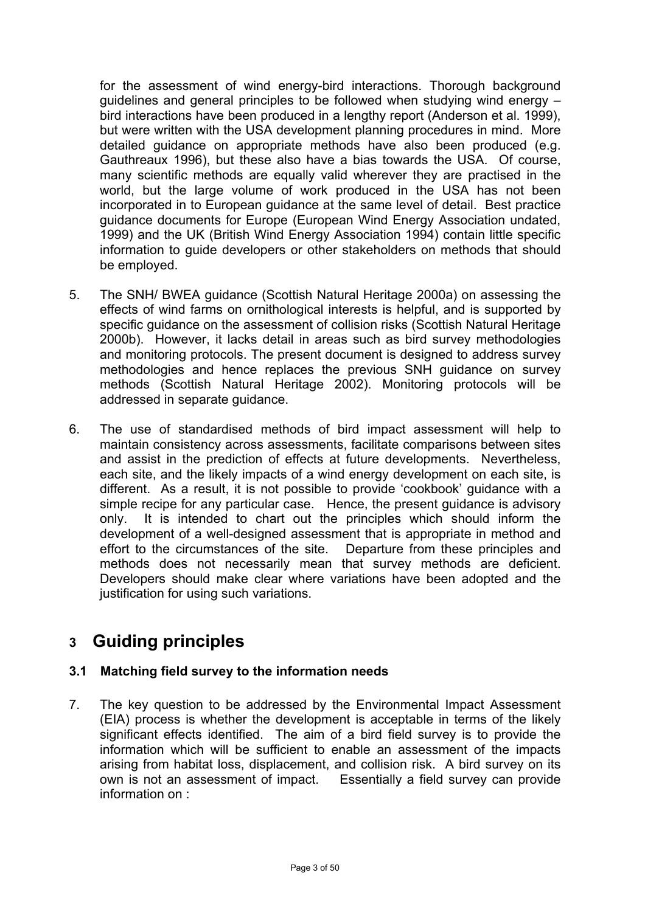for the assessment of wind energy-bird interactions. Thorough background guidelines and general principles to be followed when studying wind energy – bird interactions have been produced in a lengthy report (Anderson et al. 1999), but were written with the USA development planning procedures in mind. More detailed guidance on appropriate methods have also been produced (e.g. Gauthreaux 1996), but these also have a bias towards the USA. Of course, many scientific methods are equally valid wherever they are practised in the world, but the large volume of work produced in the USA has not been incorporated in to European guidance at the same level of detail. Best practice guidance documents for Europe (European Wind Energy Association undated, 1999) and the UK (British Wind Energy Association 1994) contain little specific information to guide developers or other stakeholders on methods that should be employed.

5. The SNH/ BWEA guidance (Scottish Natural Heritage 2000a) on assessing the effects of wind farms on ornithological interests is helpful, and is supported by specific guidance on the assessment of collision risks (Scottish Natural Heritage 2000b). However, it lacks detail in areas such as bird survey methodologies and monitoring protocols. The present document is designed to address survey methodologies and hence replaces the previous SNH guidance on survey methods (Scottish Natural Heritage 2002). Monitoring protocols will be addressed in separate guidance.

6. The use of standardised methods of bird impact assessment will help to maintain consistency across assessments, facilitate comparisons between sites and assist in the prediction of effects at future developments. Nevertheless, each site, and the likely impacts of a wind energy development on each site, is different. As a result, it is not possible to provide 'cookbook' guidance with a simple recipe for any particular case. Hence, the present guidance is advisory only. It is intended to chart out the principles which should inform the development of a well-designed assessment that is appropriate in method and effort to the circumstances of the site. Departure from these principles and methods does not necessarily mean that survey methods are deficient. Developers should make clear where variations have been adopted and the justification for using such variations.

# 3 Guiding principles

### 3.1 Matching field survey to the information needs

7. The key question to be addressed by the Environmental Impact Assessment (EIA) process is whether the development is acceptable in terms of the likely significant effects identified. The aim of a bird field survey is to provide the information which will be sufficient to enable an assessment of the impacts arising from habitat loss, displacement, and collision risk. A bird survey on its own is not an assessment of impact. Essentially a field survey can provide information on :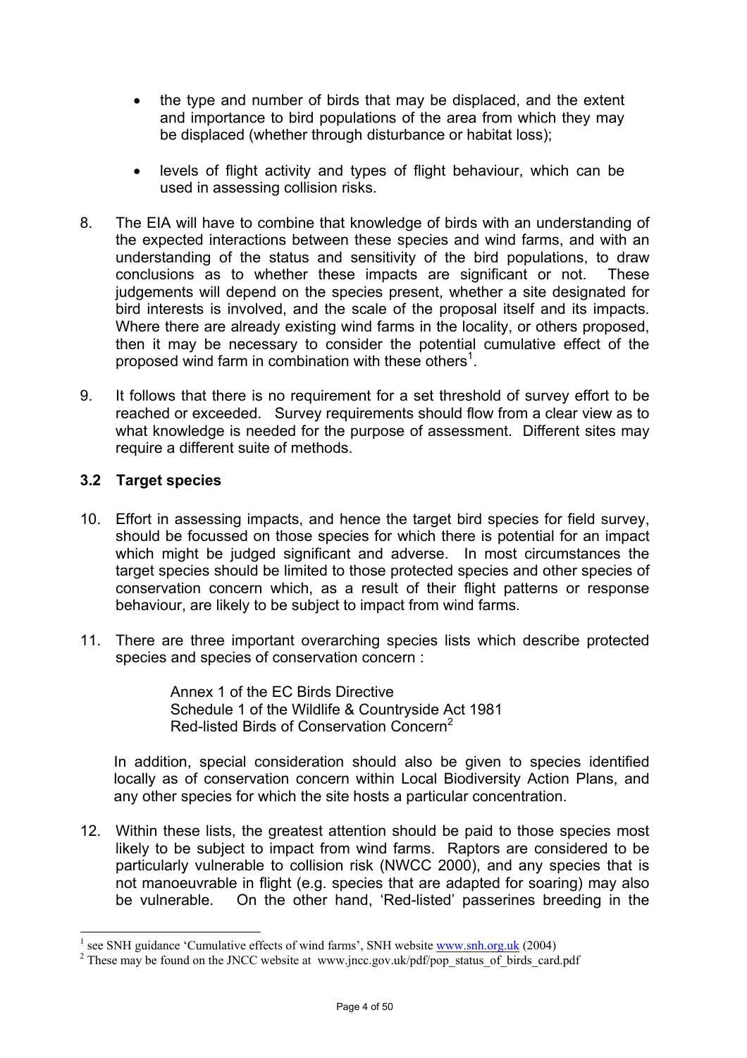- the type and number of birds that may be displaced, and the extent and importance to bird populations of the area from which they may be displaced (whether through disturbance or habitat loss);

- levels of flight activity and types of flight behaviour, which can be used in assessing collision risks.

8. The EIA will have to combine that knowledge of birds with an understanding of the expected interactions between these species and wind farms, and with an understanding of the status and sensitivity of the bird populations, to draw conclusions as to whether these impacts are significant or not. These judgements will depend on the species present, whether a site designated for bird interests is involved, and the scale of the proposal itself and its impacts. Where there are already existing wind farms in the locality, or others proposed, then it may be necessary to consider the potential cumulative effect of the proposed wind farm in combination with these others[1].

9. It follows that there is no requirement for a set threshold of survey effort to be reached or exceeded. Survey requirements should flow from a clear view as to what knowledge is needed for the purpose of assessment. Different sites may require a different suite of methods.

### 3.2 Target species

10. Effort in assessing impacts, and hence the target bird species for field survey, should be focussed on those species for which there is potential for an impact which might be judged significant and adverse. In most circumstances the target species should be limited to those protected species and other species of conservation concern which, as a result of their flight patterns or response behaviour, are likely to be subject to impact from wind farms.

11. There are three important overarching species lists which describe protected species and species of conservation concern :

    Annex 1 of the EC Birds Directive
    Schedule 1 of the Wildlife & Countryside Act 1981
    Red-listed Birds of Conservation Concern[2]

    In addition, special consideration should also be given to species identified locally as of conservation concern within Local Biodiversity Action Plans, and any other species for which the site hosts a particular concentration.

12. Within these lists, the greatest attention should be paid to those species most likely to be subject to impact from wind farms. Raptors are considered to be particularly vulnerable to collision risk (NWCC 2000), and any species that is not manoeuvrable in flight (e.g. species that are adapted for soaring) may also be vulnerable. On the other hand, 'Red-listed' passerines breeding in the

---

[1] see SNH guidance 'Cumulative effects of wind farms', SNH website www.snh.org.uk (2004)

[2] These may be found on the JNCC website at www.jncc.gov.uk/pdf/pop_status_of_birds_card.pdf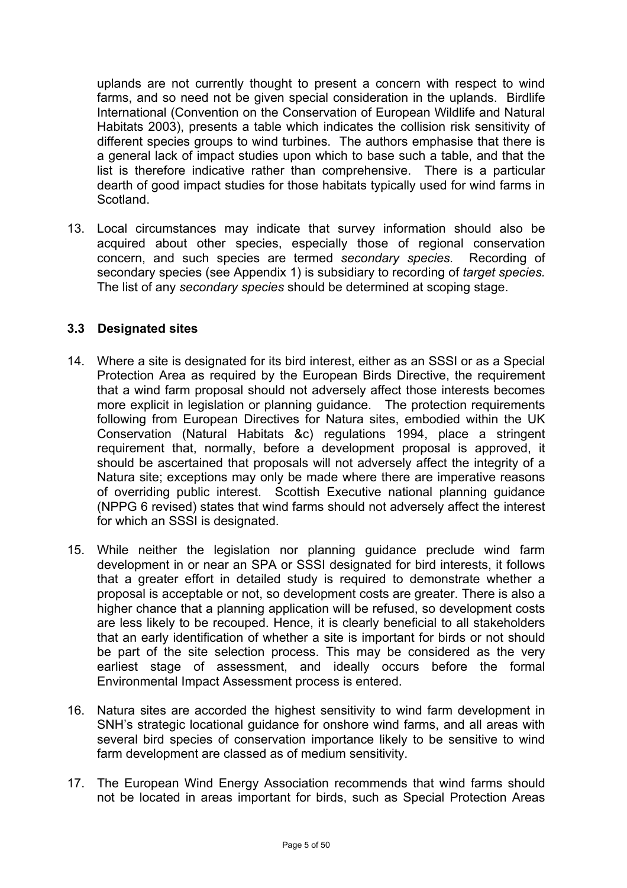uplands are not currently thought to present a concern with respect to wind farms, and so need not be given special consideration in the uplands. Birdlife International (Convention on the Conservation of European Wildlife and Natural Habitats 2003), presents a table which indicates the collision risk sensitivity of different species groups to wind turbines. The authors emphasise that there is a general lack of impact studies upon which to base such a table, and that the list is therefore indicative rather than comprehensive. There is a particular dearth of good impact studies for those habitats typically used for wind farms in Scotland.

13. Local circumstances may indicate that survey information should also be acquired about other species, especially those of regional conservation concern, and such species are termed *secondary species.* Recording of secondary species (see Appendix 1) is subsidiary to recording of *target species.* The list of any *secondary species* should be determined at scoping stage.

### 3.3 Designated sites

14. Where a site is designated for its bird interest, either as an SSSI or as a Special Protection Area as required by the European Birds Directive, the requirement that a wind farm proposal should not adversely affect those interests becomes more explicit in legislation or planning guidance. The protection requirements following from European Directives for Natura sites, embodied within the UK Conservation (Natural Habitats &c) regulations 1994, place a stringent requirement that, normally, before a development proposal is approved, it should be ascertained that proposals will not adversely affect the integrity of a Natura site; exceptions may only be made where there are imperative reasons of overriding public interest. Scottish Executive national planning guidance (NPPG 6 revised) states that wind farms should not adversely affect the interest for which an SSSI is designated.

15. While neither the legislation nor planning guidance preclude wind farm development in or near an SPA or SSSI designated for bird interests, it follows that a greater effort in detailed study is required to demonstrate whether a proposal is acceptable or not, so development costs are greater. There is also a higher chance that a planning application will be refused, so development costs are less likely to be recouped. Hence, it is clearly beneficial to all stakeholders that an early identification of whether a site is important for birds or not should be part of the site selection process. This may be considered as the very earliest stage of assessment, and ideally occurs before the formal Environmental Impact Assessment process is entered.

16. Natura sites are accorded the highest sensitivity to wind farm development in SNH's strategic locational guidance for onshore wind farms, and all areas with several bird species of conservation importance likely to be sensitive to wind farm development are classed as of medium sensitivity.

17. The European Wind Energy Association recommends that wind farms should not be located in areas important for birds, such as Special Protection Areas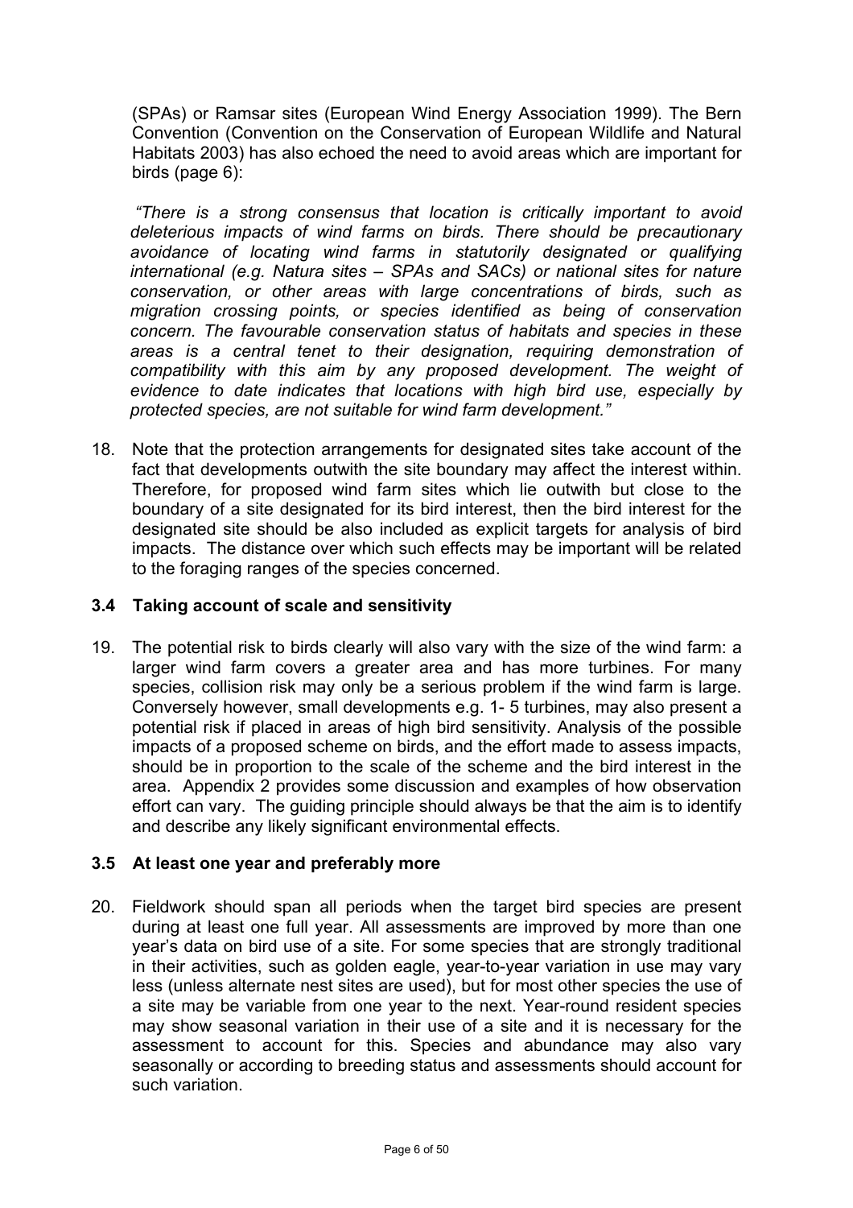(SPAs) or Ramsar sites (European Wind Energy Association 1999). The Bern Convention (Convention on the Conservation of European Wildlife and Natural Habitats 2003) has also echoed the need to avoid areas which are important for birds (page 6):

> *"There is a strong consensus that location is critically important to avoid deleterious impacts of wind farms on birds. There should be precautionary avoidance of locating wind farms in statutorily designated or qualifying international (e.g. Natura sites – SPAs and SACs) or national sites for nature conservation, or other areas with large concentrations of birds, such as migration crossing points, or species identified as being of conservation concern. The favourable conservation status of habitats and species in these areas is a central tenet to their designation, requiring demonstration of compatibility with this aim by any proposed development. The weight of evidence to date indicates that locations with high bird use, especially by protected species, are not suitable for wind farm development."*

18. Note that the protection arrangements for designated sites take account of the fact that developments outwith the site boundary may affect the interest within. Therefore, for proposed wind farm sites which lie outwith but close to the boundary of a site designated for its bird interest, then the bird interest for the designated site should be also included as explicit targets for analysis of bird impacts. The distance over which such effects may be important will be related to the foraging ranges of the species concerned.

### 3.4 Taking account of scale and sensitivity

19. The potential risk to birds clearly will also vary with the size of the wind farm: a larger wind farm covers a greater area and has more turbines. For many species, collision risk may only be a serious problem if the wind farm is large. Conversely however, small developments e.g. 1- 5 turbines, may also present a potential risk if placed in areas of high bird sensitivity. Analysis of the possible impacts of a proposed scheme on birds, and the effort made to assess impacts, should be in proportion to the scale of the scheme and the bird interest in the area. Appendix 2 provides some discussion and examples of how observation effort can vary. The guiding principle should always be that the aim is to identify and describe any likely significant environmental effects.

### 3.5 At least one year and preferably more

20. Fieldwork should span all periods when the target bird species are present during at least one full year. All assessments are improved by more than one year's data on bird use of a site. For some species that are strongly traditional in their activities, such as golden eagle, year-to-year variation in use may vary less (unless alternate nest sites are used), but for most other species the use of a site may be variable from one year to the next. Year-round resident species may show seasonal variation in their use of a site and it is necessary for the assessment to account for this. Species and abundance may also vary seasonally or according to breeding status and assessments should account for such variation.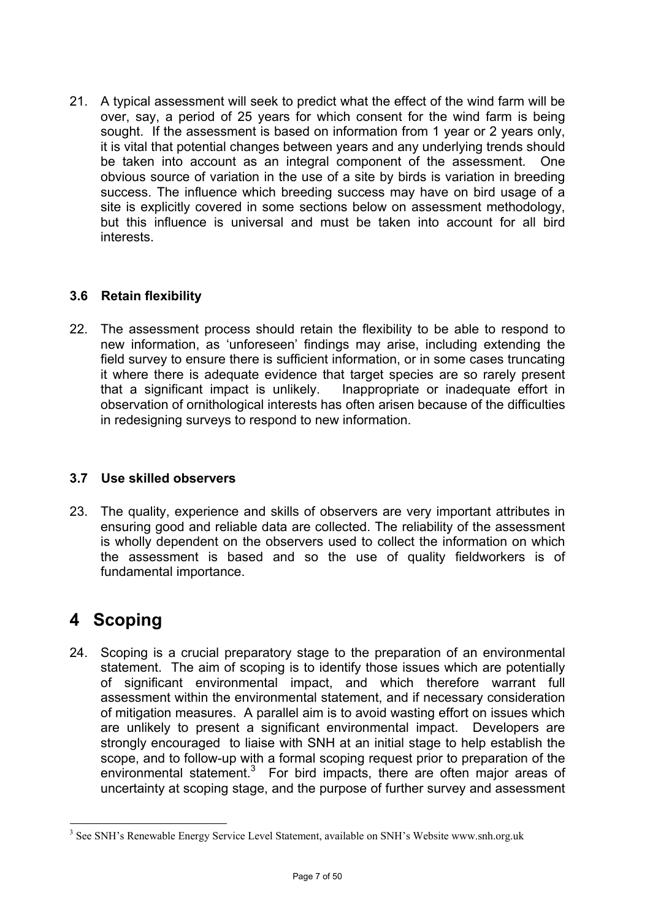21. A typical assessment will seek to predict what the effect of the wind farm will be over, say, a period of 25 years for which consent for the wind farm is being sought. If the assessment is based on information from 1 year or 2 years only, it is vital that potential changes between years and any underlying trends should be taken into account as an integral component of the assessment. One obvious source of variation in the use of a site by birds is variation in breeding success. The influence which breeding success may have on bird usage of a site is explicitly covered in some sections below on assessment methodology, but this influence is universal and must be taken into account for all bird interests.

### 3.6 Retain flexibility

22. The assessment process should retain the flexibility to be able to respond to new information, as 'unforeseen' findings may arise, including extending the field survey to ensure there is sufficient information, or in some cases truncating it where there is adequate evidence that target species are so rarely present that a significant impact is unlikely. Inappropriate or inadequate effort in observation of ornithological interests has often arisen because of the difficulties in redesigning surveys to respond to new information.

### 3.7 Use skilled observers

23. The quality, experience and skills of observers are very important attributes in ensuring good and reliable data are collected. The reliability of the assessment is wholly dependent on the observers used to collect the information on which the assessment is based and so the use of quality fieldworkers is of fundamental importance.

# 4 Scoping

24. Scoping is a crucial preparatory stage to the preparation of an environmental statement. The aim of scoping is to identify those issues which are potentially of significant environmental impact, and which therefore warrant full assessment within the environmental statement, and if necessary consideration of mitigation measures. A parallel aim is to avoid wasting effort on issues which are unlikely to present a significant environmental impact. Developers are strongly encouraged to liaise with SNH at an initial stage to help establish the scope, and to follow-up with a formal scoping request prior to preparation of the environmental statement.[3] For bird impacts, there are often major areas of uncertainty at scoping stage, and the purpose of further survey and assessment

[3] See SNH's Renewable Energy Service Level Statement, available on SNH's Website www.snh.org.uk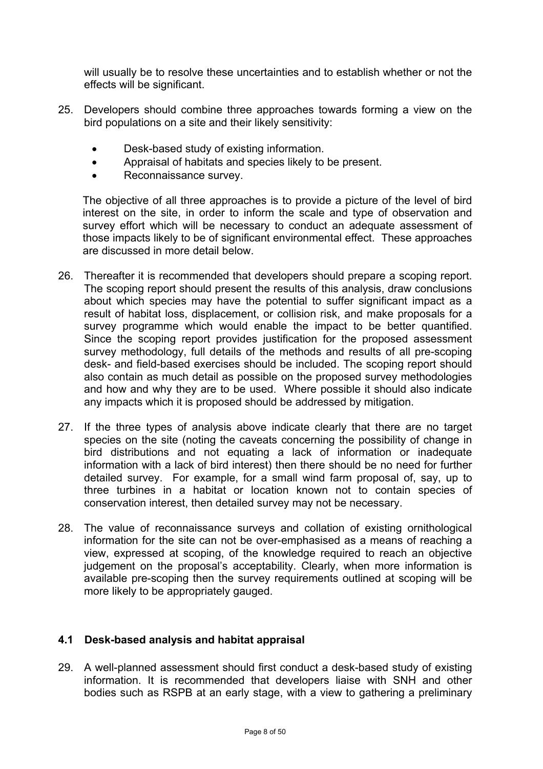will usually be to resolve these uncertainties and to establish whether or not the effects will be significant.

25. Developers should combine three approaches towards forming a view on the bird populations on a site and their likely sensitivity:

    - Desk-based study of existing information.
    - Appraisal of habitats and species likely to be present.
    - Reconnaissance survey.

    The objective of all three approaches is to provide a picture of the level of bird interest on the site, in order to inform the scale and type of observation and survey effort which will be necessary to conduct an adequate assessment of those impacts likely to be of significant environmental effect. These approaches are discussed in more detail below.

26. Thereafter it is recommended that developers should prepare a scoping report. The scoping report should present the results of this analysis, draw conclusions about which species may have the potential to suffer significant impact as a result of habitat loss, displacement, or collision risk, and make proposals for a survey programme which would enable the impact to be better quantified. Since the scoping report provides justification for the proposed assessment survey methodology, full details of the methods and results of all pre-scoping desk- and field-based exercises should be included. The scoping report should also contain as much detail as possible on the proposed survey methodologies and how and why they are to be used. Where possible it should also indicate any impacts which it is proposed should be addressed by mitigation.

27. If the three types of analysis above indicate clearly that there are no target species on the site (noting the caveats concerning the possibility of change in bird distributions and not equating a lack of information or inadequate information with a lack of bird interest) then there should be no need for further detailed survey. For example, for a small wind farm proposal of, say, up to three turbines in a habitat or location known not to contain species of conservation interest, then detailed survey may not be necessary.

28. The value of reconnaissance surveys and collation of existing ornithological information for the site can not be over-emphasised as a means of reaching a view, expressed at scoping, of the knowledge required to reach an objective judgement on the proposal's acceptability. Clearly, when more information is available pre-scoping then the survey requirements outlined at scoping will be more likely to be appropriately gauged.

### 4.1 Desk-based analysis and habitat appraisal

29. A well-planned assessment should first conduct a desk-based study of existing information. It is recommended that developers liaise with SNH and other bodies such as RSPB at an early stage, with a view to gathering a preliminary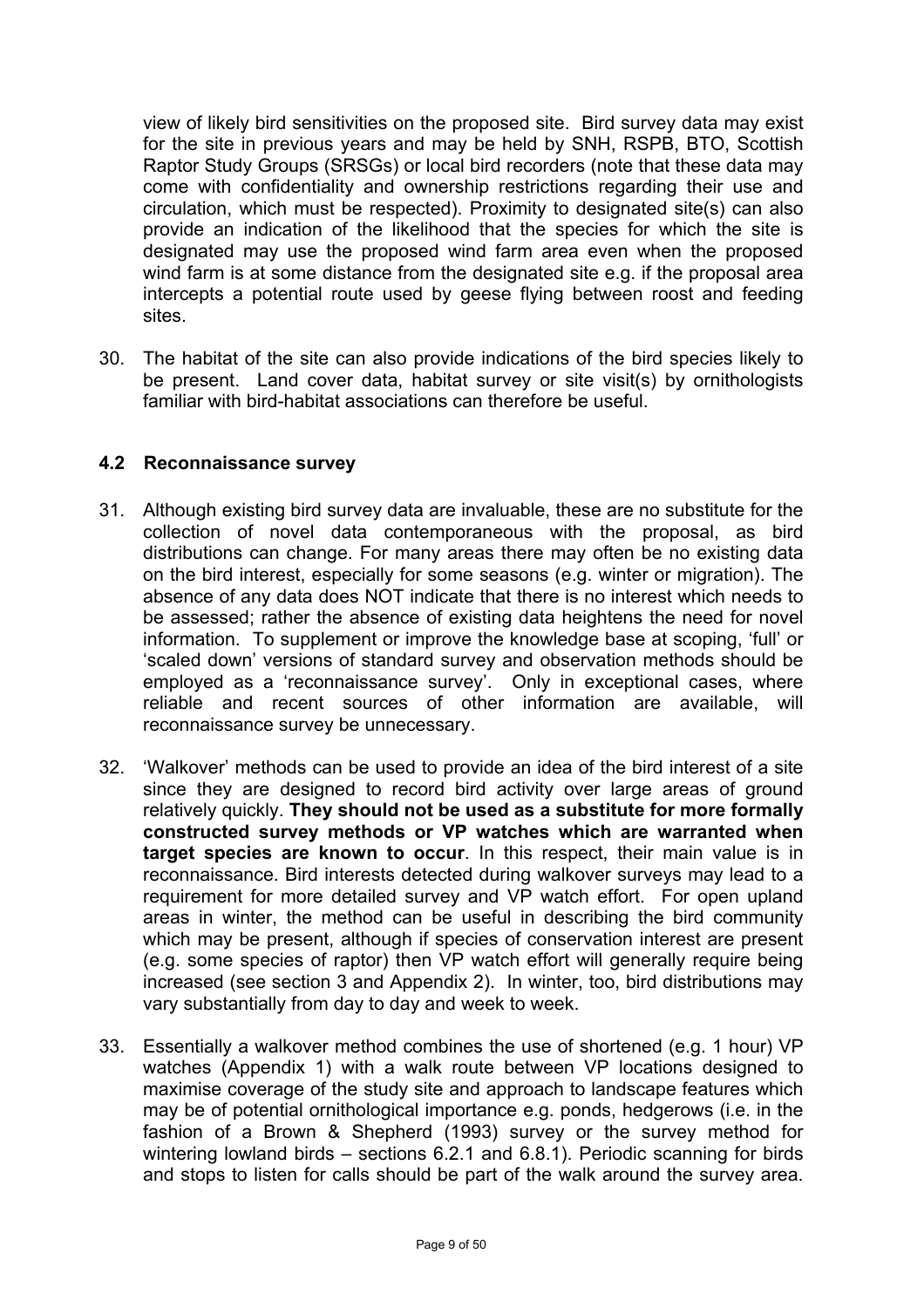view of likely bird sensitivities on the proposed site. Bird survey data may exist for the site in previous years and may be held by SNH, RSPB, BTO, Scottish Raptor Study Groups (SRSGs) or local bird recorders (note that these data may come with confidentiality and ownership restrictions regarding their use and circulation, which must be respected). Proximity to designated site(s) can also provide an indication of the likelihood that the species for which the site is designated may use the proposed wind farm area even when the proposed wind farm is at some distance from the designated site e.g. if the proposal area intercepts a potential route used by geese flying between roost and feeding sites.

30. The habitat of the site can also provide indications of the bird species likely to be present. Land cover data, habitat survey or site visit(s) by ornithologists familiar with bird-habitat associations can therefore be useful.

### 4.2 Reconnaissance survey

31. Although existing bird survey data are invaluable, these are no substitute for the collection of novel data contemporaneous with the proposal, as bird distributions can change. For many areas there may often be no existing data on the bird interest, especially for some seasons (e.g. winter or migration). The absence of any data does NOT indicate that there is no interest which needs to be assessed; rather the absence of existing data heightens the need for novel information. To supplement or improve the knowledge base at scoping, 'full' or 'scaled down' versions of standard survey and observation methods should be employed as a 'reconnaissance survey'. Only in exceptional cases, where reliable and recent sources of other information are available, will reconnaissance survey be unnecessary.

32. 'Walkover' methods can be used to provide an idea of the bird interest of a site since they are designed to record bird activity over large areas of ground relatively quickly. **They should not be used as a substitute for more formally constructed survey methods or VP watches which are warranted when target species are known to occur**. In this respect, their main value is in reconnaissance. Bird interests detected during walkover surveys may lead to a requirement for more detailed survey and VP watch effort. For open upland areas in winter, the method can be useful in describing the bird community which may be present, although if species of conservation interest are present (e.g. some species of raptor) then VP watch effort will generally require being increased (see section 3 and Appendix 2). In winter, too, bird distributions may vary substantially from day to day and week to week.

33. Essentially a walkover method combines the use of shortened (e.g. 1 hour) VP watches (Appendix 1) with a walk route between VP locations designed to maximise coverage of the study site and approach to landscape features which may be of potential ornithological importance e.g. ponds, hedgerows (i.e. in the fashion of a Brown & Shepherd (1993) survey or the survey method for wintering lowland birds – sections 6.2.1 and 6.8.1). Periodic scanning for birds and stops to listen for calls should be part of the walk around the survey area.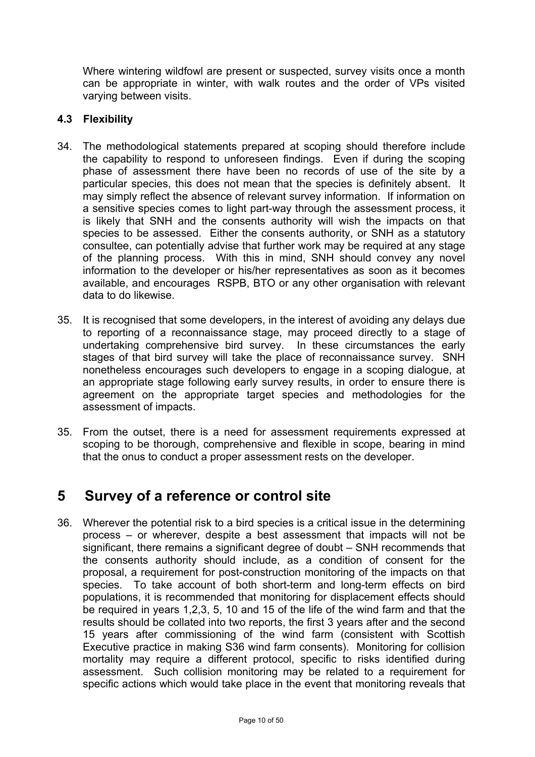Where wintering wildfowl are present or suspected, survey visits once a month can be appropriate in winter, with walk routes and the order of VPs visited varying between visits.

### 4.3 Flexibility

34. The methodological statements prepared at scoping should therefore include the capability to respond to unforeseen findings. Even if during the scoping phase of assessment there have been no records of use of the site by a particular species, this does not mean that the species is definitely absent. It may simply reflect the absence of relevant survey information. If information on a sensitive species comes to light part-way through the assessment process, it is likely that SNH and the consents authority will wish the impacts on that species to be assessed. Either the consents authority, or SNH as a statutory consultee, can potentially advise that further work may be required at any stage of the planning process. With this in mind, SNH should convey any novel information to the developer or his/her representatives as soon as it becomes available, and encourages RSPB, BTO or any other organisation with relevant data to do likewise.

35. It is recognised that some developers, in the interest of avoiding any delays due to reporting of a reconnaissance stage, may proceed directly to a stage of undertaking comprehensive bird survey. In these circumstances the early stages of that bird survey will take the place of reconnaissance survey. SNH nonetheless encourages such developers to engage in a scoping dialogue, at an appropriate stage following early survey results, in order to ensure there is agreement on the appropriate target species and methodologies for the assessment of impacts.

35. From the outset, there is a need for assessment requirements expressed at scoping to be thorough, comprehensive and flexible in scope, bearing in mind that the onus to conduct a proper assessment rests on the developer.

## 5 Survey of a reference or control site

36. Wherever the potential risk to a bird species is a critical issue in the determining process – or wherever, despite a best assessment that impacts will not be significant, there remains a significant degree of doubt – SNH recommends that the consents authority should include, as a condition of consent for the proposal, a requirement for post-construction monitoring of the impacts on that species. To take account of both short-term and long-term effects on bird populations, it is recommended that monitoring for displacement effects should be required in years 1,2,3, 5, 10 and 15 of the life of the wind farm and that the results should be collated into two reports, the first 3 years after and the second 15 years after commissioning of the wind farm (consistent with Scottish Executive practice in making S36 wind farm consents). Monitoring for collision mortality may require a different protocol, specific to risks identified during assessment. Such collision monitoring may be related to a requirement for specific actions which would take place in the event that monitoring reveals that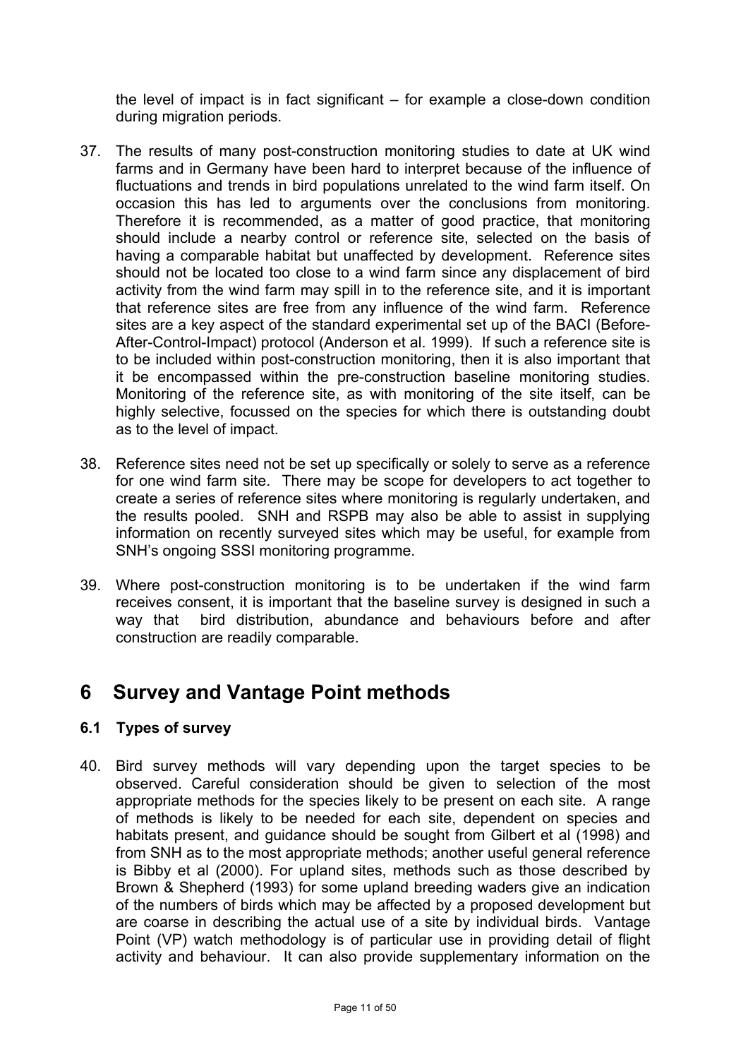the level of impact is in fact significant – for example a close-down condition during migration periods.

37. The results of many post-construction monitoring studies to date at UK wind farms and in Germany have been hard to interpret because of the influence of fluctuations and trends in bird populations unrelated to the wind farm itself. On occasion this has led to arguments over the conclusions from monitoring. Therefore it is recommended, as a matter of good practice, that monitoring should include a nearby control or reference site, selected on the basis of having a comparable habitat but unaffected by development. Reference sites should not be located too close to a wind farm since any displacement of bird activity from the wind farm may spill in to the reference site, and it is important that reference sites are free from any influence of the wind farm. Reference sites are a key aspect of the standard experimental set up of the BACI (Before-After-Control-Impact) protocol (Anderson et al. 1999). If such a reference site is to be included within post-construction monitoring, then it is also important that it be encompassed within the pre-construction baseline monitoring studies. Monitoring of the reference site, as with monitoring of the site itself, can be highly selective, focussed on the species for which there is outstanding doubt as to the level of impact.

38. Reference sites need not be set up specifically or solely to serve as a reference for one wind farm site. There may be scope for developers to act together to create a series of reference sites where monitoring is regularly undertaken, and the results pooled. SNH and RSPB may also be able to assist in supplying information on recently surveyed sites which may be useful, for example from SNH's ongoing SSSI monitoring programme.

39. Where post-construction monitoring is to be undertaken if the wind farm receives consent, it is important that the baseline survey is designed in such a way that bird distribution, abundance and behaviours before and after construction are readily comparable.

# 6 Survey and Vantage Point methods

## 6.1 Types of survey

40. Bird survey methods will vary depending upon the target species to be observed. Careful consideration should be given to selection of the most appropriate methods for the species likely to be present on each site. A range of methods is likely to be needed for each site, dependent on species and habitats present, and guidance should be sought from Gilbert et al (1998) and from SNH as to the most appropriate methods; another useful general reference is Bibby et al (2000). For upland sites, methods such as those described by Brown & Shepherd (1993) for some upland breeding waders give an indication of the numbers of birds which may be affected by a proposed development but are coarse in describing the actual use of a site by individual birds. Vantage Point (VP) watch methodology is of particular use in providing detail of flight activity and behaviour. It can also provide supplementary information on the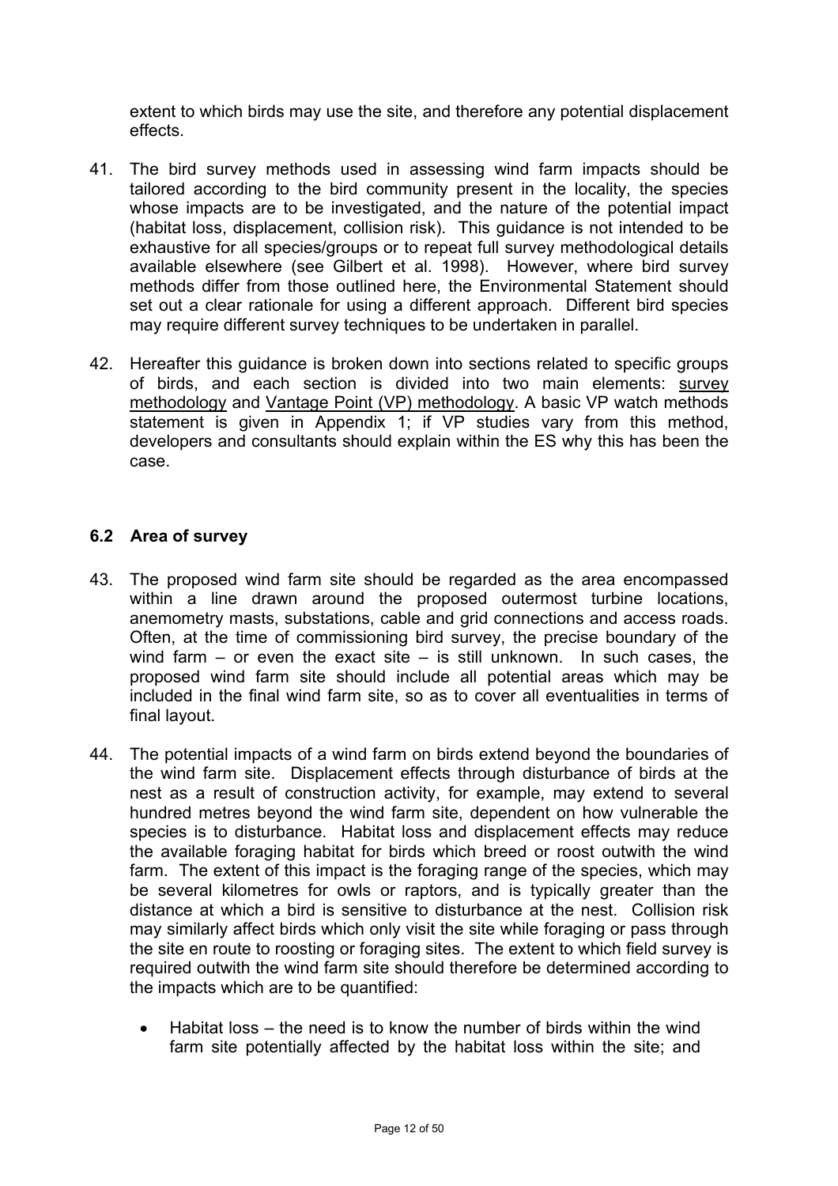extent to which birds may use the site, and therefore any potential displacement effects.

41. The bird survey methods used in assessing wind farm impacts should be tailored according to the bird community present in the locality, the species whose impacts are to be investigated, and the nature of the potential impact (habitat loss, displacement, collision risk). This guidance is not intended to be exhaustive for all species/groups or to repeat full survey methodological details available elsewhere (see Gilbert et al. 1998). However, where bird survey methods differ from those outlined here, the Environmental Statement should set out a clear rationale for using a different approach. Different bird species may require different survey techniques to be undertaken in parallel.

42. Hereafter this guidance is broken down into sections related to specific groups of birds, and each section is divided into two main elements: <u>survey methodology</u> and <u>Vantage Point (VP) methodology</u>. A basic VP watch methods statement is given in Appendix 1; if VP studies vary from this method, developers and consultants should explain within the ES why this has been the case.

### 6.2 Area of survey

43. The proposed wind farm site should be regarded as the area encompassed within a line drawn around the proposed outermost turbine locations, anemometry masts, substations, cable and grid connections and access roads. Often, at the time of commissioning bird survey, the precise boundary of the wind farm – or even the exact site – is still unknown. In such cases, the proposed wind farm site should include all potential areas which may be included in the final wind farm site, so as to cover all eventualities in terms of final layout.

44. The potential impacts of a wind farm on birds extend beyond the boundaries of the wind farm site. Displacement effects through disturbance of birds at the nest as a result of construction activity, for example, may extend to several hundred metres beyond the wind farm site, dependent on how vulnerable the species is to disturbance. Habitat loss and displacement effects may reduce the available foraging habitat for birds which breed or roost outwith the wind farm. The extent of this impact is the foraging range of the species, which may be several kilometres for owls or raptors, and is typically greater than the distance at which a bird is sensitive to disturbance at the nest. Collision risk may similarly affect birds which only visit the site while foraging or pass through the site en route to roosting or foraging sites. The extent to which field survey is required outwith the wind farm site should therefore be determined according to the impacts which are to be quantified:

    - Habitat loss – the need is to know the number of birds within the wind farm site potentially affected by the habitat loss within the site; and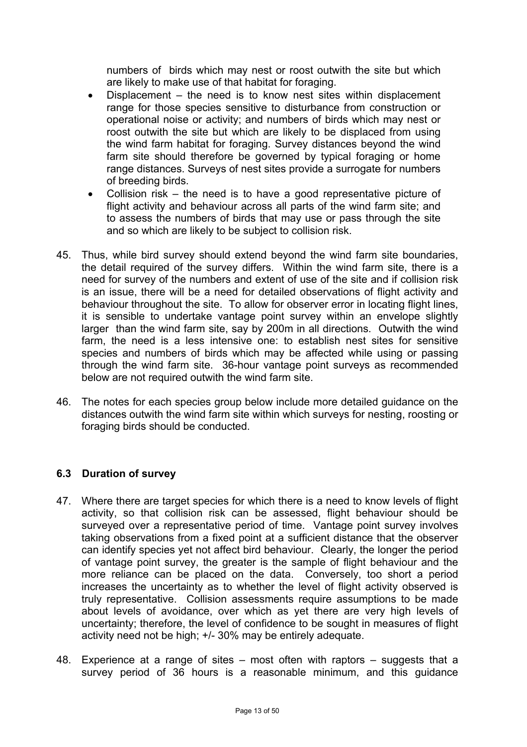numbers of birds which may nest or roost outwith the site but which are likely to make use of that habitat for foraging.

- Displacement – the need is to know nest sites within displacement range for those species sensitive to disturbance from construction or operational noise or activity; and numbers of birds which may nest or roost outwith the site but which are likely to be displaced from using the wind farm habitat for foraging. Survey distances beyond the wind farm site should therefore be governed by typical foraging or home range distances. Surveys of nest sites provide a surrogate for numbers of breeding birds.
- Collision risk – the need is to have a good representative picture of flight activity and behaviour across all parts of the wind farm site; and to assess the numbers of birds that may use or pass through the site and so which are likely to be subject to collision risk.

45. Thus, while bird survey should extend beyond the wind farm site boundaries, the detail required of the survey differs. Within the wind farm site, there is a need for survey of the numbers and extent of use of the site and if collision risk is an issue, there will be a need for detailed observations of flight activity and behaviour throughout the site. To allow for observer error in locating flight lines, it is sensible to undertake vantage point survey within an envelope slightly larger than the wind farm site, say by 200m in all directions. Outwith the wind farm, the need is a less intensive one: to establish nest sites for sensitive species and numbers of birds which may be affected while using or passing through the wind farm site. 36-hour vantage point surveys as recommended below are not required outwith the wind farm site.

46. The notes for each species group below include more detailed guidance on the distances outwith the wind farm site within which surveys for nesting, roosting or foraging birds should be conducted.

### 6.3 Duration of survey

47. Where there are target species for which there is a need to know levels of flight activity, so that collision risk can be assessed, flight behaviour should be surveyed over a representative period of time. Vantage point survey involves taking observations from a fixed point at a sufficient distance that the observer can identify species yet not affect bird behaviour. Clearly, the longer the period of vantage point survey, the greater is the sample of flight behaviour and the more reliance can be placed on the data. Conversely, too short a period increases the uncertainty as to whether the level of flight activity observed is truly representative. Collision assessments require assumptions to be made about levels of avoidance, over which as yet there are very high levels of uncertainty; therefore, the level of confidence to be sought in measures of flight activity need not be high; +/- 30% may be entirely adequate.

48. Experience at a range of sites – most often with raptors – suggests that a survey period of 36 hours is a reasonable minimum, and this guidance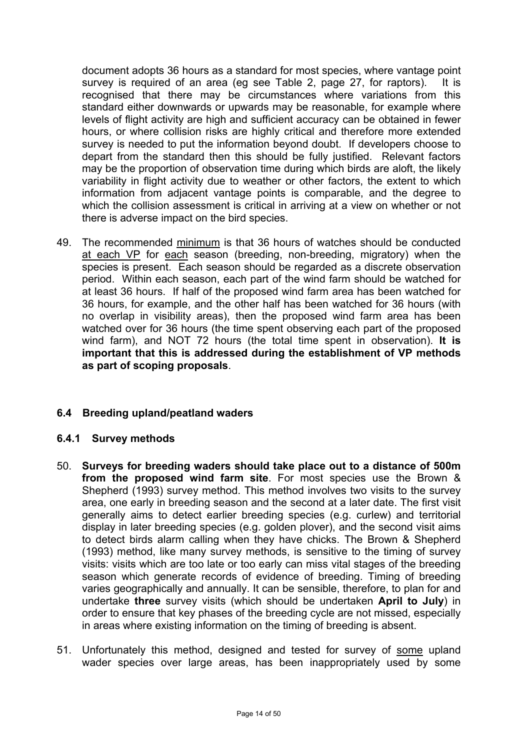document adopts 36 hours as a standard for most species, where vantage point survey is required of an area (eg see Table 2, page 27, for raptors). It is recognised that there may be circumstances where variations from this standard either downwards or upwards may be reasonable, for example where levels of flight activity are high and sufficient accuracy can be obtained in fewer hours, or where collision risks are highly critical and therefore more extended survey is needed to put the information beyond doubt. If developers choose to depart from the standard then this should be fully justified. Relevant factors may be the proportion of observation time during which birds are aloft, the likely variability in flight activity due to weather or other factors, the extent to which information from adjacent vantage points is comparable, and the degree to which the collision assessment is critical in arriving at a view on whether or not there is adverse impact on the bird species.

49. The recommended <u>minimum</u> is that 36 hours of watches should be conducted <u>at each VP</u> for <u>each</u> season (breeding, non-breeding, migratory) when the species is present. Each season should be regarded as a discrete observation period. Within each season, each part of the wind farm should be watched for at least 36 hours. If half of the proposed wind farm area has been watched for 36 hours, for example, and the other half has been watched for 36 hours (with no overlap in visibility areas), then the proposed wind farm area has been watched over for 36 hours (the time spent observing each part of the proposed wind farm), and NOT 72 hours (the total time spent in observation). **It is important that this is addressed during the establishment of VP methods as part of scoping proposals**.

### 6.4 Breeding upland/peatland waders

#### 6.4.1 Survey methods

50. **Surveys for breeding waders should take place out to a distance of 500m from the proposed wind farm site**. For most species use the Brown & Shepherd (1993) survey method. This method involves two visits to the survey area, one early in breeding season and the second at a later date. The first visit generally aims to detect earlier breeding species (e.g. curlew) and territorial display in later breeding species (e.g. golden plover), and the second visit aims to detect birds alarm calling when they have chicks. The Brown & Shepherd (1993) method, like many survey methods, is sensitive to the timing of survey visits: visits which are too late or too early can miss vital stages of the breeding season which generate records of evidence of breeding. Timing of breeding varies geographically and annually. It can be sensible, therefore, to plan for and undertake **three** survey visits (which should be undertaken **April to July**) in order to ensure that key phases of the breeding cycle are not missed, especially in areas where existing information on the timing of breeding is absent.

51. Unfortunately this method, designed and tested for survey of <u>some</u> upland wader species over large areas, has been inappropriately used by some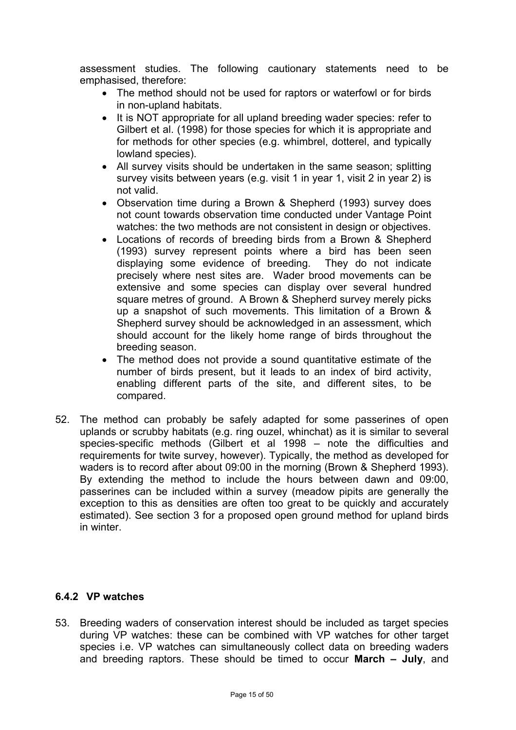assessment studies. The following cautionary statements need to be emphasised, therefore:

- The method should not be used for raptors or waterfowl or for birds in non-upland habitats.
- It is NOT appropriate for all upland breeding wader species: refer to Gilbert et al. (1998) for those species for which it is appropriate and for methods for other species (e.g. whimbrel, dotterel, and typically lowland species).
- All survey visits should be undertaken in the same season; splitting survey visits between years (e.g. visit 1 in year 1, visit 2 in year 2) is not valid.
- Observation time during a Brown & Shepherd (1993) survey does not count towards observation time conducted under Vantage Point watches: the two methods are not consistent in design or objectives.
- Locations of records of breeding birds from a Brown & Shepherd (1993) survey represent points where a bird has been seen displaying some evidence of breeding. They do not indicate precisely where nest sites are. Wader brood movements can be extensive and some species can display over several hundred square metres of ground. A Brown & Shepherd survey merely picks up a snapshot of such movements. This limitation of a Brown & Shepherd survey should be acknowledged in an assessment, which should account for the likely home range of birds throughout the breeding season.
- The method does not provide a sound quantitative estimate of the number of birds present, but it leads to an index of bird activity, enabling different parts of the site, and different sites, to be compared.

52. The method can probably be safely adapted for some passerines of open uplands or scrubby habitats (e.g. ring ouzel, whinchat) as it is similar to several species-specific methods (Gilbert et al 1998 – note the difficulties and requirements for twite survey, however). Typically, the method as developed for waders is to record after about 09:00 in the morning (Brown & Shepherd 1993). By extending the method to include the hours between dawn and 09:00, passerines can be included within a survey (meadow pipits are generally the exception to this as densities are often too great to be quickly and accurately estimated). See section 3 for a proposed open ground method for upland birds in winter.

### 6.4.2 VP watches

53. Breeding waders of conservation interest should be included as target species during VP watches: these can be combined with VP watches for other target species i.e. VP watches can simultaneously collect data on breeding waders and breeding raptors. These should be timed to occur **March – July**, and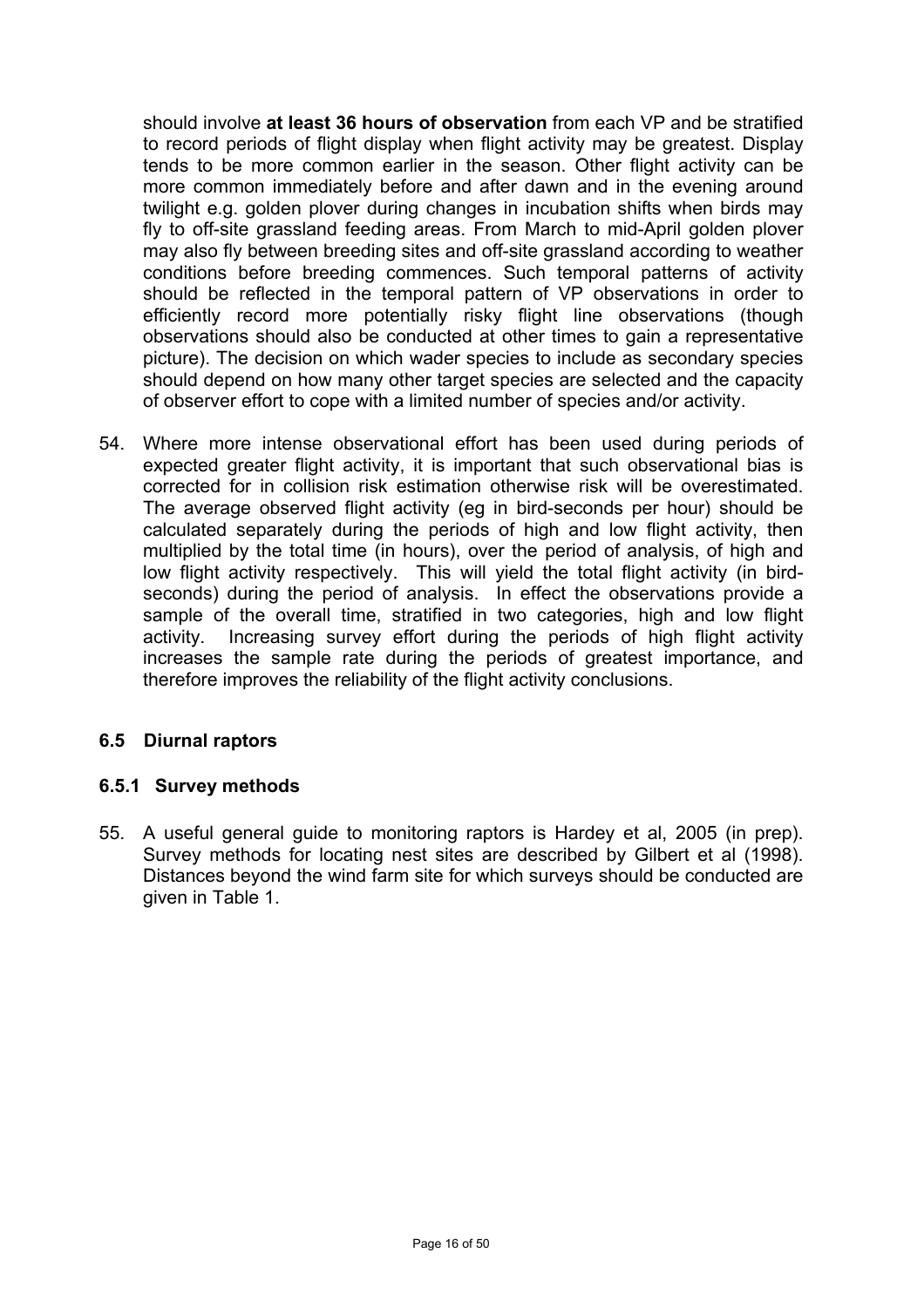should involve **at least 36 hours of observation** from each VP and be stratified to record periods of flight display when flight activity may be greatest. Display tends to be more common earlier in the season. Other flight activity can be more common immediately before and after dawn and in the evening around twilight e.g. golden plover during changes in incubation shifts when birds may fly to off-site grassland feeding areas. From March to mid-April golden plover may also fly between breeding sites and off-site grassland according to weather conditions before breeding commences. Such temporal patterns of activity should be reflected in the temporal pattern of VP observations in order to efficiently record more potentially risky flight line observations (though observations should also be conducted at other times to gain a representative picture). The decision on which wader species to include as secondary species should depend on how many other target species are selected and the capacity of observer effort to cope with a limited number of species and/or activity.

54. Where more intense observational effort has been used during periods of expected greater flight activity, it is important that such observational bias is corrected for in collision risk estimation otherwise risk will be overestimated. The average observed flight activity (eg in bird-seconds per hour) should be calculated separately during the periods of high and low flight activity, then multiplied by the total time (in hours), over the period of analysis, of high and low flight activity respectively. This will yield the total flight activity (in bird-seconds) during the period of analysis. In effect the observations provide a sample of the overall time, stratified in two categories, high and low flight activity. Increasing survey effort during the periods of high flight activity increases the sample rate during the periods of greatest importance, and therefore improves the reliability of the flight activity conclusions.

## 6.5 Diurnal raptors

### 6.5.1 Survey methods

55. A useful general guide to monitoring raptors is Hardey et al, 2005 (in prep). Survey methods for locating nest sites are described by Gilbert et al (1998). Distances beyond the wind farm site for which surveys should be conducted are given in Table 1.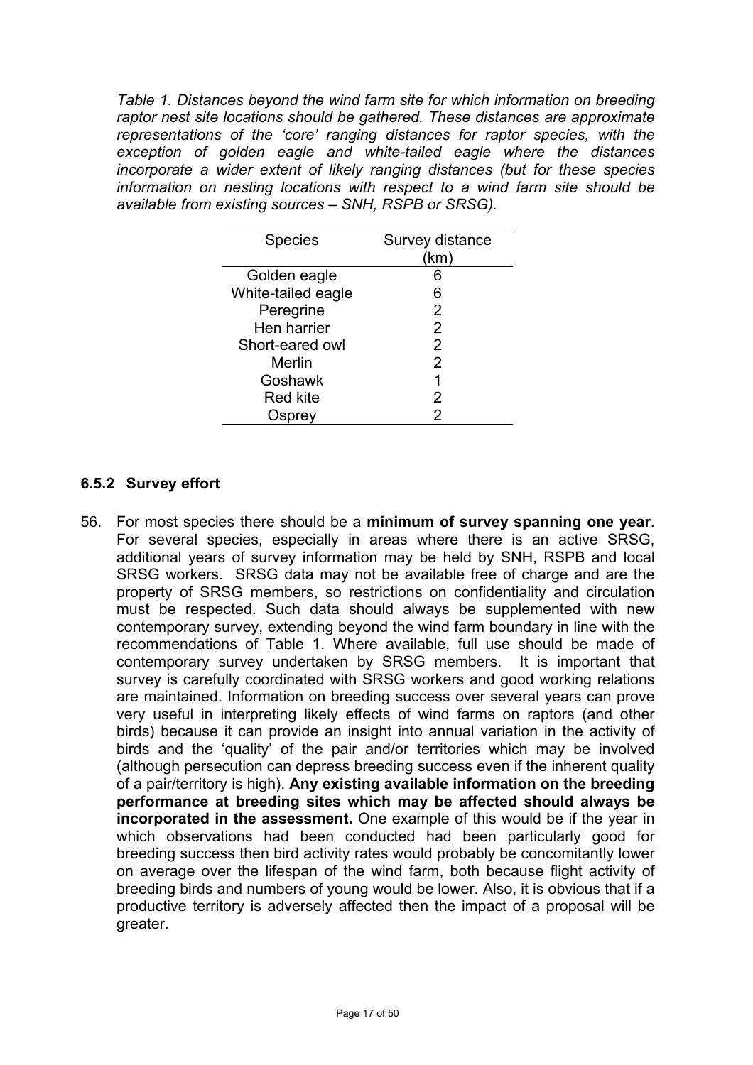*Table 1. Distances beyond the wind farm site for which information on breeding raptor nest site locations should be gathered. These distances are approximate representations of the 'core' ranging distances for raptor species, with the exception of golden eagle and white-tailed eagle where the distances incorporate a wider extent of likely ranging distances (but for these species information on nesting locations with respect to a wind farm site should be available from existing sources – SNH, RSPB or SRSG).*

| Species | Survey distance (km) |
|---|---|
| Golden eagle | 6 |
| White-tailed eagle | 6 |
| Peregrine | 2 |
| Hen harrier | 2 |
| Short-eared owl | 2 |
| Merlin | 2 |
| Goshawk | 1 |
| Red kite | 2 |
| Osprey | 2 |

### 6.5.2 Survey effort

56. For most species there should be a **minimum of survey spanning one year**. For several species, especially in areas where there is an active SRSG, additional years of survey information may be held by SNH, RSPB and local SRSG workers. SRSG data may not be available free of charge and are the property of SRSG members, so restrictions on confidentiality and circulation must be respected. Such data should always be supplemented with new contemporary survey, extending beyond the wind farm boundary in line with the recommendations of Table 1. Where available, full use should be made of contemporary survey undertaken by SRSG members. It is important that survey is carefully coordinated with SRSG workers and good working relations are maintained. Information on breeding success over several years can prove very useful in interpreting likely effects of wind farms on raptors (and other birds) because it can provide an insight into annual variation in the activity of birds and the 'quality' of the pair and/or territories which may be involved (although persecution can depress breeding success even if the inherent quality of a pair/territory is high). **Any existing available information on the breeding performance at breeding sites which may be affected should always be incorporated in the assessment.** One example of this would be if the year in which observations had been conducted had been particularly good for breeding success then bird activity rates would probably be concomitantly lower on average over the lifespan of the wind farm, both because flight activity of breeding birds and numbers of young would be lower. Also, it is obvious that if a productive territory is adversely affected then the impact of a proposal will be greater.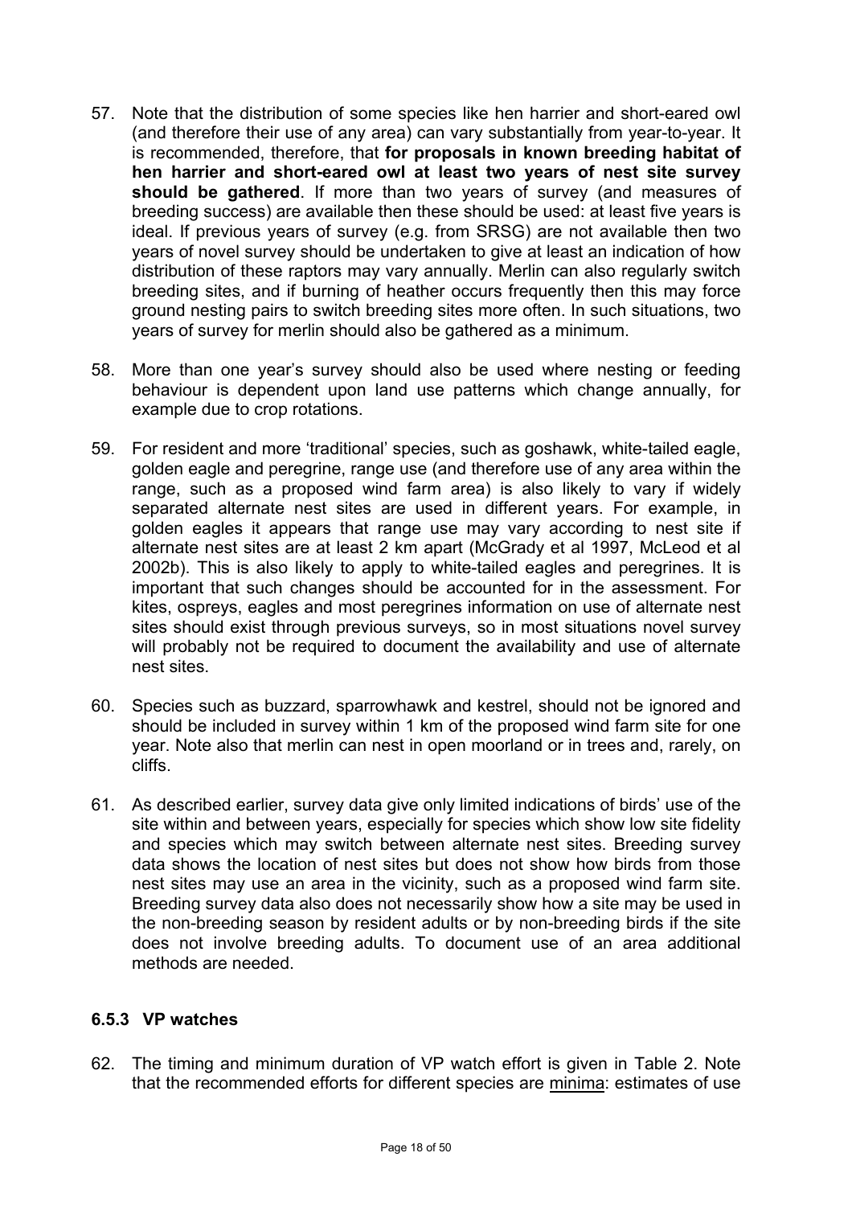57. Note that the distribution of some species like hen harrier and short-eared owl (and therefore their use of any area) can vary substantially from year-to-year. It is recommended, therefore, that **for proposals in known breeding habitat of hen harrier and short-eared owl at least two years of nest site survey should be gathered**. If more than two years of survey (and measures of breeding success) are available then these should be used: at least five years is ideal. If previous years of survey (e.g. from SRSG) are not available then two years of novel survey should be undertaken to give at least an indication of how distribution of these raptors may vary annually. Merlin can also regularly switch breeding sites, and if burning of heather occurs frequently then this may force ground nesting pairs to switch breeding sites more often. In such situations, two years of survey for merlin should also be gathered as a minimum.

58. More than one year's survey should also be used where nesting or feeding behaviour is dependent upon land use patterns which change annually, for example due to crop rotations.

59. For resident and more 'traditional' species, such as goshawk, white-tailed eagle, golden eagle and peregrine, range use (and therefore use of any area within the range, such as a proposed wind farm area) is also likely to vary if widely separated alternate nest sites are used in different years. For example, in golden eagles it appears that range use may vary according to nest site if alternate nest sites are at least 2 km apart (McGrady et al 1997, McLeod et al 2002b). This is also likely to apply to white-tailed eagles and peregrines. It is important that such changes should be accounted for in the assessment. For kites, ospreys, eagles and most peregrines information on use of alternate nest sites should exist through previous surveys, so in most situations novel survey will probably not be required to document the availability and use of alternate nest sites.

60. Species such as buzzard, sparrowhawk and kestrel, should not be ignored and should be included in survey within 1 km of the proposed wind farm site for one year. Note also that merlin can nest in open moorland or in trees and, rarely, on cliffs.

61. As described earlier, survey data give only limited indications of birds' use of the site within and between years, especially for species which show low site fidelity and species which may switch between alternate nest sites. Breeding survey data shows the location of nest sites but does not show how birds from those nest sites may use an area in the vicinity, such as a proposed wind farm site. Breeding survey data also does not necessarily show how a site may be used in the non-breeding season by resident adults or by non-breeding birds if the site does not involve breeding adults. To document use of an area additional methods are needed.

### 6.5.3 VP watches

62. The timing and minimum duration of VP watch effort is given in Table 2. Note that the recommended efforts for different species are minima: estimates of use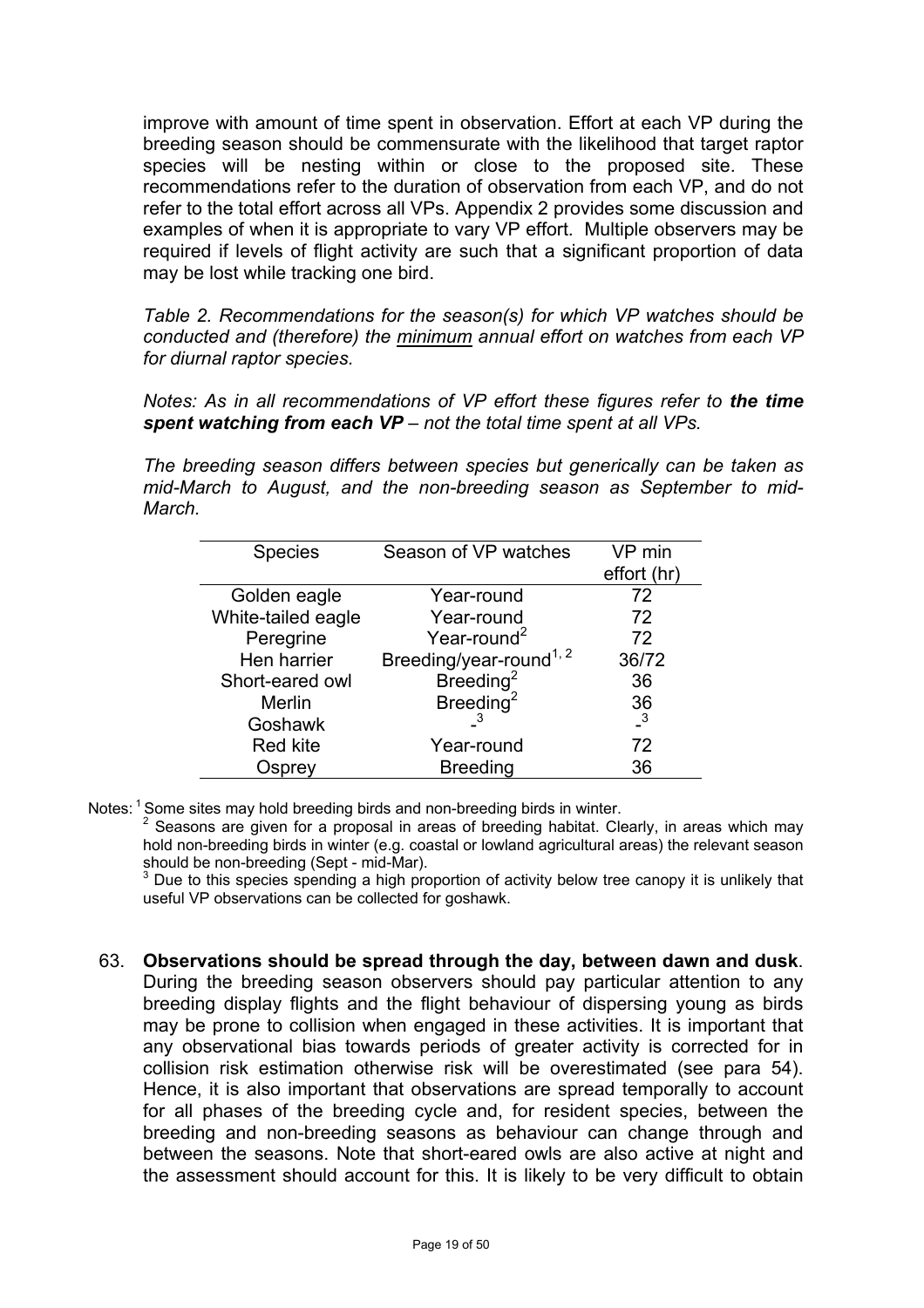improve with amount of time spent in observation. Effort at each VP during the breeding season should be commensurate with the likelihood that target raptor species will be nesting within or close to the proposed site. These recommendations refer to the duration of observation from each VP, and do not refer to the total effort across all VPs. Appendix 2 provides some discussion and examples of when it is appropriate to vary VP effort. Multiple observers may be required if levels of flight activity are such that a significant proportion of data may be lost while tracking one bird.

*Table 2. Recommendations for the season(s) for which VP watches should be conducted and (therefore) the minimum annual effort on watches from each VP for diurnal raptor species.*

*Notes: As in all recommendations of VP effort these figures refer to **the time spent watching from each VP** – not the total time spent at all VPs.*

*The breeding season differs between species but generically can be taken as mid-March to August, and the non-breeding season as September to mid-March.*

| Species | Season of VP watches | VP min effort (hr) |
|---|---|---|
| Golden eagle | Year-round | 72 |
| White-tailed eagle | Year-round | 72 |
| Peregrine | Year-round[2] | 72 |
| Hen harrier | Breeding/year-round[1, 2] | 36/72 |
| Short-eared owl | Breeding[2] | 36 |
| Merlin | Breeding[2] | 36 |
| Goshawk | -[3] | -[3] |
| Red kite | Year-round | 72 |
| Osprey | Breeding | 36 |

Notes: [1] Some sites may hold breeding birds and non-breeding birds in winter.
[2] Seasons are given for a proposal in areas of breeding habitat. Clearly, in areas which may hold non-breeding birds in winter (e.g. coastal or lowland agricultural areas) the relevant season should be non-breeding (Sept - mid-Mar).
[3] Due to this species spending a high proportion of activity below tree canopy it is unlikely that useful VP observations can be collected for goshawk.

63. **Observations should be spread through the day, between dawn and dusk**. During the breeding season observers should pay particular attention to any breeding display flights and the flight behaviour of dispersing young as birds may be prone to collision when engaged in these activities. It is important that any observational bias towards periods of greater activity is corrected for in collision risk estimation otherwise risk will be overestimated (see para 54). Hence, it is also important that observations are spread temporally to account for all phases of the breeding cycle and, for resident species, between the breeding and non-breeding seasons as behaviour can change through and between the seasons. Note that short-eared owls are also active at night and the assessment should account for this. It is likely to be very difficult to obtain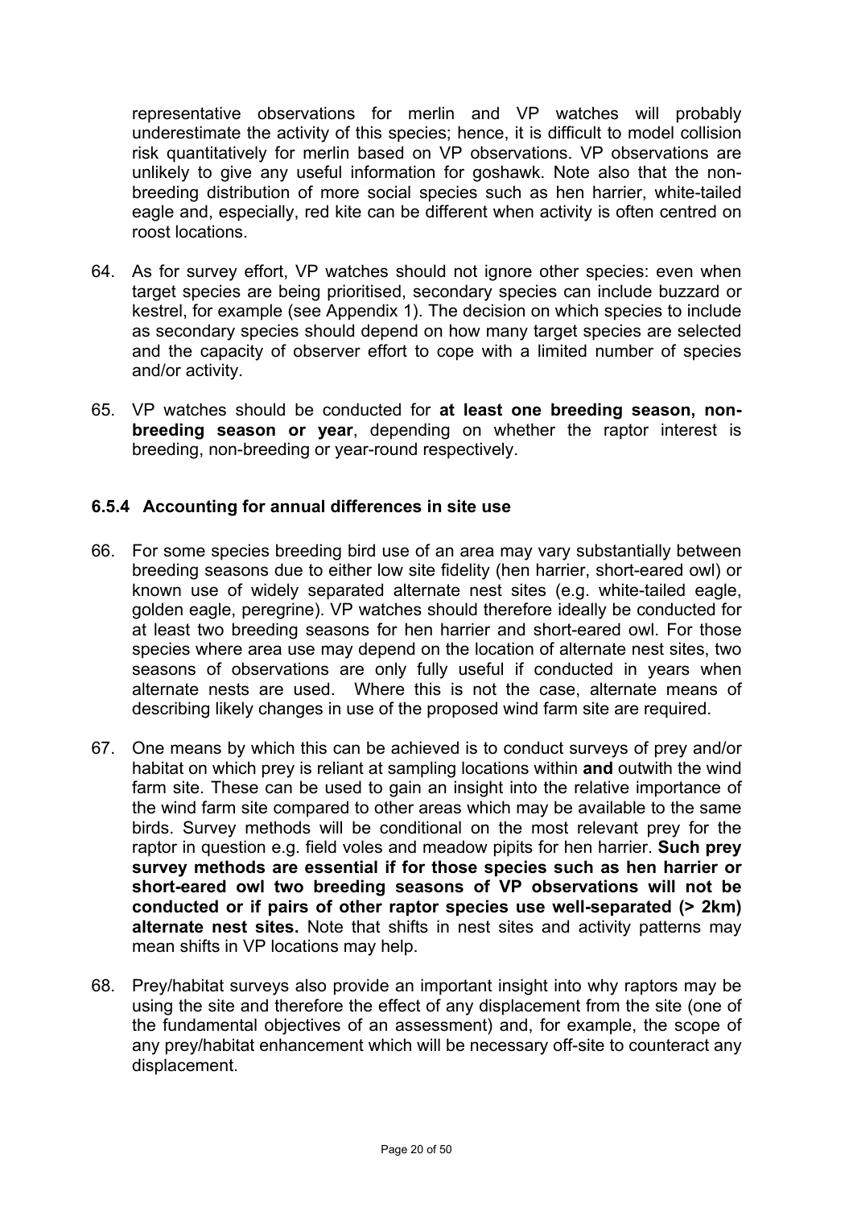representative observations for merlin and VP watches will probably underestimate the activity of this species; hence, it is difficult to model collision risk quantitatively for merlin based on VP observations. VP observations are unlikely to give any useful information for goshawk. Note also that the non-breeding distribution of more social species such as hen harrier, white-tailed eagle and, especially, red kite can be different when activity is often centred on roost locations.

64. As for survey effort, VP watches should not ignore other species: even when target species are being prioritised, secondary species can include buzzard or kestrel, for example (see Appendix 1). The decision on which species to include as secondary species should depend on how many target species are selected and the capacity of observer effort to cope with a limited number of species and/or activity.

65. VP watches should be conducted for **at least one breeding season, non-breeding season or year**, depending on whether the raptor interest is breeding, non-breeding or year-round respectively.

### 6.5.4 Accounting for annual differences in site use

66. For some species breeding bird use of an area may vary substantially between breeding seasons due to either low site fidelity (hen harrier, short-eared owl) or known use of widely separated alternate nest sites (e.g. white-tailed eagle, golden eagle, peregrine). VP watches should therefore ideally be conducted for at least two breeding seasons for hen harrier and short-eared owl. For those species where area use may depend on the location of alternate nest sites, two seasons of observations are only fully useful if conducted in years when alternate nests are used. Where this is not the case, alternate means of describing likely changes in use of the proposed wind farm site are required.

67. One means by which this can be achieved is to conduct surveys of prey and/or habitat on which prey is reliant at sampling locations within **and** outwith the wind farm site. These can be used to gain an insight into the relative importance of the wind farm site compared to other areas which may be available to the same birds. Survey methods will be conditional on the most relevant prey for the raptor in question e.g. field voles and meadow pipits for hen harrier. **Such prey survey methods are essential if for those species such as hen harrier or short-eared owl two breeding seasons of VP observations will not be conducted or if pairs of other raptor species use well-separated (> 2km) alternate nest sites.** Note that shifts in nest sites and activity patterns may mean shifts in VP locations may help.

68. Prey/habitat surveys also provide an important insight into why raptors may be using the site and therefore the effect of any displacement from the site (one of the fundamental objectives of an assessment) and, for example, the scope of any prey/habitat enhancement which will be necessary off-site to counteract any displacement.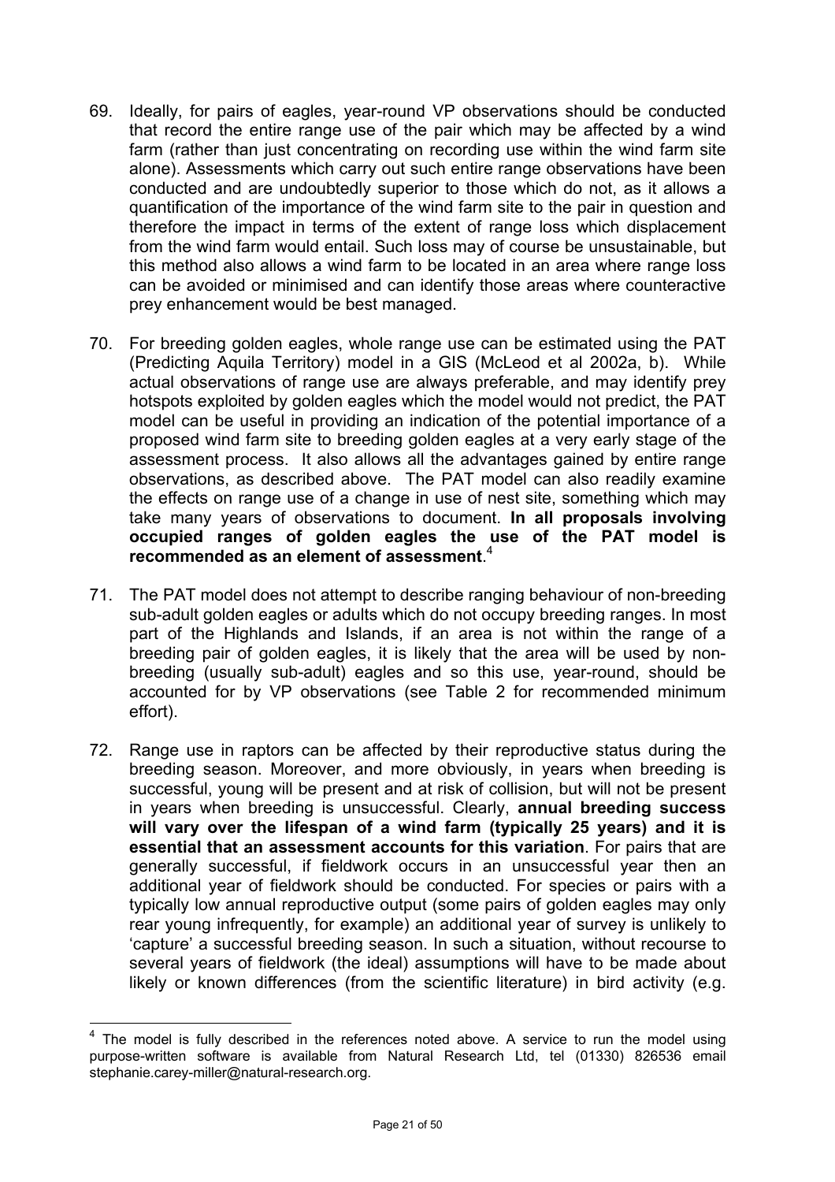69. Ideally, for pairs of eagles, year-round VP observations should be conducted that record the entire range use of the pair which may be affected by a wind farm (rather than just concentrating on recording use within the wind farm site alone). Assessments which carry out such entire range observations have been conducted and are undoubtedly superior to those which do not, as it allows a quantification of the importance of the wind farm site to the pair in question and therefore the impact in terms of the extent of range loss which displacement from the wind farm would entail. Such loss may of course be unsustainable, but this method also allows a wind farm to be located in an area where range loss can be avoided or minimised and can identify those areas where counteractive prey enhancement would be best managed.

70. For breeding golden eagles, whole range use can be estimated using the PAT (Predicting Aquila Territory) model in a GIS (McLeod et al 2002a, b). While actual observations of range use are always preferable, and may identify prey hotspots exploited by golden eagles which the model would not predict, the PAT model can be useful in providing an indication of the potential importance of a proposed wind farm site to breeding golden eagles at a very early stage of the assessment process. It also allows all the advantages gained by entire range observations, as described above. The PAT model can also readily examine the effects on range use of a change in use of nest site, something which may take many years of observations to document. **In all proposals involving occupied ranges of golden eagles the use of the PAT model is recommended as an element of assessment**.[4]

71. The PAT model does not attempt to describe ranging behaviour of non-breeding sub-adult golden eagles or adults which do not occupy breeding ranges. In most part of the Highlands and Islands, if an area is not within the range of a breeding pair of golden eagles, it is likely that the area will be used by non-breeding (usually sub-adult) eagles and so this use, year-round, should be accounted for by VP observations (see Table 2 for recommended minimum effort).

72. Range use in raptors can be affected by their reproductive status during the breeding season. Moreover, and more obviously, in years when breeding is successful, young will be present and at risk of collision, but will not be present in years when breeding is unsuccessful. Clearly, **annual breeding success will vary over the lifespan of a wind farm (typically 25 years) and it is essential that an assessment accounts for this variation**. For pairs that are generally successful, if fieldwork occurs in an unsuccessful year then an additional year of fieldwork should be conducted. For species or pairs with a typically low annual reproductive output (some pairs of golden eagles may only rear young infrequently, for example) an additional year of survey is unlikely to 'capture' a successful breeding season. In such a situation, without recourse to several years of fieldwork (the ideal) assumptions will have to be made about likely or known differences (from the scientific literature) in bird activity (e.g.

[4] The model is fully described in the references noted above. A service to run the model using purpose-written software is available from Natural Research Ltd, tel (01330) 826536 email stephanie.carey-miller@natural-research.org.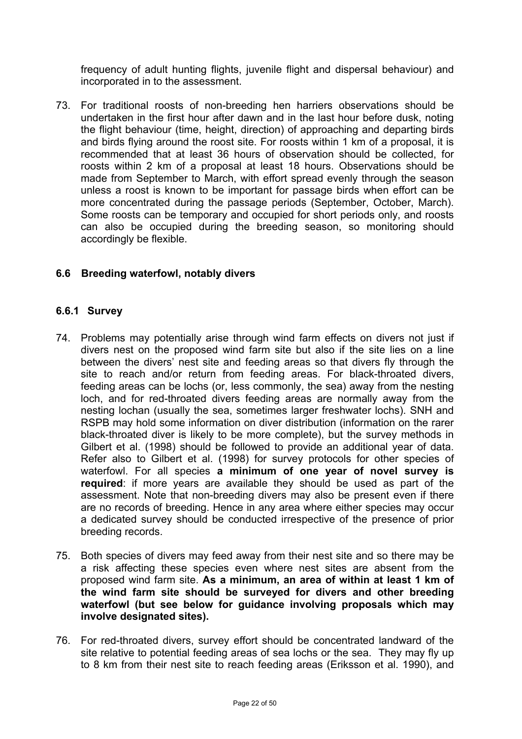frequency of adult hunting flights, juvenile flight and dispersal behaviour) and incorporated in to the assessment.

73. For traditional roosts of non-breeding hen harriers observations should be undertaken in the first hour after dawn and in the last hour before dusk, noting the flight behaviour (time, height, direction) of approaching and departing birds and birds flying around the roost site. For roosts within 1 km of a proposal, it is recommended that at least 36 hours of observation should be collected, for roosts within 2 km of a proposal at least 18 hours. Observations should be made from September to March, with effort spread evenly through the season unless a roost is known to be important for passage birds when effort can be more concentrated during the passage periods (September, October, March). Some roosts can be temporary and occupied for short periods only, and roosts can also be occupied during the breeding season, so monitoring should accordingly be flexible.

## 6.6 Breeding waterfowl, notably divers

### 6.6.1 Survey

74. Problems may potentially arise through wind farm effects on divers not just if divers nest on the proposed wind farm site but also if the site lies on a line between the divers' nest site and feeding areas so that divers fly through the site to reach and/or return from feeding areas. For black-throated divers, feeding areas can be lochs (or, less commonly, the sea) away from the nesting loch, and for red-throated divers feeding areas are normally away from the nesting lochan (usually the sea, sometimes larger freshwater lochs). SNH and RSPB may hold some information on diver distribution (information on the rarer black-throated diver is likely to be more complete), but the survey methods in Gilbert et al. (1998) should be followed to provide an additional year of data. Refer also to Gilbert et al. (1998) for survey protocols for other species of waterfowl. For all species **a minimum of one year of novel survey is required**: if more years are available they should be used as part of the assessment. Note that non-breeding divers may also be present even if there are no records of breeding. Hence in any area where either species may occur a dedicated survey should be conducted irrespective of the presence of prior breeding records.

75. Both species of divers may feed away from their nest site and so there may be a risk affecting these species even where nest sites are absent from the proposed wind farm site. **As a minimum, an area of within at least 1 km of the wind farm site should be surveyed for divers and other breeding waterfowl (but see below for guidance involving proposals which may involve designated sites).**

76. For red-throated divers, survey effort should be concentrated landward of the site relative to potential feeding areas of sea lochs or the sea. They may fly up to 8 km from their nest site to reach feeding areas (Eriksson et al. 1990), and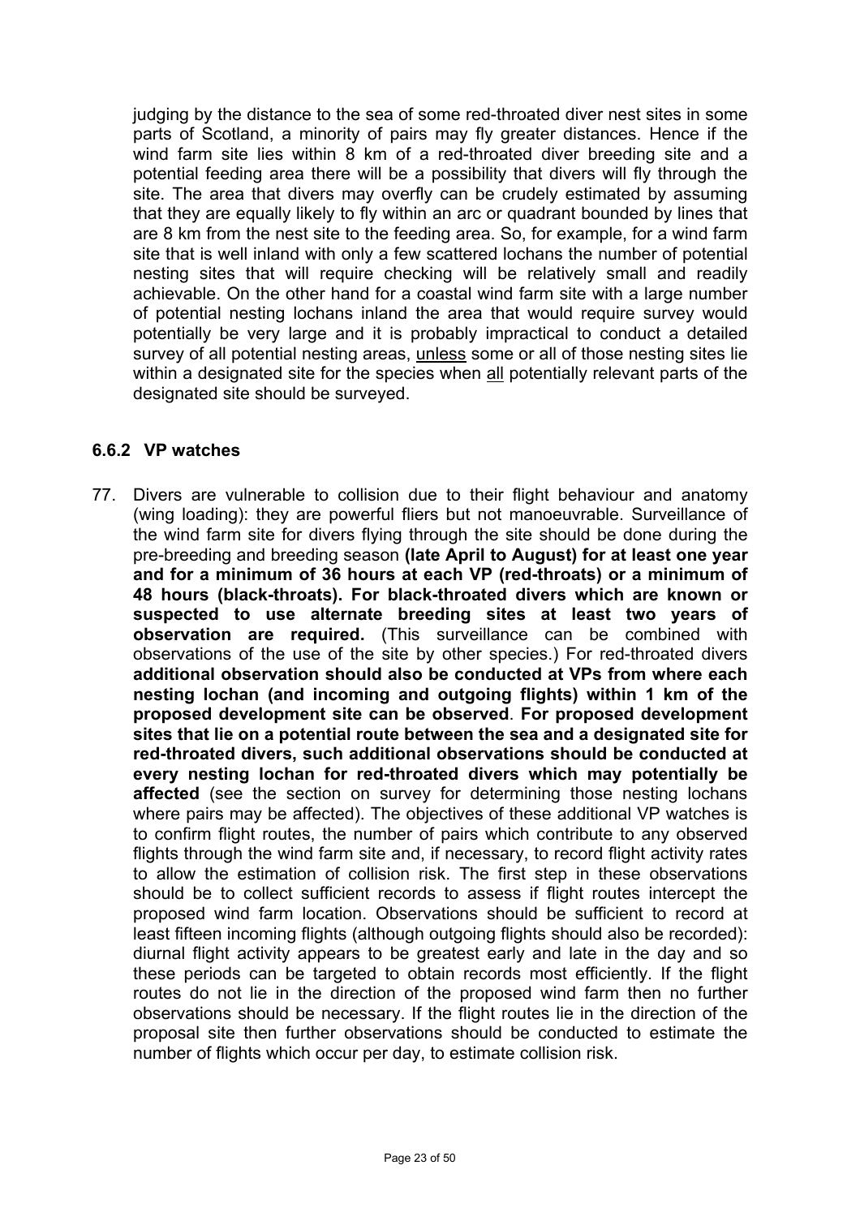judging by the distance to the sea of some red-throated diver nest sites in some parts of Scotland, a minority of pairs may fly greater distances. Hence if the wind farm site lies within 8 km of a red-throated diver breeding site and a potential feeding area there will be a possibility that divers will fly through the site. The area that divers may overfly can be crudely estimated by assuming that they are equally likely to fly within an arc or quadrant bounded by lines that are 8 km from the nest site to the feeding area. So, for example, for a wind farm site that is well inland with only a few scattered lochans the number of potential nesting sites that will require checking will be relatively small and readily achievable. On the other hand for a coastal wind farm site with a large number of potential nesting lochans inland the area that would require survey would potentially be very large and it is probably impractical to conduct a detailed survey of all potential nesting areas, <u>unless</u> some or all of those nesting sites lie within a designated site for the species when <u>all</u> potentially relevant parts of the designated site should be surveyed.

### 6.6.2 VP watches

77. Divers are vulnerable to collision due to their flight behaviour and anatomy (wing loading): they are powerful fliers but not manoeuvrable. Surveillance of the wind farm site for divers flying through the site should be done during the pre-breeding and breeding season **(late April to August) for at least one year and for a minimum of 36 hours at each VP (red-throats) or a minimum of 48 hours (black-throats). For black-throated divers which are known or suspected to use alternate breeding sites at least two years of observation are required.** (This surveillance can be combined with observations of the use of the site by other species.) For red-throated divers **additional observation should also be conducted at VPs from where each nesting lochan (and incoming and outgoing flights) within 1 km of the proposed development site can be observed**. **For proposed development sites that lie on a potential route between the sea and a designated site for red-throated divers, such additional observations should be conducted at every nesting lochan for red-throated divers which may potentially be affected** (see the section on survey for determining those nesting lochans where pairs may be affected). The objectives of these additional VP watches is to confirm flight routes, the number of pairs which contribute to any observed flights through the wind farm site and, if necessary, to record flight activity rates to allow the estimation of collision risk. The first step in these observations should be to collect sufficient records to assess if flight routes intercept the proposed wind farm location. Observations should be sufficient to record at least fifteen incoming flights (although outgoing flights should also be recorded): diurnal flight activity appears to be greatest early and late in the day and so these periods can be targeted to obtain records most efficiently. If the flight routes do not lie in the direction of the proposed wind farm then no further observations should be necessary. If the flight routes lie in the direction of the proposal site then further observations should be conducted to estimate the number of flights which occur per day, to estimate collision risk.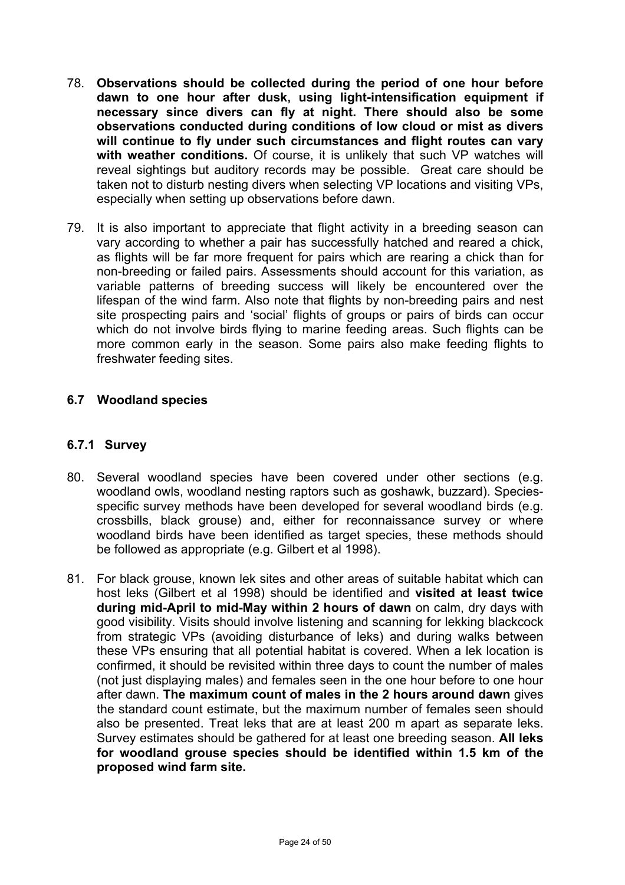78. **Observations should be collected during the period of one hour before dawn to one hour after dusk, using light-intensification equipment if necessary since divers can fly at night. There should also be some observations conducted during conditions of low cloud or mist as divers will continue to fly under such circumstances and flight routes can vary with weather conditions.** Of course, it is unlikely that such VP watches will reveal sightings but auditory records may be possible. Great care should be taken not to disturb nesting divers when selecting VP locations and visiting VPs, especially when setting up observations before dawn.

79. It is also important to appreciate that flight activity in a breeding season can vary according to whether a pair has successfully hatched and reared a chick, as flights will be far more frequent for pairs which are rearing a chick than for non-breeding or failed pairs. Assessments should account for this variation, as variable patterns of breeding success will likely be encountered over the lifespan of the wind farm. Also note that flights by non-breeding pairs and nest site prospecting pairs and 'social' flights of groups or pairs of birds can occur which do not involve birds flying to marine feeding areas. Such flights can be more common early in the season. Some pairs also make feeding flights to freshwater feeding sites.

## 6.7 Woodland species

### 6.7.1 Survey

80. Several woodland species have been covered under other sections (e.g. woodland owls, woodland nesting raptors such as goshawk, buzzard). Species-specific survey methods have been developed for several woodland birds (e.g. crossbills, black grouse) and, either for reconnaissance survey or where woodland birds have been identified as target species, these methods should be followed as appropriate (e.g. Gilbert et al 1998).

81. For black grouse, known lek sites and other areas of suitable habitat which can host leks (Gilbert et al 1998) should be identified and **visited at least twice during mid-April to mid-May within 2 hours of dawn** on calm, dry days with good visibility. Visits should involve listening and scanning for lekking blackcock from strategic VPs (avoiding disturbance of leks) and during walks between these VPs ensuring that all potential habitat is covered. When a lek location is confirmed, it should be revisited within three days to count the number of males (not just displaying males) and females seen in the one hour before to one hour after dawn. **The maximum count of males in the 2 hours around dawn** gives the standard count estimate, but the maximum number of females seen should also be presented. Treat leks that are at least 200 m apart as separate leks. Survey estimates should be gathered for at least one breeding season. **All leks for woodland grouse species should be identified within 1.5 km of the proposed wind farm site.**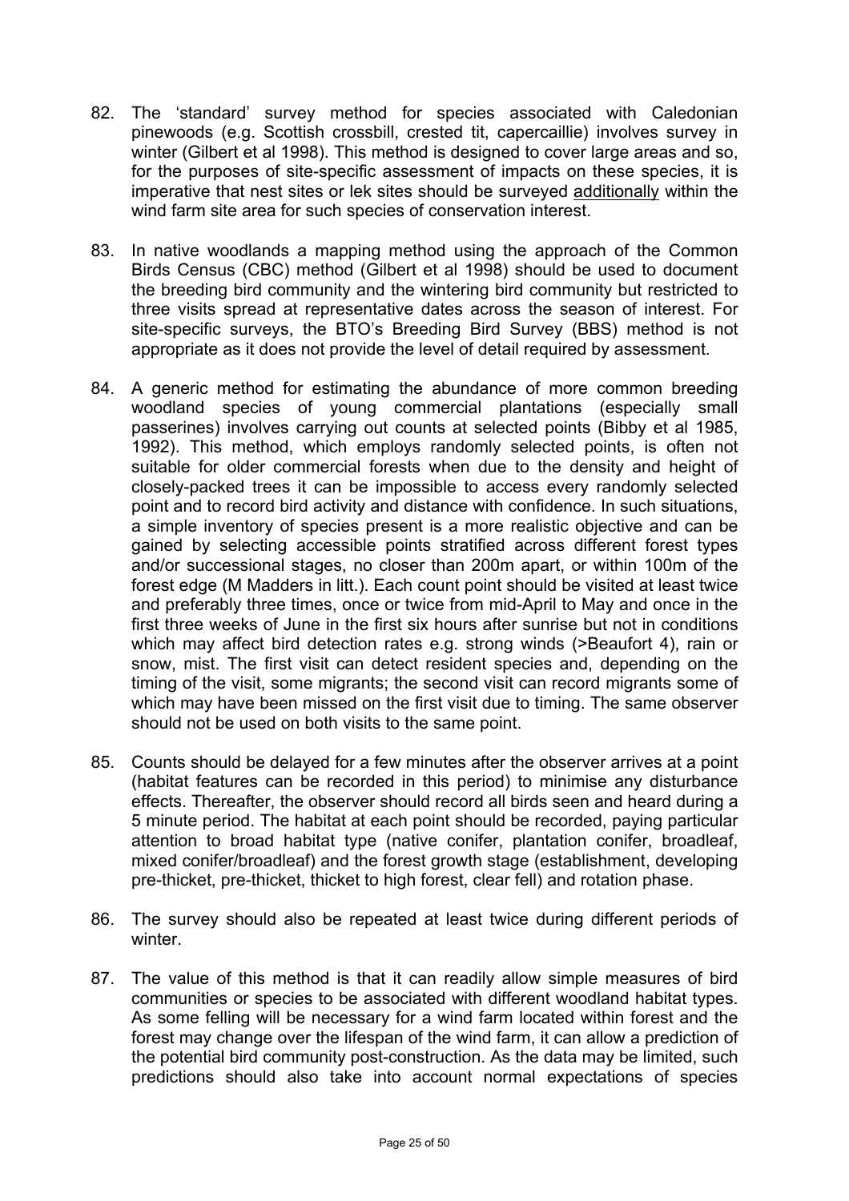82. The 'standard' survey method for species associated with Caledonian pinewoods (e.g. Scottish crossbill, crested tit, capercaillie) involves survey in winter (Gilbert et al 1998). This method is designed to cover large areas and so, for the purposes of site-specific assessment of impacts on these species, it is imperative that nest sites or lek sites should be surveyed additionally within the wind farm site area for such species of conservation interest.

83. In native woodlands a mapping method using the approach of the Common Birds Census (CBC) method (Gilbert et al 1998) should be used to document the breeding bird community and the wintering bird community but restricted to three visits spread at representative dates across the season of interest. For site-specific surveys, the BTO's Breeding Bird Survey (BBS) method is not appropriate as it does not provide the level of detail required by assessment.

84. A generic method for estimating the abundance of more common breeding woodland species of young commercial plantations (especially small passerines) involves carrying out counts at selected points (Bibby et al 1985, 1992). This method, which employs randomly selected points, is often not suitable for older commercial forests when due to the density and height of closely-packed trees it can be impossible to access every randomly selected point and to record bird activity and distance with confidence. In such situations, a simple inventory of species present is a more realistic objective and can be gained by selecting accessible points stratified across different forest types and/or successional stages, no closer than 200m apart, or within 100m of the forest edge (M Madders in litt.). Each count point should be visited at least twice and preferably three times, once or twice from mid-April to May and once in the first three weeks of June in the first six hours after sunrise but not in conditions which may affect bird detection rates e.g. strong winds (>Beaufort 4), rain or snow, mist. The first visit can detect resident species and, depending on the timing of the visit, some migrants; the second visit can record migrants some of which may have been missed on the first visit due to timing. The same observer should not be used on both visits to the same point.

85. Counts should be delayed for a few minutes after the observer arrives at a point (habitat features can be recorded in this period) to minimise any disturbance effects. Thereafter, the observer should record all birds seen and heard during a 5 minute period. The habitat at each point should be recorded, paying particular attention to broad habitat type (native conifer, plantation conifer, broadleaf, mixed conifer/broadleaf) and the forest growth stage (establishment, developing pre-thicket, pre-thicket, thicket to high forest, clear fell) and rotation phase.

86. The survey should also be repeated at least twice during different periods of winter.

87. The value of this method is that it can readily allow simple measures of bird communities or species to be associated with different woodland habitat types. As some felling will be necessary for a wind farm located within forest and the forest may change over the lifespan of the wind farm, it can allow a prediction of the potential bird community post-construction. As the data may be limited, such predictions should also take into account normal expectations of species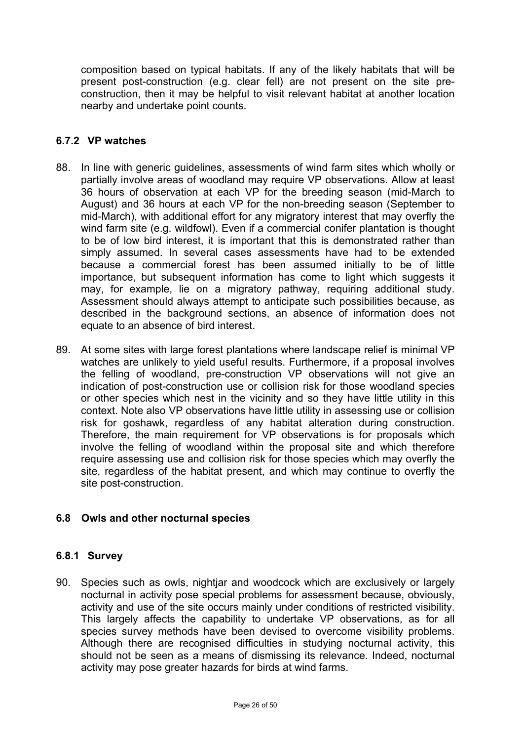composition based on typical habitats. If any of the likely habitats that will be present post-construction (e.g. clear fell) are not present on the site pre-construction, then it may be helpful to visit relevant habitat at another location nearby and undertake point counts.

### 6.7.2 VP watches

88. In line with generic guidelines, assessments of wind farm sites which wholly or partially involve areas of woodland may require VP observations. Allow at least 36 hours of observation at each VP for the breeding season (mid-March to August) and 36 hours at each VP for the non-breeding season (September to mid-March), with additional effort for any migratory interest that may overfly the wind farm site (e.g. wildfowl). Even if a commercial conifer plantation is thought to be of low bird interest, it is important that this is demonstrated rather than simply assumed. In several cases assessments have had to be extended because a commercial forest has been assumed initially to be of little importance, but subsequent information has come to light which suggests it may, for example, lie on a migratory pathway, requiring additional study. Assessment should always attempt to anticipate such possibilities because, as described in the background sections, an absence of information does not equate to an absence of bird interest.

89. At some sites with large forest plantations where landscape relief is minimal VP watches are unlikely to yield useful results. Furthermore, if a proposal involves the felling of woodland, pre-construction VP observations will not give an indication of post-construction use or collision risk for those woodland species or other species which nest in the vicinity and so they have little utility in this context. Note also VP observations have little utility in assessing use or collision risk for goshawk, regardless of any habitat alteration during construction. Therefore, the main requirement for VP observations is for proposals which involve the felling of woodland within the proposal site and which therefore require assessing use and collision risk for those species which may overfly the site, regardless of the habitat present, and which may continue to overfly the site post-construction.

## 6.8 Owls and other nocturnal species

### 6.8.1 Survey

90. Species such as owls, nightjar and woodcock which are exclusively or largely nocturnal in activity pose special problems for assessment because, obviously, activity and use of the site occurs mainly under conditions of restricted visibility. This largely affects the capability to undertake VP observations, as for all species survey methods have been devised to overcome visibility problems. Although there are recognised difficulties in studying nocturnal activity, this should not be seen as a means of dismissing its relevance. Indeed, nocturnal activity may pose greater hazards for birds at wind farms.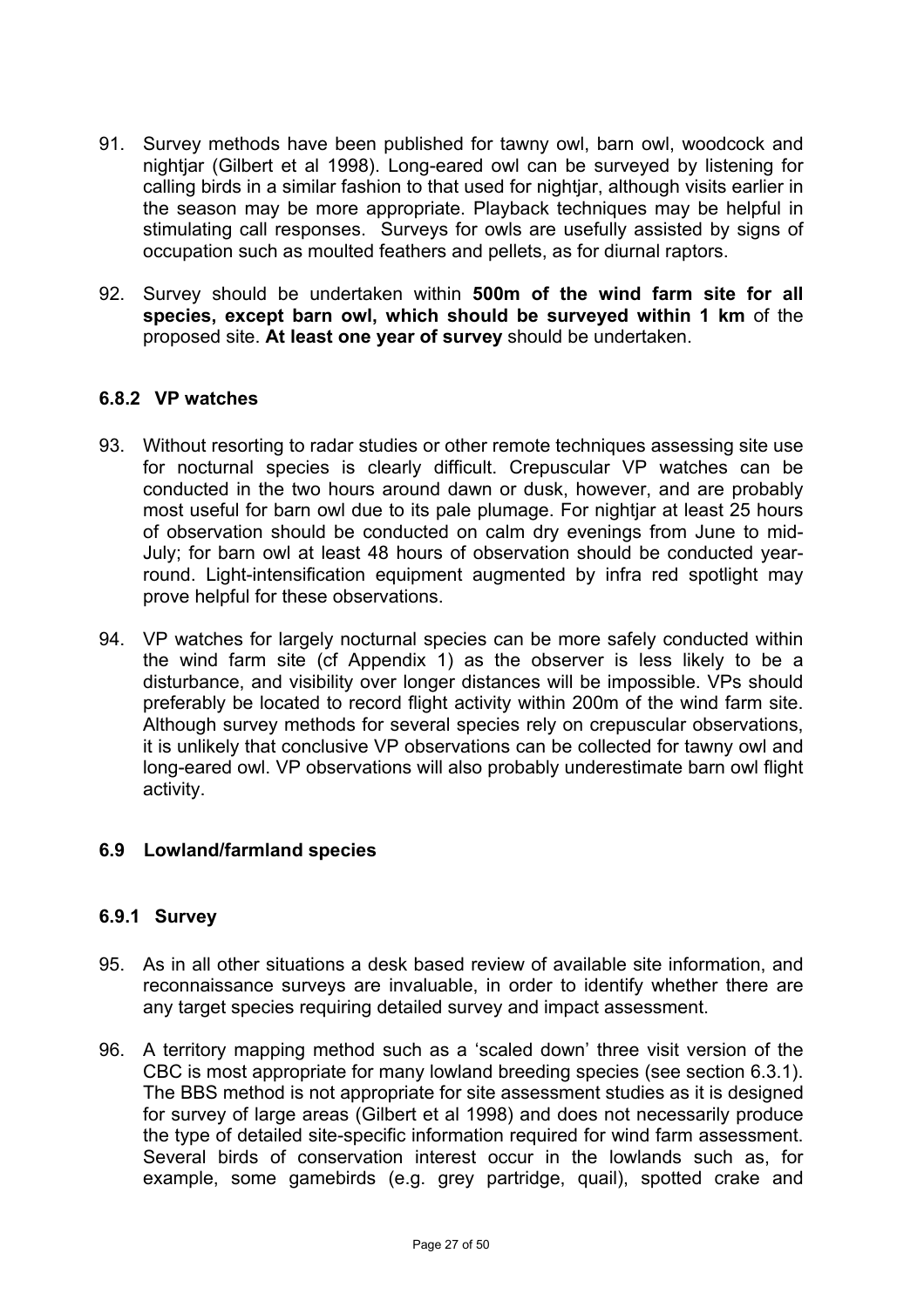91. Survey methods have been published for tawny owl, barn owl, woodcock and nightjar (Gilbert et al 1998). Long-eared owl can be surveyed by listening for calling birds in a similar fashion to that used for nightjar, although visits earlier in the season may be more appropriate. Playback techniques may be helpful in stimulating call responses. Surveys for owls are usefully assisted by signs of occupation such as moulted feathers and pellets, as for diurnal raptors.

92. Survey should be undertaken within **500m of the wind farm site for all species, except barn owl, which should be surveyed within 1 km** of the proposed site. **At least one year of survey** should be undertaken.

### 6.8.2 VP watches

93. Without resorting to radar studies or other remote techniques assessing site use for nocturnal species is clearly difficult. Crepuscular VP watches can be conducted in the two hours around dawn or dusk, however, and are probably most useful for barn owl due to its pale plumage. For nightjar at least 25 hours of observation should be conducted on calm dry evenings from June to mid-July; for barn owl at least 48 hours of observation should be conducted year-round. Light-intensification equipment augmented by infra red spotlight may prove helpful for these observations.

94. VP watches for largely nocturnal species can be more safely conducted within the wind farm site (cf Appendix 1) as the observer is less likely to be a disturbance, and visibility over longer distances will be impossible. VPs should preferably be located to record flight activity within 200m of the wind farm site. Although survey methods for several species rely on crepuscular observations, it is unlikely that conclusive VP observations can be collected for tawny owl and long-eared owl. VP observations will also probably underestimate barn owl flight activity.

## 6.9 Lowland/farmland species

### 6.9.1 Survey

95. As in all other situations a desk based review of available site information, and reconnaissance surveys are invaluable, in order to identify whether there are any target species requiring detailed survey and impact assessment.

96. A territory mapping method such as a 'scaled down' three visit version of the CBC is most appropriate for many lowland breeding species (see section 6.3.1). The BBS method is not appropriate for site assessment studies as it is designed for survey of large areas (Gilbert et al 1998) and does not necessarily produce the type of detailed site-specific information required for wind farm assessment. Several birds of conservation interest occur in the lowlands such as, for example, some gamebirds (e.g. grey partridge, quail), spotted crake and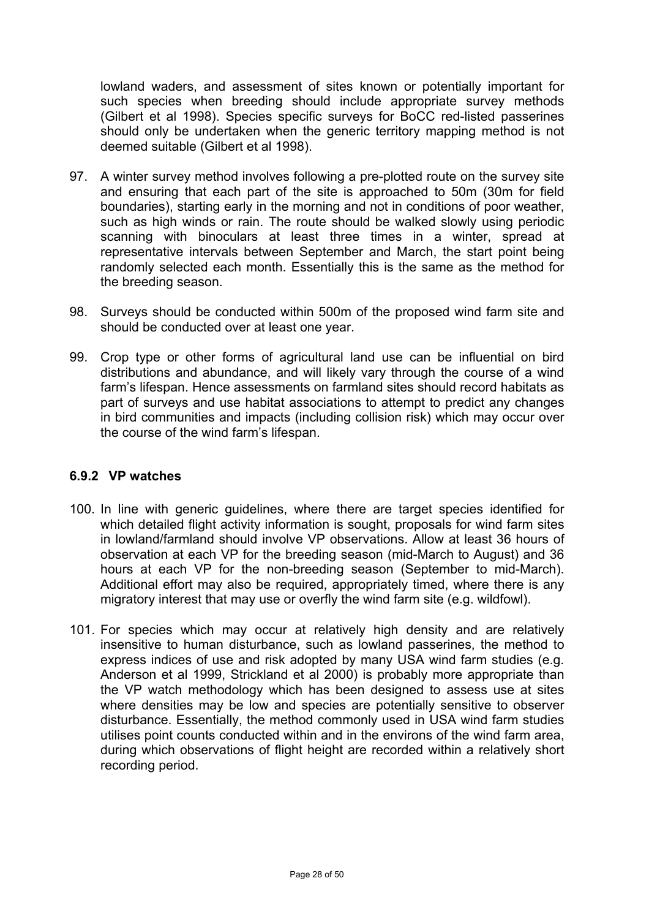lowland waders, and assessment of sites known or potentially important for such species when breeding should include appropriate survey methods (Gilbert et al 1998). Species specific surveys for BoCC red-listed passerines should only be undertaken when the generic territory mapping method is not deemed suitable (Gilbert et al 1998).

97. A winter survey method involves following a pre-plotted route on the survey site and ensuring that each part of the site is approached to 50m (30m for field boundaries), starting early in the morning and not in conditions of poor weather, such as high winds or rain. The route should be walked slowly using periodic scanning with binoculars at least three times in a winter, spread at representative intervals between September and March, the start point being randomly selected each month. Essentially this is the same as the method for the breeding season.

98. Surveys should be conducted within 500m of the proposed wind farm site and should be conducted over at least one year.

99. Crop type or other forms of agricultural land use can be influential on bird distributions and abundance, and will likely vary through the course of a wind farm's lifespan. Hence assessments on farmland sites should record habitats as part of surveys and use habitat associations to attempt to predict any changes in bird communities and impacts (including collision risk) which may occur over the course of the wind farm's lifespan.

### 6.9.2 VP watches

100. In line with generic guidelines, where there are target species identified for which detailed flight activity information is sought, proposals for wind farm sites in lowland/farmland should involve VP observations. Allow at least 36 hours of observation at each VP for the breeding season (mid-March to August) and 36 hours at each VP for the non-breeding season (September to mid-March). Additional effort may also be required, appropriately timed, where there is any migratory interest that may use or overfly the wind farm site (e.g. wildfowl).

101. For species which may occur at relatively high density and are relatively insensitive to human disturbance, such as lowland passerines, the method to express indices of use and risk adopted by many USA wind farm studies (e.g. Anderson et al 1999, Strickland et al 2000) is probably more appropriate than the VP watch methodology which has been designed to assess use at sites where densities may be low and species are potentially sensitive to observer disturbance. Essentially, the method commonly used in USA wind farm studies utilises point counts conducted within and in the environs of the wind farm area, during which observations of flight height are recorded within a relatively short recording period.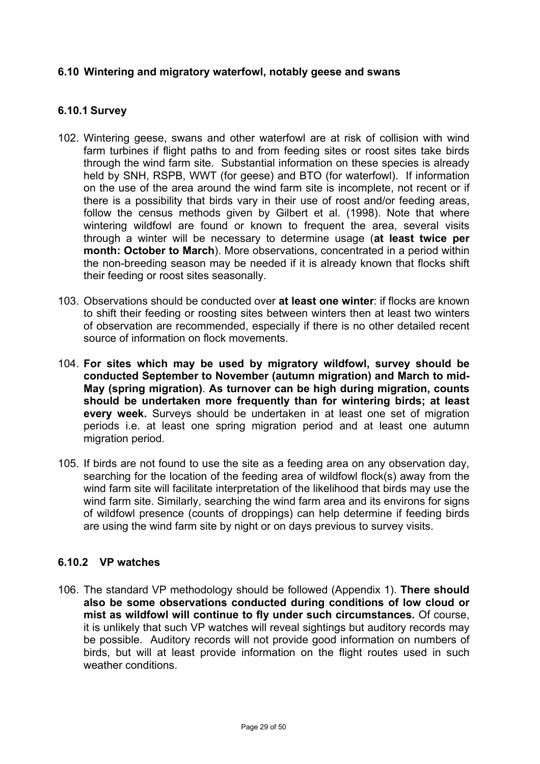## 6.10 Wintering and migratory waterfowl, notably geese and swans

### 6.10.1 Survey

102. Wintering geese, swans and other waterfowl are at risk of collision with wind farm turbines if flight paths to and from feeding sites or roost sites take birds through the wind farm site. Substantial information on these species is already held by SNH, RSPB, WWT (for geese) and BTO (for waterfowl). If information on the use of the area around the wind farm site is incomplete, not recent or if there is a possibility that birds vary in their use of roost and/or feeding areas, follow the census methods given by Gilbert et al. (1998). Note that where wintering wildfowl are found or known to frequent the area, several visits through a winter will be necessary to determine usage (**at least twice per month: October to March**). More observations, concentrated in a period within the non-breeding season may be needed if it is already known that flocks shift their feeding or roost sites seasonally.

103. Observations should be conducted over **at least one winter**: if flocks are known to shift their feeding or roosting sites between winters then at least two winters of observation are recommended, especially if there is no other detailed recent source of information on flock movements.

104. **For sites which may be used by migratory wildfowl, survey should be conducted September to November (autumn migration) and March to mid-May (spring migration)**. **As turnover can be high during migration, counts should be undertaken more frequently than for wintering birds; at least every week.** Surveys should be undertaken in at least one set of migration periods i.e. at least one spring migration period and at least one autumn migration period.

105. If birds are not found to use the site as a feeding area on any observation day, searching for the location of the feeding area of wildfowl flock(s) away from the wind farm site will facilitate interpretation of the likelihood that birds may use the wind farm site. Similarly, searching the wind farm area and its environs for signs of wildfowl presence (counts of droppings) can help determine if feeding birds are using the wind farm site by night or on days previous to survey visits.

### 6.10.2 VP watches

106. The standard VP methodology should be followed (Appendix 1). **There should also be some observations conducted during conditions of low cloud or mist as wildfowl will continue to fly under such circumstances.** Of course, it is unlikely that such VP watches will reveal sightings but auditory records may be possible. Auditory records will not provide good information on numbers of birds, but will at least provide information on the flight routes used in such weather conditions.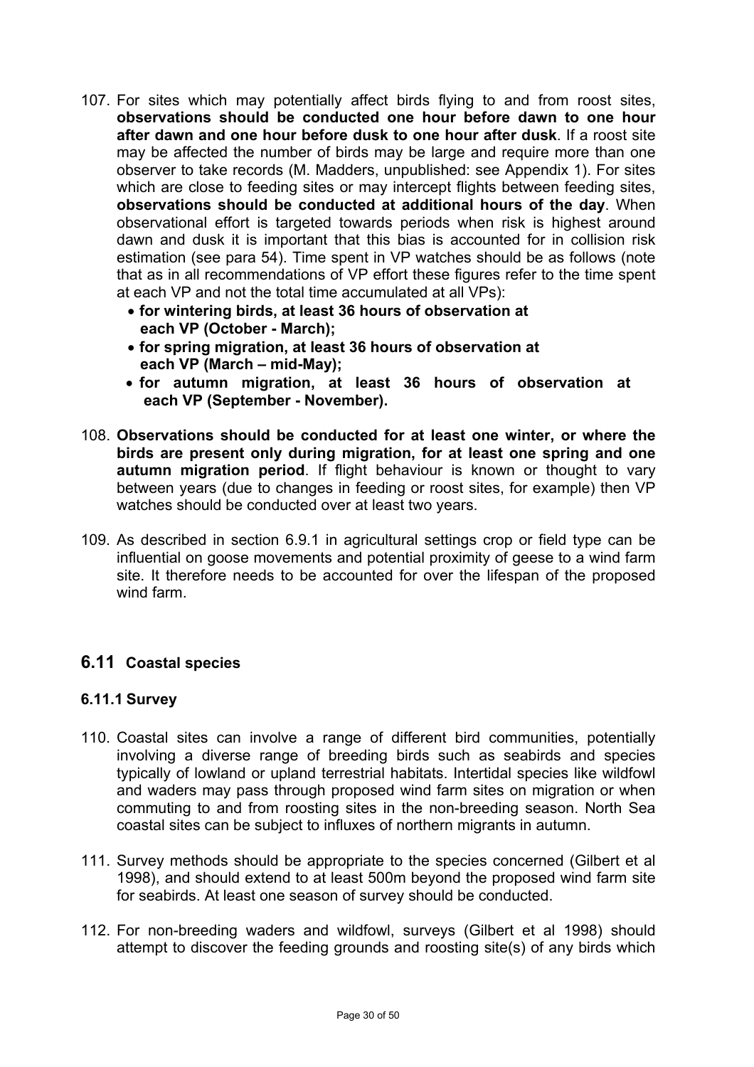107. For sites which may potentially affect birds flying to and from roost sites, **observations should be conducted one hour before dawn to one hour after dawn and one hour before dusk to one hour after dusk**. If a roost site may be affected the number of birds may be large and require more than one observer to take records (M. Madders, unpublished: see Appendix 1). For sites which are close to feeding sites or may intercept flights between feeding sites, **observations should be conducted at additional hours of the day**. When observational effort is targeted towards periods when risk is highest around dawn and dusk it is important that this bias is accounted for in collision risk estimation (see para 54). Time spent in VP watches should be as follows (note that as in all recommendations of VP effort these figures refer to the time spent at each VP and not the total time accumulated at all VPs):
    - **for wintering birds, at least 36 hours of observation at each VP (October - March);**
    - **for spring migration, at least 36 hours of observation at each VP (March – mid-May);**
    - **for autumn migration, at least 36 hours of observation at each VP (September - November).**

108. **Observations should be conducted for at least one winter, or where the birds are present only during migration, for at least one spring and one autumn migration period**. If flight behaviour is known or thought to vary between years (due to changes in feeding or roost sites, for example) then VP watches should be conducted over at least two years.

109. As described in section 6.9.1 in agricultural settings crop or field type can be influential on goose movements and potential proximity of geese to a wind farm site. It therefore needs to be accounted for over the lifespan of the proposed wind farm.

## 6.11 Coastal species

### 6.11.1 Survey

110. Coastal sites can involve a range of different bird communities, potentially involving a diverse range of breeding birds such as seabirds and species typically of lowland or upland terrestrial habitats. Intertidal species like wildfowl and waders may pass through proposed wind farm sites on migration or when commuting to and from roosting sites in the non-breeding season. North Sea coastal sites can be subject to influxes of northern migrants in autumn.

111. Survey methods should be appropriate to the species concerned (Gilbert et al 1998), and should extend to at least 500m beyond the proposed wind farm site for seabirds. At least one season of survey should be conducted.

112. For non-breeding waders and wildfowl, surveys (Gilbert et al 1998) should attempt to discover the feeding grounds and roosting site(s) of any birds which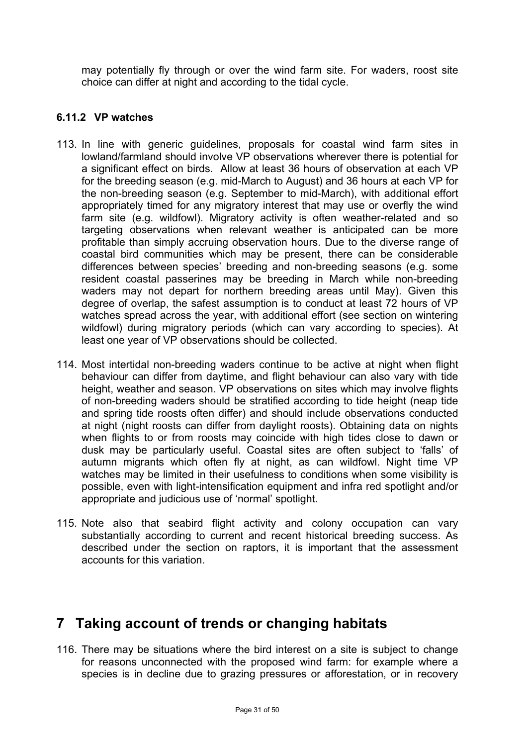may potentially fly through or over the wind farm site. For waders, roost site choice can differ at night and according to the tidal cycle.

### 6.11.2 VP watches

113. In line with generic guidelines, proposals for coastal wind farm sites in lowland/farmland should involve VP observations wherever there is potential for a significant effect on birds. Allow at least 36 hours of observation at each VP for the breeding season (e.g. mid-March to August) and 36 hours at each VP for the non-breeding season (e.g. September to mid-March), with additional effort appropriately timed for any migratory interest that may use or overfly the wind farm site (e.g. wildfowl). Migratory activity is often weather-related and so targeting observations when relevant weather is anticipated can be more profitable than simply accruing observation hours. Due to the diverse range of coastal bird communities which may be present, there can be considerable differences between species' breeding and non-breeding seasons (e.g. some resident coastal passerines may be breeding in March while non-breeding waders may not depart for northern breeding areas until May). Given this degree of overlap, the safest assumption is to conduct at least 72 hours of VP watches spread across the year, with additional effort (see section on wintering wildfowl) during migratory periods (which can vary according to species). At least one year of VP observations should be collected.

114. Most intertidal non-breeding waders continue to be active at night when flight behaviour can differ from daytime, and flight behaviour can also vary with tide height, weather and season. VP observations on sites which may involve flights of non-breeding waders should be stratified according to tide height (neap tide and spring tide roosts often differ) and should include observations conducted at night (night roosts can differ from daylight roosts). Obtaining data on nights when flights to or from roosts may coincide with high tides close to dawn or dusk may be particularly useful. Coastal sites are often subject to 'falls' of autumn migrants which often fly at night, as can wildfowl. Night time VP watches may be limited in their usefulness to conditions when some visibility is possible, even with light-intensification equipment and infra red spotlight and/or appropriate and judicious use of 'normal' spotlight.

115. Note also that seabird flight activity and colony occupation can vary substantially according to current and recent historical breeding success. As described under the section on raptors, it is important that the assessment accounts for this variation.

# 7 Taking account of trends or changing habitats

116. There may be situations where the bird interest on a site is subject to change for reasons unconnected with the proposed wind farm: for example where a species is in decline due to grazing pressures or afforestation, or in recovery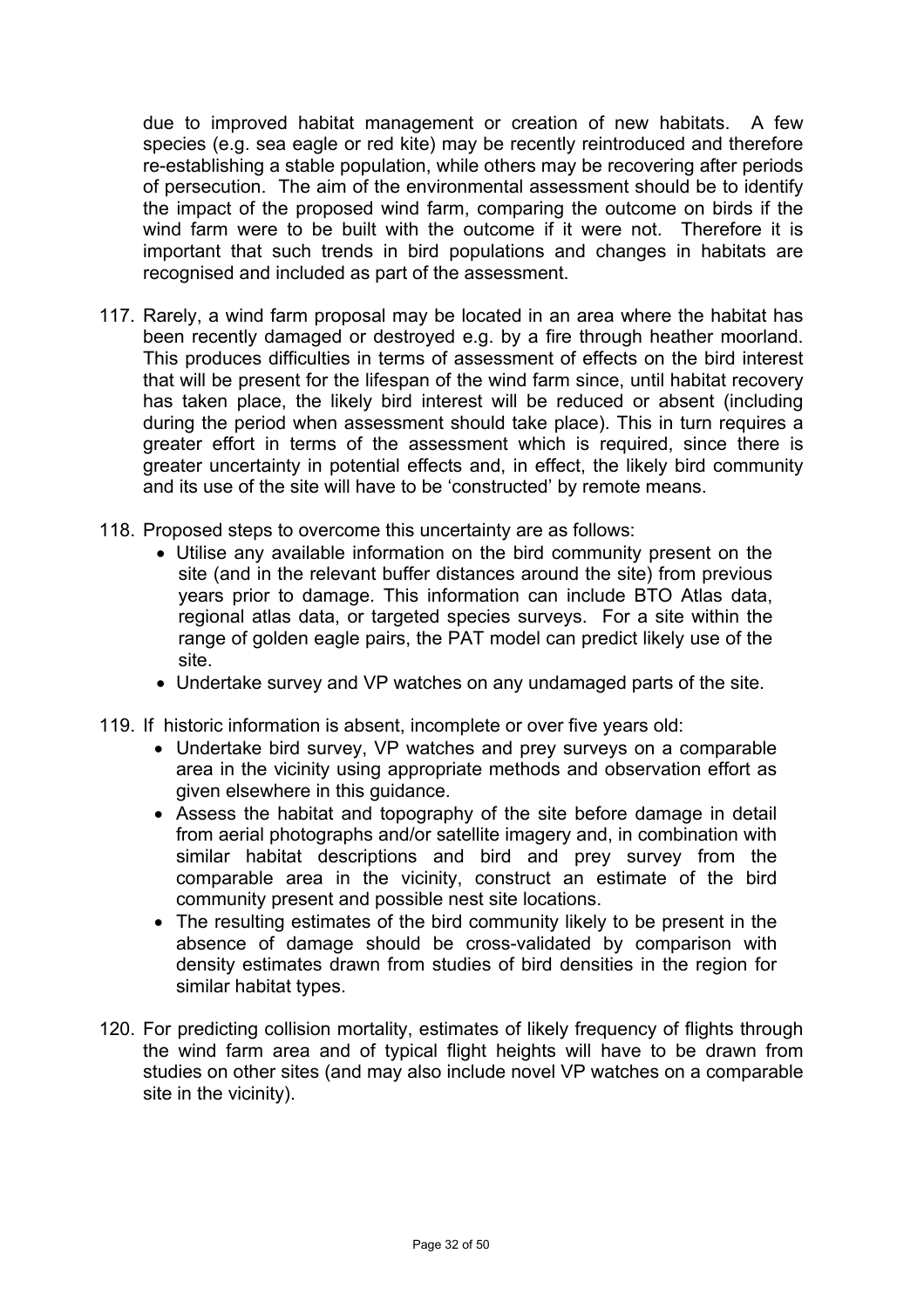due to improved habitat management or creation of new habitats. A few species (e.g. sea eagle or red kite) may be recently reintroduced and therefore re-establishing a stable population, while others may be recovering after periods of persecution. The aim of the environmental assessment should be to identify the impact of the proposed wind farm, comparing the outcome on birds if the wind farm were to be built with the outcome if it were not. Therefore it is important that such trends in bird populations and changes in habitats are recognised and included as part of the assessment.

117. Rarely, a wind farm proposal may be located in an area where the habitat has been recently damaged or destroyed e.g. by a fire through heather moorland. This produces difficulties in terms of assessment of effects on the bird interest that will be present for the lifespan of the wind farm since, until habitat recovery has taken place, the likely bird interest will be reduced or absent (including during the period when assessment should take place). This in turn requires a greater effort in terms of the assessment which is required, since there is greater uncertainty in potential effects and, in effect, the likely bird community and its use of the site will have to be 'constructed' by remote means.

118. Proposed steps to overcome this uncertainty are as follows:
    - Utilise any available information on the bird community present on the site (and in the relevant buffer distances around the site) from previous years prior to damage. This information can include BTO Atlas data, regional atlas data, or targeted species surveys. For a site within the range of golden eagle pairs, the PAT model can predict likely use of the site.
    - Undertake survey and VP watches on any undamaged parts of the site.

119. If historic information is absent, incomplete or over five years old:
    - Undertake bird survey, VP watches and prey surveys on a comparable area in the vicinity using appropriate methods and observation effort as given elsewhere in this guidance.
    - Assess the habitat and topography of the site before damage in detail from aerial photographs and/or satellite imagery and, in combination with similar habitat descriptions and bird and prey survey from the comparable area in the vicinity, construct an estimate of the bird community present and possible nest site locations.
    - The resulting estimates of the bird community likely to be present in the absence of damage should be cross-validated by comparison with density estimates drawn from studies of bird densities in the region for similar habitat types.

120. For predicting collision mortality, estimates of likely frequency of flights through the wind farm area and of typical flight heights will have to be drawn from studies on other sites (and may also include novel VP watches on a comparable site in the vicinity).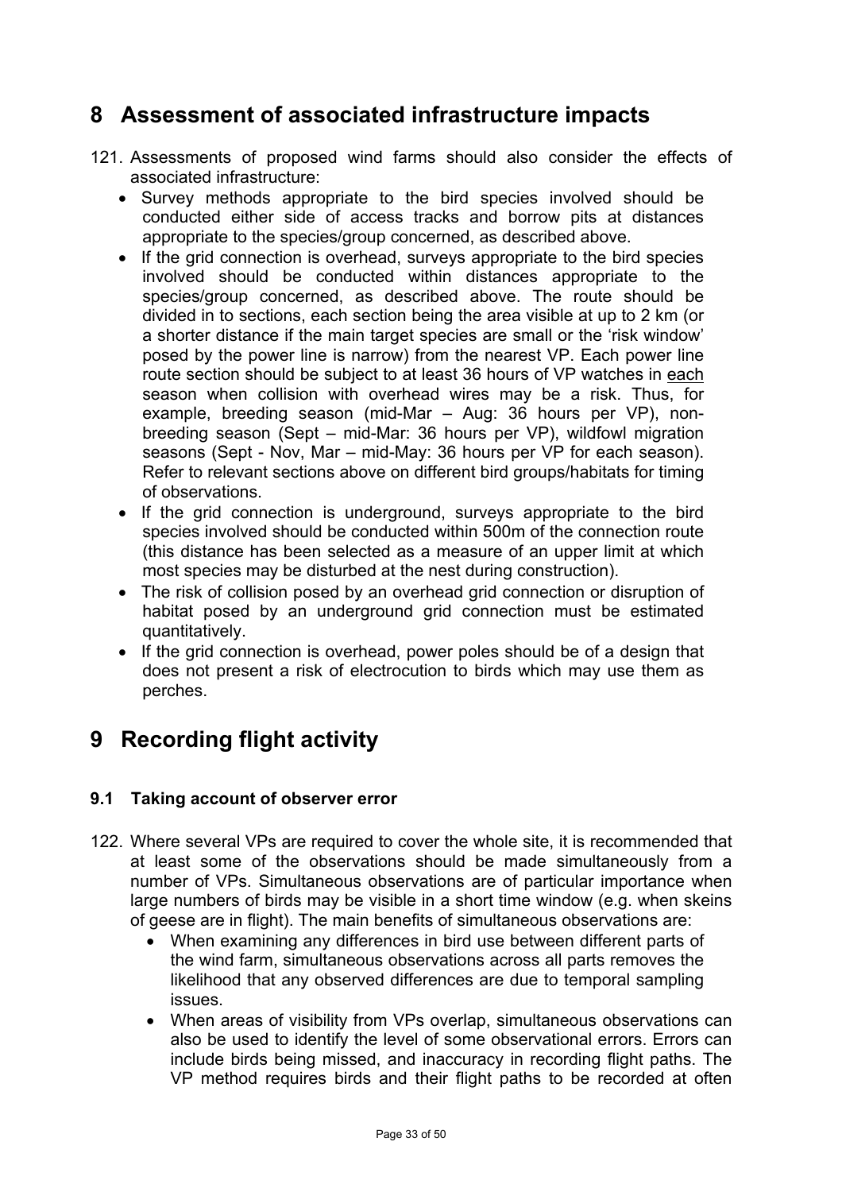# 8 Assessment of associated infrastructure impacts

121. Assessments of proposed wind farms should also consider the effects of associated infrastructure:
    - Survey methods appropriate to the bird species involved should be conducted either side of access tracks and borrow pits at distances appropriate to the species/group concerned, as described above.
    - If the grid connection is overhead, surveys appropriate to the bird species involved should be conducted within distances appropriate to the species/group concerned, as described above. The route should be divided in to sections, each section being the area visible at up to 2 km (or a shorter distance if the main target species are small or the 'risk window' posed by the power line is narrow) from the nearest VP. Each power line route section should be subject to at least 36 hours of VP watches in <u>each</u> season when collision with overhead wires may be a risk. Thus, for example, breeding season (mid-Mar – Aug: 36 hours per VP), non-breeding season (Sept – mid-Mar: 36 hours per VP), wildfowl migration seasons (Sept - Nov, Mar – mid-May: 36 hours per VP for each season). Refer to relevant sections above on different bird groups/habitats for timing of observations.
    - If the grid connection is underground, surveys appropriate to the bird species involved should be conducted within 500m of the connection route (this distance has been selected as a measure of an upper limit at which most species may be disturbed at the nest during construction).
    - The risk of collision posed by an overhead grid connection or disruption of habitat posed by an underground grid connection must be estimated quantitatively.
    - If the grid connection is overhead, power poles should be of a design that does not present a risk of electrocution to birds which may use them as perches.

# 9 Recording flight activity

### 9.1 Taking account of observer error

122. Where several VPs are required to cover the whole site, it is recommended that at least some of the observations should be made simultaneously from a number of VPs. Simultaneous observations are of particular importance when large numbers of birds may be visible in a short time window (e.g. when skeins of geese are in flight). The main benefits of simultaneous observations are:
    - When examining any differences in bird use between different parts of the wind farm, simultaneous observations across all parts removes the likelihood that any observed differences are due to temporal sampling issues.
    - When areas of visibility from VPs overlap, simultaneous observations can also be used to identify the level of some observational errors. Errors can include birds being missed, and inaccuracy in recording flight paths. The VP method requires birds and their flight paths to be recorded at often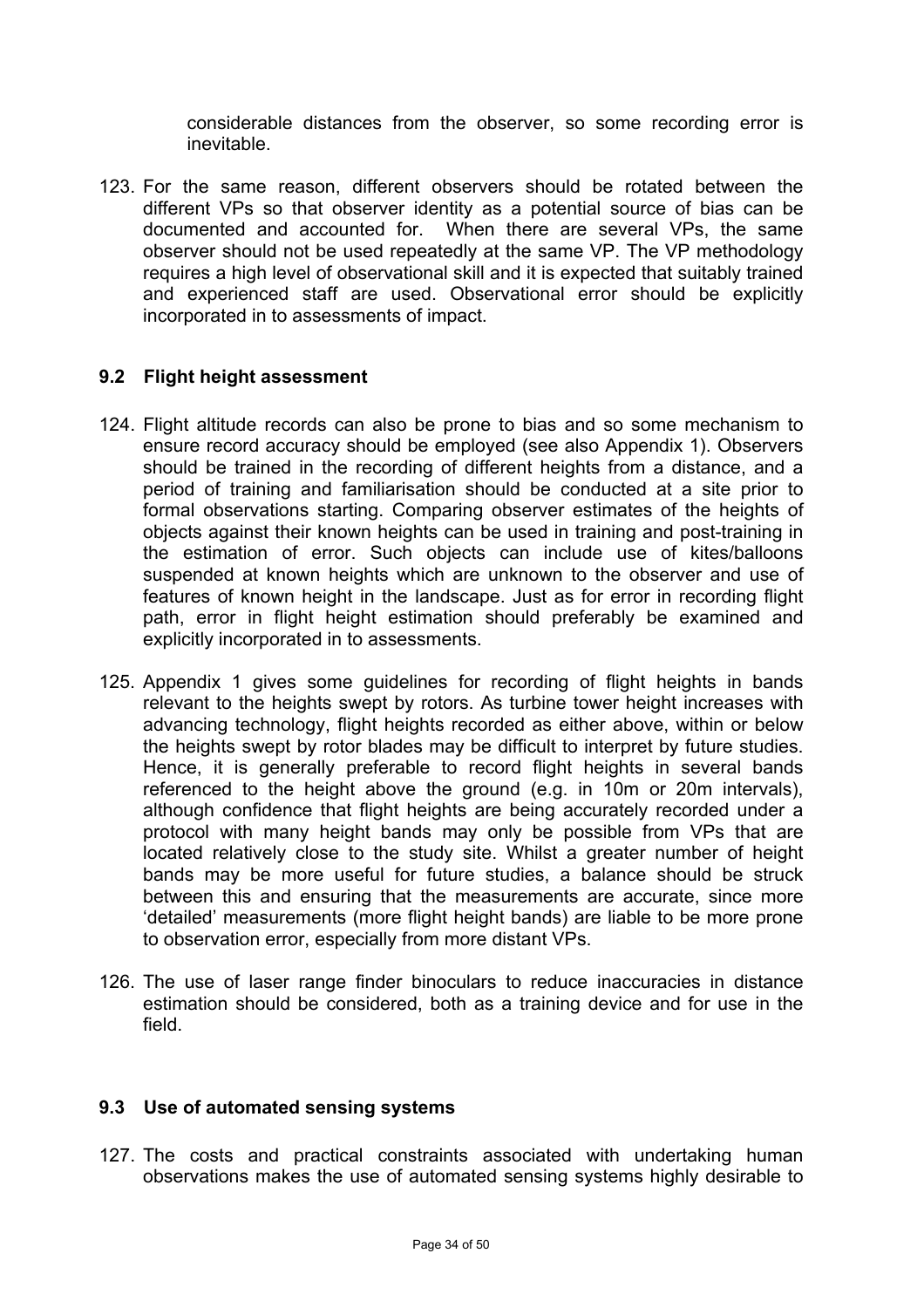considerable distances from the observer, so some recording error is inevitable.

123. For the same reason, different observers should be rotated between the different VPs so that observer identity as a potential source of bias can be documented and accounted for. When there are several VPs, the same observer should not be used repeatedly at the same VP. The VP methodology requires a high level of observational skill and it is expected that suitably trained and experienced staff are used. Observational error should be explicitly incorporated in to assessments of impact.

### 9.2 Flight height assessment

124. Flight altitude records can also be prone to bias and so some mechanism to ensure record accuracy should be employed (see also Appendix 1). Observers should be trained in the recording of different heights from a distance, and a period of training and familiarisation should be conducted at a site prior to formal observations starting. Comparing observer estimates of the heights of objects against their known heights can be used in training and post-training in the estimation of error. Such objects can include use of kites/balloons suspended at known heights which are unknown to the observer and use of features of known height in the landscape. Just as for error in recording flight path, error in flight height estimation should preferably be examined and explicitly incorporated in to assessments.

125. Appendix 1 gives some guidelines for recording of flight heights in bands relevant to the heights swept by rotors. As turbine tower height increases with advancing technology, flight heights recorded as either above, within or below the heights swept by rotor blades may be difficult to interpret by future studies. Hence, it is generally preferable to record flight heights in several bands referenced to the height above the ground (e.g. in 10m or 20m intervals), although confidence that flight heights are being accurately recorded under a protocol with many height bands may only be possible from VPs that are located relatively close to the study site. Whilst a greater number of height bands may be more useful for future studies, a balance should be struck between this and ensuring that the measurements are accurate, since more 'detailed' measurements (more flight height bands) are liable to be more prone to observation error, especially from more distant VPs.

126. The use of laser range finder binoculars to reduce inaccuracies in distance estimation should be considered, both as a training device and for use in the field.

### 9.3 Use of automated sensing systems

127. The costs and practical constraints associated with undertaking human observations makes the use of automated sensing systems highly desirable to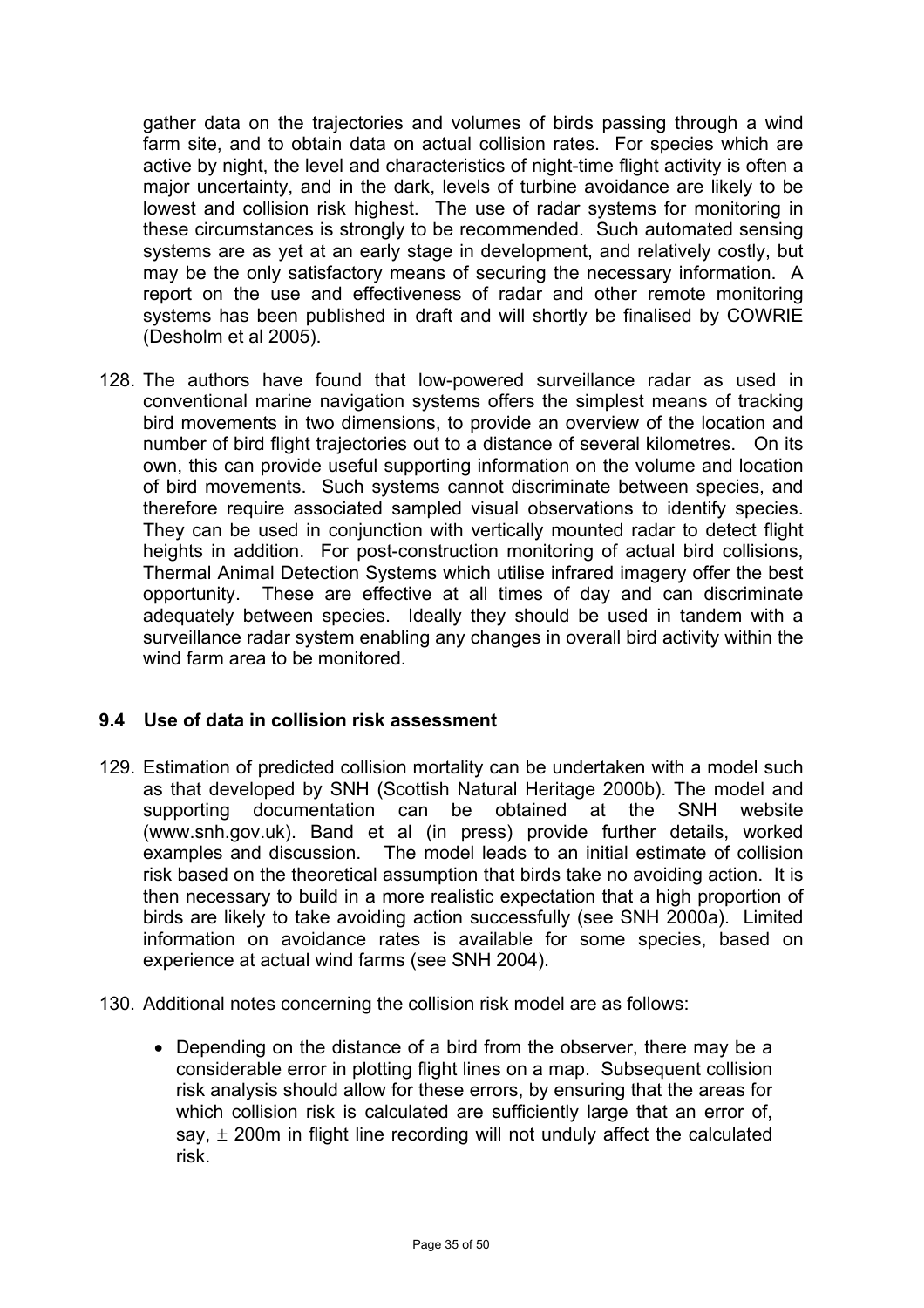gather data on the trajectories and volumes of birds passing through a wind farm site, and to obtain data on actual collision rates. For species which are active by night, the level and characteristics of night-time flight activity is often a major uncertainty, and in the dark, levels of turbine avoidance are likely to be lowest and collision risk highest. The use of radar systems for monitoring in these circumstances is strongly to be recommended. Such automated sensing systems are as yet at an early stage in development, and relatively costly, but may be the only satisfactory means of securing the necessary information. A report on the use and effectiveness of radar and other remote monitoring systems has been published in draft and will shortly be finalised by COWRIE (Desholm et al 2005).

128. The authors have found that low-powered surveillance radar as used in conventional marine navigation systems offers the simplest means of tracking bird movements in two dimensions, to provide an overview of the location and number of bird flight trajectories out to a distance of several kilometres. On its own, this can provide useful supporting information on the volume and location of bird movements. Such systems cannot discriminate between species, and therefore require associated sampled visual observations to identify species. They can be used in conjunction with vertically mounted radar to detect flight heights in addition. For post-construction monitoring of actual bird collisions, Thermal Animal Detection Systems which utilise infrared imagery offer the best opportunity. These are effective at all times of day and can discriminate adequately between species. Ideally they should be used in tandem with a surveillance radar system enabling any changes in overall bird activity within the wind farm area to be monitored.

### 9.4 Use of data in collision risk assessment

129. Estimation of predicted collision mortality can be undertaken with a model such as that developed by SNH (Scottish Natural Heritage 2000b). The model and supporting documentation can be obtained at the SNH website (www.snh.gov.uk). Band et al (in press) provide further details, worked examples and discussion. The model leads to an initial estimate of collision risk based on the theoretical assumption that birds take no avoiding action. It is then necessary to build in a more realistic expectation that a high proportion of birds are likely to take avoiding action successfully (see SNH 2000a). Limited information on avoidance rates is available for some species, based on experience at actual wind farms (see SNH 2004).

130. Additional notes concerning the collision risk model are as follows:

- Depending on the distance of a bird from the observer, there may be a considerable error in plotting flight lines on a map. Subsequent collision risk analysis should allow for these errors, by ensuring that the areas for which collision risk is calculated are sufficiently large that an error of, say, $\pm$ 200m in flight line recording will not unduly affect the calculated risk.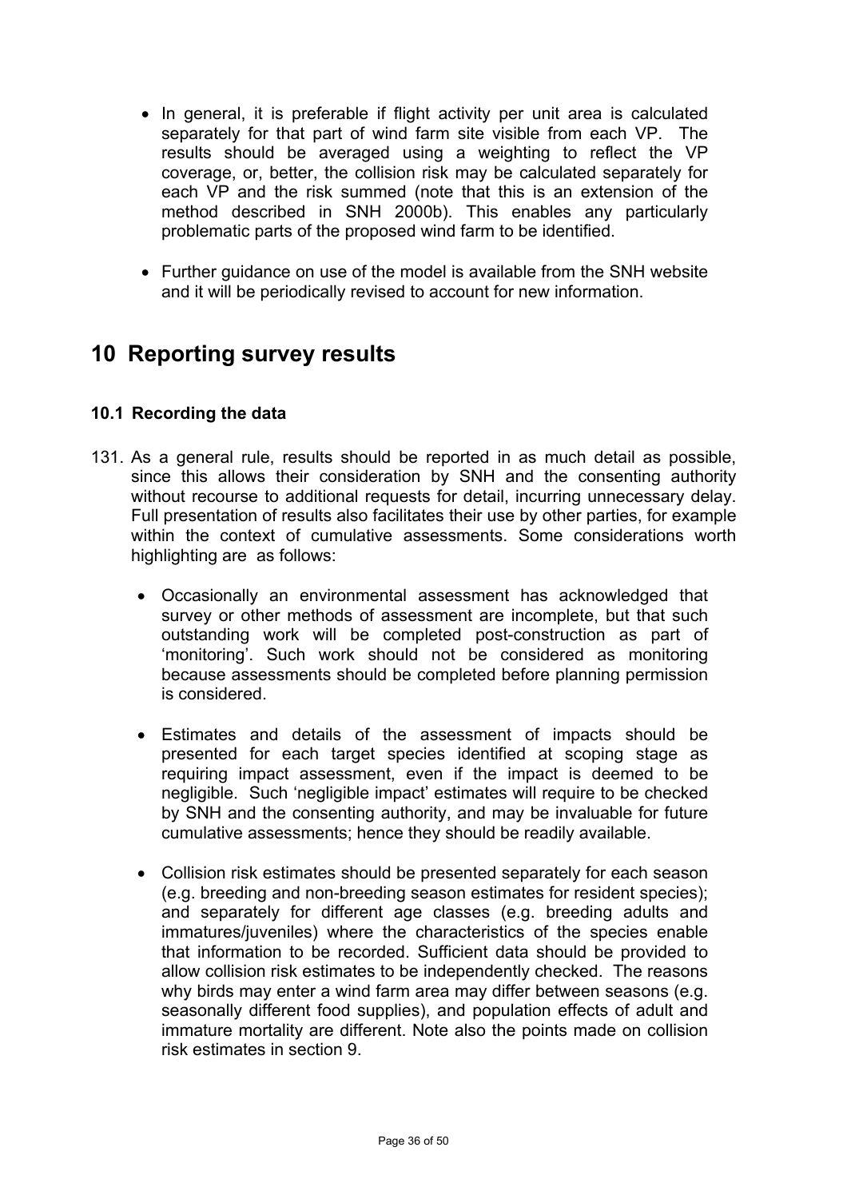- In general, it is preferable if flight activity per unit area is calculated separately for that part of wind farm site visible from each VP. The results should be averaged using a weighting to reflect the VP coverage, or, better, the collision risk may be calculated separately for each VP and the risk summed (note that this is an extension of the method described in SNH 2000b). This enables any particularly problematic parts of the proposed wind farm to be identified.
- Further guidance on use of the model is available from the SNH website and it will be periodically revised to account for new information.

# 10 Reporting survey results

### 10.1 Recording the data

131. As a general rule, results should be reported in as much detail as possible, since this allows their consideration by SNH and the consenting authority without recourse to additional requests for detail, incurring unnecessary delay. Full presentation of results also facilitates their use by other parties, for example within the context of cumulative assessments. Some considerations worth highlighting are as follows:

    - Occasionally an environmental assessment has acknowledged that survey or other methods of assessment are incomplete, but that such outstanding work will be completed post-construction as part of 'monitoring'. Such work should not be considered as monitoring because assessments should be completed before planning permission is considered.
    - Estimates and details of the assessment of impacts should be presented for each target species identified at scoping stage as requiring impact assessment, even if the impact is deemed to be negligible. Such 'negligible impact' estimates will require to be checked by SNH and the consenting authority, and may be invaluable for future cumulative assessments; hence they should be readily available.
    - Collision risk estimates should be presented separately for each season (e.g. breeding and non-breeding season estimates for resident species); and separately for different age classes (e.g. breeding adults and immatures/juveniles) where the characteristics of the species enable that information to be recorded. Sufficient data should be provided to allow collision risk estimates to be independently checked. The reasons why birds may enter a wind farm area may differ between seasons (e.g. seasonally different food supplies), and population effects of adult and immature mortality are different. Note also the points made on collision risk estimates in section 9.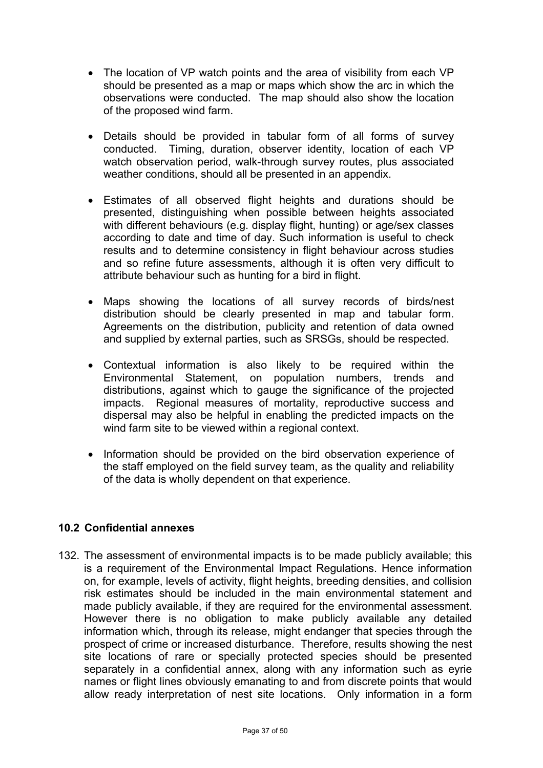- The location of VP watch points and the area of visibility from each VP should be presented as a map or maps which show the arc in which the observations were conducted. The map should also show the location of the proposed wind farm.

- Details should be provided in tabular form of all forms of survey conducted. Timing, duration, observer identity, location of each VP watch observation period, walk-through survey routes, plus associated weather conditions, should all be presented in an appendix.

- Estimates of all observed flight heights and durations should be presented, distinguishing when possible between heights associated with different behaviours (e.g. display flight, hunting) or age/sex classes according to date and time of day. Such information is useful to check results and to determine consistency in flight behaviour across studies and so refine future assessments, although it is often very difficult to attribute behaviour such as hunting for a bird in flight.

- Maps showing the locations of all survey records of birds/nest distribution should be clearly presented in map and tabular form. Agreements on the distribution, publicity and retention of data owned and supplied by external parties, such as SRSGs, should be respected.

- Contextual information is also likely to be required within the Environmental Statement, on population numbers, trends and distributions, against which to gauge the significance of the projected impacts. Regional measures of mortality, reproductive success and dispersal may also be helpful in enabling the predicted impacts on the wind farm site to be viewed within a regional context.

- Information should be provided on the bird observation experience of the staff employed on the field survey team, as the quality and reliability of the data is wholly dependent on that experience.

## 10.2 Confidential annexes

132. The assessment of environmental impacts is to be made publicly available; this is a requirement of the Environmental Impact Regulations. Hence information on, for example, levels of activity, flight heights, breeding densities, and collision risk estimates should be included in the main environmental statement and made publicly available, if they are required for the environmental assessment. However there is no obligation to make publicly available any detailed information which, through its release, might endanger that species through the prospect of crime or increased disturbance. Therefore, results showing the nest site locations of rare or specially protected species should be presented separately in a confidential annex, along with any information such as eyrie names or flight lines obviously emanating to and from discrete points that would allow ready interpretation of nest site locations. Only information in a form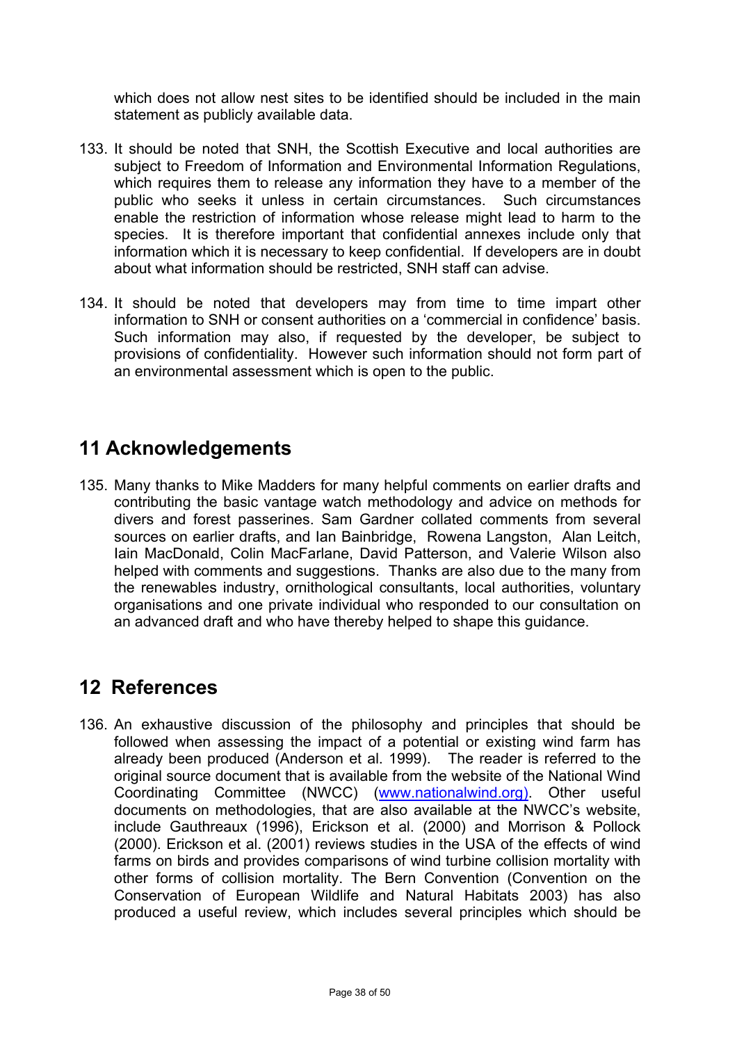which does not allow nest sites to be identified should be included in the main statement as publicly available data.

133. It should be noted that SNH, the Scottish Executive and local authorities are subject to Freedom of Information and Environmental Information Regulations, which requires them to release any information they have to a member of the public who seeks it unless in certain circumstances. Such circumstances enable the restriction of information whose release might lead to harm to the species. It is therefore important that confidential annexes include only that information which it is necessary to keep confidential. If developers are in doubt about what information should be restricted, SNH staff can advise.

134. It should be noted that developers may from time to time impart other information to SNH or consent authorities on a 'commercial in confidence' basis. Such information may also, if requested by the developer, be subject to provisions of confidentiality. However such information should not form part of an environmental assessment which is open to the public.

## 11 Acknowledgements

135. Many thanks to Mike Madders for many helpful comments on earlier drafts and contributing the basic vantage watch methodology and advice on methods for divers and forest passerines. Sam Gardner collated comments from several sources on earlier drafts, and Ian Bainbridge, Rowena Langston, Alan Leitch, Iain MacDonald, Colin MacFarlane, David Patterson, and Valerie Wilson also helped with comments and suggestions. Thanks are also due to the many from the renewables industry, ornithological consultants, local authorities, voluntary organisations and one private individual who responded to our consultation on an advanced draft and who have thereby helped to shape this guidance.

## 12 References

136. An exhaustive discussion of the philosophy and principles that should be followed when assessing the impact of a potential or existing wind farm has already been produced (Anderson et al. 1999). The reader is referred to the original source document that is available from the website of the National Wind Coordinating Committee (NWCC) (www.nationalwind.org). Other useful documents on methodologies, that are also available at the NWCC's website, include Gauthreaux (1996), Erickson et al. (2000) and Morrison & Pollock (2000). Erickson et al. (2001) reviews studies in the USA of the effects of wind farms on birds and provides comparisons of wind turbine collision mortality with other forms of collision mortality. The Bern Convention (Convention on the Conservation of European Wildlife and Natural Habitats 2003) has also produced a useful review, which includes several principles which should be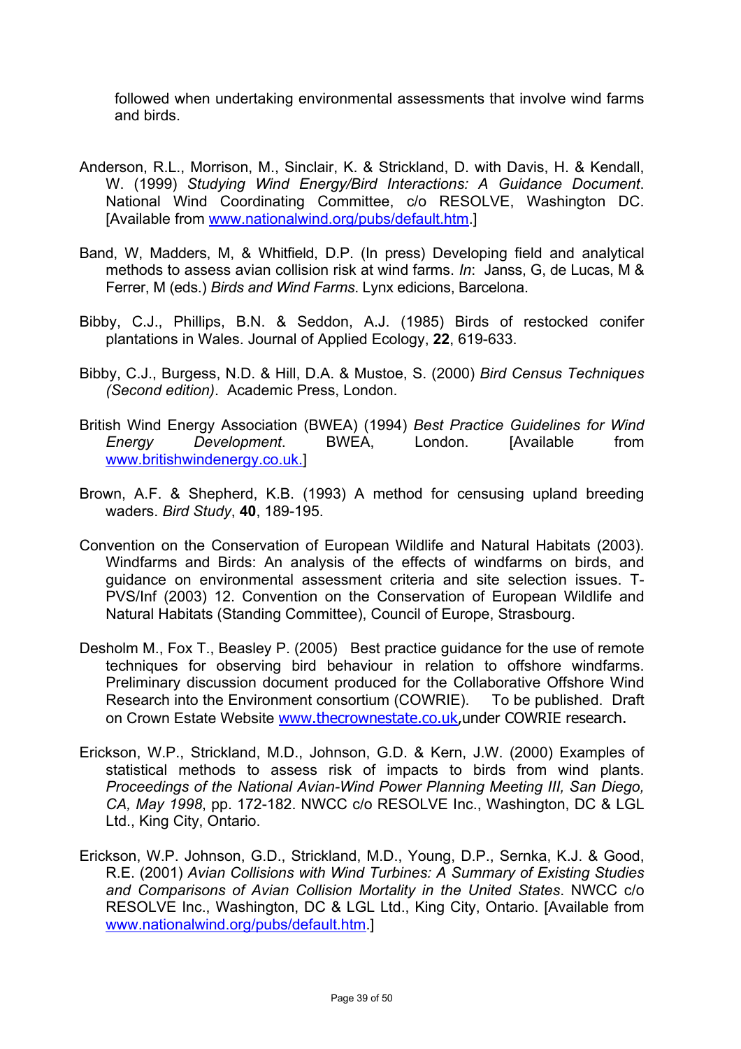followed when undertaking environmental assessments that involve wind farms and birds.

Anderson, R.L., Morrison, M., Sinclair, K. & Strickland, D. with Davis, H. & Kendall, W. (1999) *Studying Wind Energy/Bird Interactions: A Guidance Document*. National Wind Coordinating Committee, c/o RESOLVE, Washington DC. [Available from www.nationalwind.org/pubs/default.htm.]

Band, W, Madders, M, & Whitfield, D.P. (In press) Developing field and analytical methods to assess avian collision risk at wind farms. *In*: Janss, G, de Lucas, M & Ferrer, M (eds.) *Birds and Wind Farms*. Lynx edicions, Barcelona.

Bibby, C.J., Phillips, B.N. & Seddon, A.J. (1985) Birds of restocked conifer plantations in Wales. Journal of Applied Ecology, **22**, 619-633.

Bibby, C.J., Burgess, N.D. & Hill, D.A. & Mustoe, S. (2000) *Bird Census Techniques (Second edition)*. Academic Press, London.

British Wind Energy Association (BWEA) (1994) *Best Practice Guidelines for Wind Energy Development*. BWEA, London. [Available from www.britishwindenergy.co.uk.]

Brown, A.F. & Shepherd, K.B. (1993) A method for censusing upland breeding waders. *Bird Study*, **40**, 189-195.

Convention on the Conservation of European Wildlife and Natural Habitats (2003). Windfarms and Birds: An analysis of the effects of windfarms on birds, and guidance on environmental assessment criteria and site selection issues. T-PVS/Inf (2003) 12. Convention on the Conservation of European Wildlife and Natural Habitats (Standing Committee), Council of Europe, Strasbourg.

Desholm M., Fox T., Beasley P. (2005) Best practice guidance for the use of remote techniques for observing bird behaviour in relation to offshore windfarms. Preliminary discussion document produced for the Collaborative Offshore Wind Research into the Environment consortium (COWRIE). To be published. Draft on Crown Estate Website www.thecrownestate.co.uk, under COWRIE research.

Erickson, W.P., Strickland, M.D., Johnson, G.D. & Kern, J.W. (2000) Examples of statistical methods to assess risk of impacts to birds from wind plants. *Proceedings of the National Avian-Wind Power Planning Meeting III, San Diego, CA, May 1998*, pp. 172-182. NWCC c/o RESOLVE Inc., Washington, DC & LGL Ltd., King City, Ontario.

Erickson, W.P. Johnson, G.D., Strickland, M.D., Young, D.P., Sernka, K.J. & Good, R.E. (2001) *Avian Collisions with Wind Turbines: A Summary of Existing Studies and Comparisons of Avian Collision Mortality in the United States*. NWCC c/o RESOLVE Inc., Washington, DC & LGL Ltd., King City, Ontario. [Available from www.nationalwind.org/pubs/default.htm.]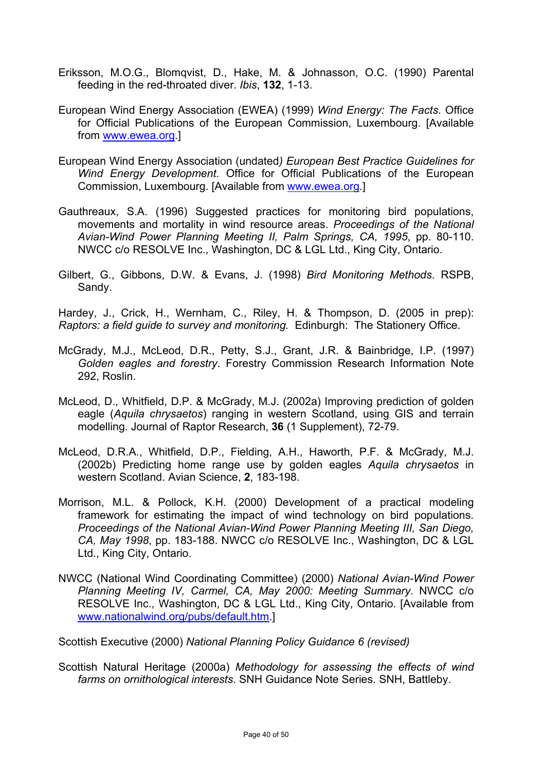Eriksson, M.O.G., Blomqvist, D., Hake, M. & Johnasson, O.C. (1990) Parental feeding in the red-throated diver. *Ibis*, **132**, 1-13.

European Wind Energy Association (EWEA) (1999) *Wind Energy: The Facts*. Office for Official Publications of the European Commission, Luxembourg. [Available from www.ewea.org.]

European Wind Energy Association (undated*) European Best Practice Guidelines for Wind Energy Development*. Office for Official Publications of the European Commission, Luxembourg. [Available from www.ewea.org.]

Gauthreaux, S.A. (1996) Suggested practices for monitoring bird populations, movements and mortality in wind resource areas. *Proceedings of the National Avian-Wind Power Planning Meeting II, Palm Springs, CA, 1995*, pp. 80-110. NWCC c/o RESOLVE Inc., Washington, DC & LGL Ltd., King City, Ontario.

Gilbert, G., Gibbons, D.W. & Evans, J. (1998) *Bird Monitoring Methods*. RSPB, Sandy.

Hardey, J., Crick, H., Wernham, C., Riley, H. & Thompson, D. (2005 in prep): *Raptors: a field guide to survey and monitoring.* Edinburgh: The Stationery Office.

McGrady, M.J., McLeod, D.R., Petty, S.J., Grant, J.R. & Bainbridge, I.P. (1997) *Golden eagles and forestry*. Forestry Commission Research Information Note 292, Roslin.

McLeod, D., Whitfield, D.P. & McGrady, M.J. (2002a) Improving prediction of golden eagle (*Aquila chrysaetos*) ranging in western Scotland, using GIS and terrain modelling. Journal of Raptor Research, **36** (1 Supplement), 72-79.

McLeod, D.R.A., Whitfield, D.P., Fielding, A.H., Haworth, P.F. & McGrady, M.J. (2002b) Predicting home range use by golden eagles *Aquila chrysaetos* in western Scotland. Avian Science, **2**, 183-198.

Morrison, M.L. & Pollock, K.H. (2000) Development of a practical modeling framework for estimating the impact of wind technology on bird populations. *Proceedings of the National Avian-Wind Power Planning Meeting III, San Diego, CA, May 1998*, pp. 183-188. NWCC c/o RESOLVE Inc., Washington, DC & LGL Ltd., King City, Ontario.

NWCC (National Wind Coordinating Committee) (2000) *National Avian-Wind Power Planning Meeting IV, Carmel, CA, May 2000: Meeting Summary*. NWCC c/o RESOLVE Inc., Washington, DC & LGL Ltd., King City, Ontario. [Available from www.nationalwind.org/pubs/default.htm.]

Scottish Executive (2000) *National Planning Policy Guidance 6 (revised)*

Scottish Natural Heritage (2000a) *Methodology for assessing the effects of wind farms on ornithological interests*. SNH Guidance Note Series. SNH, Battleby.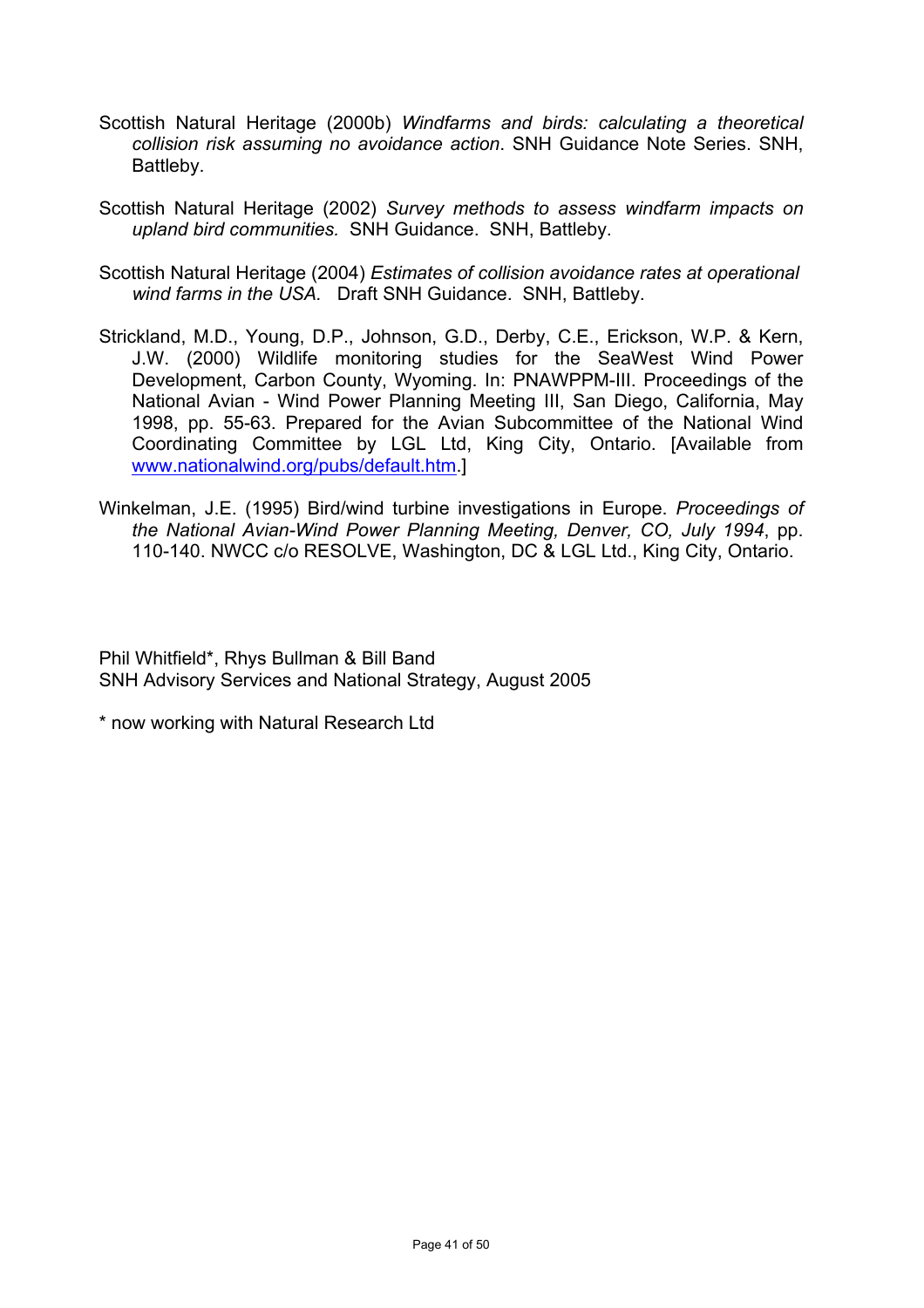Scottish Natural Heritage (2000b) *Windfarms and birds: calculating a theoretical collision risk assuming no avoidance action*. SNH Guidance Note Series. SNH, Battleby.

Scottish Natural Heritage (2002) *Survey methods to assess windfarm impacts on upland bird communities.* SNH Guidance. SNH, Battleby.

Scottish Natural Heritage (2004) *Estimates of collision avoidance rates at operational wind farms in the USA.* Draft SNH Guidance. SNH, Battleby.

Strickland, M.D., Young, D.P., Johnson, G.D., Derby, C.E., Erickson, W.P. & Kern, J.W. (2000) Wildlife monitoring studies for the SeaWest Wind Power Development, Carbon County, Wyoming. In: PNAWPPM-III. Proceedings of the National Avian - Wind Power Planning Meeting III, San Diego, California, May 1998, pp. 55-63. Prepared for the Avian Subcommittee of the National Wind Coordinating Committee by LGL Ltd, King City, Ontario. [Available from www.nationalwind.org/pubs/default.htm.]

Winkelman, J.E. (1995) Bird/wind turbine investigations in Europe. *Proceedings of the National Avian-Wind Power Planning Meeting, Denver, CO, July 1994*, pp. 110-140. NWCC c/o RESOLVE, Washington, DC & LGL Ltd., King City, Ontario.

Phil Whitfield*, Rhys Bullman & Bill Band
SNH Advisory Services and National Strategy, August 2005

* now working with Natural Research Ltd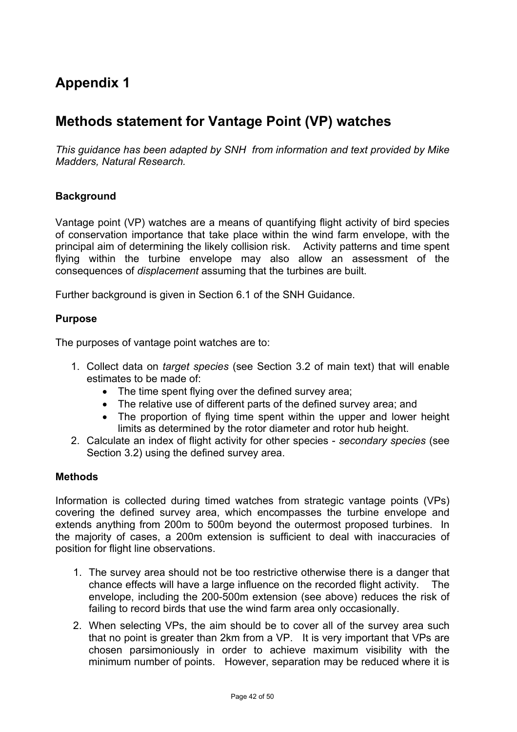# Appendix 1

## Methods statement for Vantage Point (VP) watches

*This guidance has been adapted by SNH from information and text provided by Mike Madders, Natural Research.*

### Background

Vantage point (VP) watches are a means of quantifying flight activity of bird species of conservation importance that take place within the wind farm envelope, with the principal aim of determining the likely collision risk. Activity patterns and time spent flying within the turbine envelope may also allow an assessment of the consequences of *displacement* assuming that the turbines are built.

Further background is given in Section 6.1 of the SNH Guidance.

### Purpose

The purposes of vantage point watches are to:

1. Collect data on *target species* (see Section 3.2 of main text) that will enable estimates to be made of:
   - The time spent flying over the defined survey area;
   - The relative use of different parts of the defined survey area; and
   - The proportion of flying time spent within the upper and lower height limits as determined by the rotor diameter and rotor hub height.
2. Calculate an index of flight activity for other species - *secondary species* (see Section 3.2) using the defined survey area.

### Methods

Information is collected during timed watches from strategic vantage points (VPs) covering the defined survey area, which encompasses the turbine envelope and extends anything from 200m to 500m beyond the outermost proposed turbines. In the majority of cases, a 200m extension is sufficient to deal with inaccuracies of position for flight line observations.

1. The survey area should not be too restrictive otherwise there is a danger that chance effects will have a large influence on the recorded flight activity. The envelope, including the 200-500m extension (see above) reduces the risk of failing to record birds that use the wind farm area only occasionally.
2. When selecting VPs, the aim should be to cover all of the survey area such that no point is greater than 2km from a VP. It is very important that VPs are chosen parsimoniously in order to achieve maximum visibility with the minimum number of points. However, separation may be reduced where it is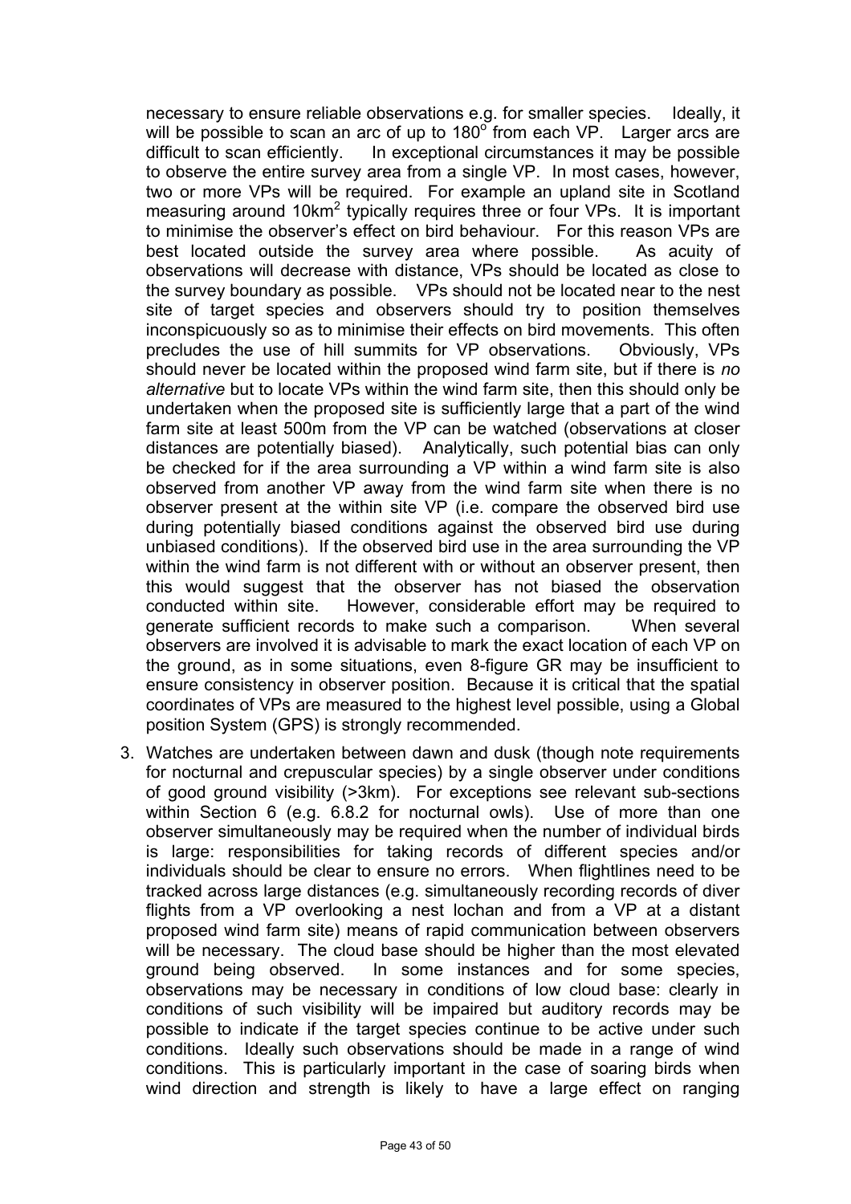necessary to ensure reliable observations e.g. for smaller species. Ideally, it will be possible to scan an arc of up to 180$^{o}$ from each VP. Larger arcs are difficult to scan efficiently. In exceptional circumstances it may be possible to observe the entire survey area from a single VP. In most cases, however, two or more VPs will be required. For example an upland site in Scotland measuring around 10km$^{2}$ typically requires three or four VPs. It is important to minimise the observer's effect on bird behaviour. For this reason VPs are best located outside the survey area where possible. As acuity of observations will decrease with distance, VPs should be located as close to the survey boundary as possible. VPs should not be located near to the nest site of target species and observers should try to position themselves inconspicuously so as to minimise their effects on bird movements. This often precludes the use of hill summits for VP observations. Obviously, VPs should never be located within the proposed wind farm site, but if there is *no alternative* but to locate VPs within the wind farm site, then this should only be undertaken when the proposed site is sufficiently large that a part of the wind farm site at least 500m from the VP can be watched (observations at closer distances are potentially biased). Analytically, such potential bias can only be checked for if the area surrounding a VP within a wind farm site is also observed from another VP away from the wind farm site when there is no observer present at the within site VP (i.e. compare the observed bird use during potentially biased conditions against the observed bird use during unbiased conditions). If the observed bird use in the area surrounding the VP within the wind farm is not different with or without an observer present, then this would suggest that the observer has not biased the observation conducted within site. However, considerable effort may be required to generate sufficient records to make such a comparison. When several observers are involved it is advisable to mark the exact location of each VP on the ground, as in some situations, even 8-figure GR may be insufficient to ensure consistency in observer position. Because it is critical that the spatial coordinates of VPs are measured to the highest level possible, using a Global position System (GPS) is strongly recommended.

3. Watches are undertaken between dawn and dusk (though note requirements for nocturnal and crepuscular species) by a single observer under conditions of good ground visibility (>3km). For exceptions see relevant sub-sections within Section 6 (e.g. 6.8.2 for nocturnal owls). Use of more than one observer simultaneously may be required when the number of individual birds is large: responsibilities for taking records of different species and/or individuals should be clear to ensure no errors. When flightlines need to be tracked across large distances (e.g. simultaneously recording records of diver flights from a VP overlooking a nest lochan and from a VP at a distant proposed wind farm site) means of rapid communication between observers will be necessary. The cloud base should be higher than the most elevated ground being observed. In some instances and for some species, observations may be necessary in conditions of low cloud base: clearly in conditions of such visibility will be impaired but auditory records may be possible to indicate if the target species continue to be active under such conditions. Ideally such observations should be made in a range of wind conditions. This is particularly important in the case of soaring birds when wind direction and strength is likely to have a large effect on ranging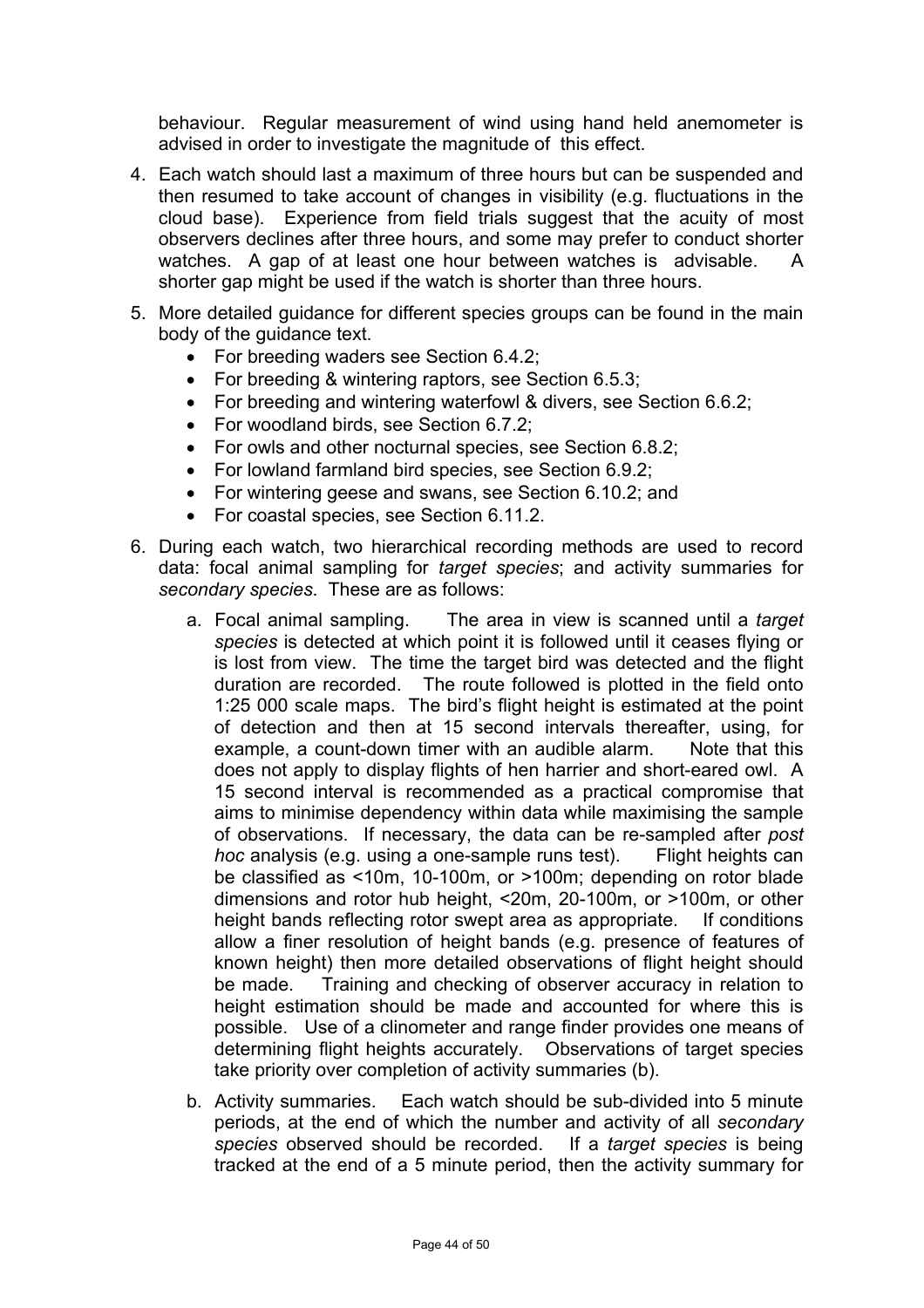behaviour. Regular measurement of wind using hand held anemometer is advised in order to investigate the magnitude of this effect.

4. Each watch should last a maximum of three hours but can be suspended and then resumed to take account of changes in visibility (e.g. fluctuations in the cloud base). Experience from field trials suggest that the acuity of most observers declines after three hours, and some may prefer to conduct shorter watches. A gap of at least one hour between watches is advisable. A shorter gap might be used if the watch is shorter than three hours.

5. More detailed guidance for different species groups can be found in the main body of the guidance text.
   - For breeding waders see Section 6.4.2;
   - For breeding & wintering raptors, see Section 6.5.3;
   - For breeding and wintering waterfowl & divers, see Section 6.6.2;
   - For woodland birds, see Section 6.7.2;
   - For owls and other nocturnal species, see Section 6.8.2;
   - For lowland farmland bird species, see Section 6.9.2;
   - For wintering geese and swans, see Section 6.10.2; and
   - For coastal species, see Section 6.11.2.

6. During each watch, two hierarchical recording methods are used to record data: focal animal sampling for *target species*; and activity summaries for *secondary species*. These are as follows:

   a. Focal animal sampling. The area in view is scanned until a *target species* is detected at which point it is followed until it ceases flying or is lost from view. The time the target bird was detected and the flight duration are recorded. The route followed is plotted in the field onto 1:25 000 scale maps. The bird's flight height is estimated at the point of detection and then at 15 second intervals thereafter, using, for example, a count-down timer with an audible alarm. Note that this does not apply to display flights of hen harrier and short-eared owl. A 15 second interval is recommended as a practical compromise that aims to minimise dependency within data while maximising the sample of observations. If necessary, the data can be re-sampled after *post hoc* analysis (e.g. using a one-sample runs test). Flight heights can be classified as <10m, 10-100m, or >100m; depending on rotor blade dimensions and rotor hub height, <20m, 20-100m, or >100m, or other height bands reflecting rotor swept area as appropriate. If conditions allow a finer resolution of height bands (e.g. presence of features of known height) then more detailed observations of flight height should be made. Training and checking of observer accuracy in relation to height estimation should be made and accounted for where this is possible. Use of a clinometer and range finder provides one means of determining flight heights accurately. Observations of target species take priority over completion of activity summaries (b).

   b. Activity summaries. Each watch should be sub-divided into 5 minute periods, at the end of which the number and activity of all *secondary species* observed should be recorded. If a *target species* is being tracked at the end of a 5 minute period, then the activity summary for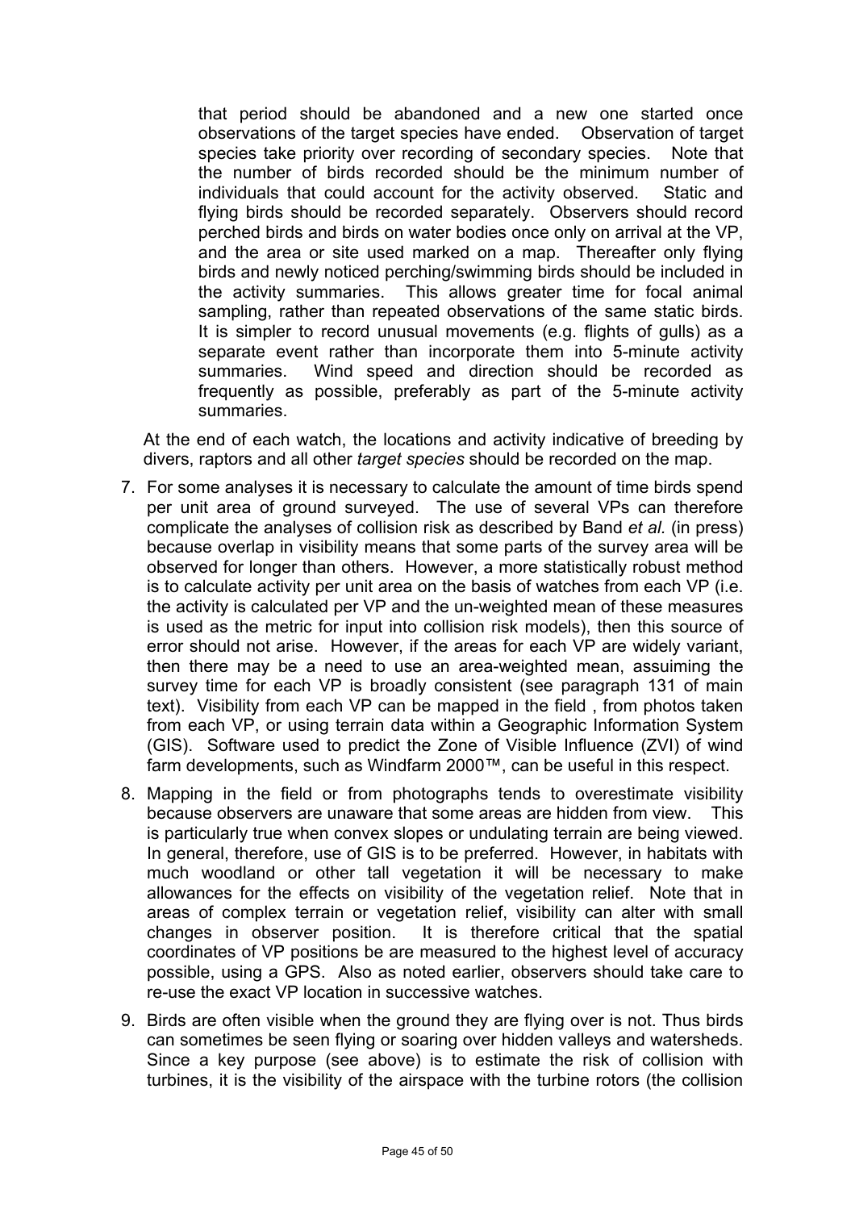that period should be abandoned and a new one started once observations of the target species have ended. Observation of target species take priority over recording of secondary species. Note that the number of birds recorded should be the minimum number of individuals that could account for the activity observed. Static and flying birds should be recorded separately. Observers should record perched birds and birds on water bodies once only on arrival at the VP, and the area or site used marked on a map. Thereafter only flying birds and newly noticed perching/swimming birds should be included in the activity summaries. This allows greater time for focal animal sampling, rather than repeated observations of the same static birds. It is simpler to record unusual movements (e.g. flights of gulls) as a separate event rather than incorporate them into 5-minute activity summaries. Wind speed and direction should be recorded as frequently as possible, preferably as part of the 5-minute activity summaries.

At the end of each watch, the locations and activity indicative of breeding by divers, raptors and all other *target species* should be recorded on the map.

7. For some analyses it is necessary to calculate the amount of time birds spend per unit area of ground surveyed. The use of several VPs can therefore complicate the analyses of collision risk as described by Band *et al.* (in press) because overlap in visibility means that some parts of the survey area will be observed for longer than others. However, a more statistically robust method is to calculate activity per unit area on the basis of watches from each VP (i.e. the activity is calculated per VP and the un-weighted mean of these measures is used as the metric for input into collision risk models), then this source of error should not arise. However, if the areas for each VP are widely variant, then there may be a need to use an area-weighted mean, assuiming the survey time for each VP is broadly consistent (see paragraph 131 of main text). Visibility from each VP can be mapped in the field , from photos taken from each VP, or using terrain data within a Geographic Information System (GIS). Software used to predict the Zone of Visible Influence (ZVI) of wind farm developments, such as Windfarm 2000™, can be useful in this respect.

8. Mapping in the field or from photographs tends to overestimate visibility because observers are unaware that some areas are hidden from view. This is particularly true when convex slopes or undulating terrain are being viewed. In general, therefore, use of GIS is to be preferred. However, in habitats with much woodland or other tall vegetation it will be necessary to make allowances for the effects on visibility of the vegetation relief. Note that in areas of complex terrain or vegetation relief, visibility can alter with small changes in observer position. It is therefore critical that the spatial coordinates of VP positions be are measured to the highest level of accuracy possible, using a GPS. Also as noted earlier, observers should take care to re-use the exact VP location in successive watches.

9. Birds are often visible when the ground they are flying over is not. Thus birds can sometimes be seen flying or soaring over hidden valleys and watersheds. Since a key purpose (see above) is to estimate the risk of collision with turbines, it is the visibility of the airspace with the turbine rotors (the collision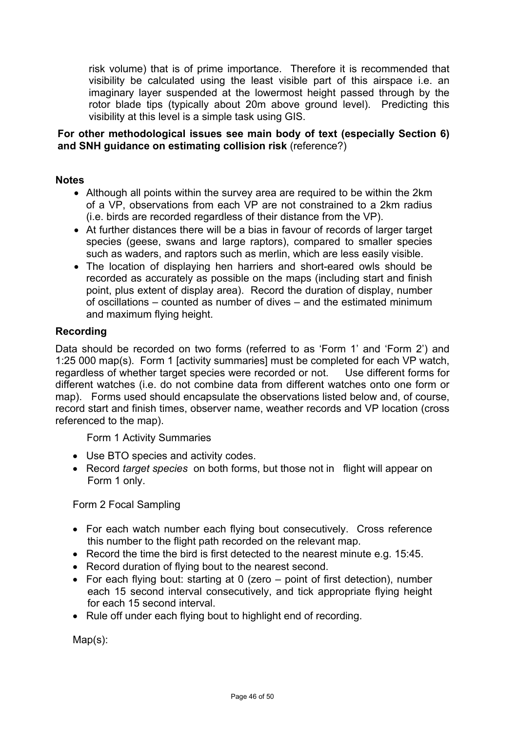risk volume) that is of prime importance. Therefore it is recommended that visibility be calculated using the least visible part of this airspace i.e. an imaginary layer suspended at the lowermost height passed through by the rotor blade tips (typically about 20m above ground level). Predicting this visibility at this level is a simple task using GIS.

**For other methodological issues see main body of text (especially Section 6) and SNH guidance on estimating collision risk** (reference?)

**Notes**

- Although all points within the survey area are required to be within the 2km of a VP, observations from each VP are not constrained to a 2km radius (i.e. birds are recorded regardless of their distance from the VP).
- At further distances there will be a bias in favour of records of larger target species (geese, swans and large raptors), compared to smaller species such as waders, and raptors such as merlin, which are less easily visible.
- The location of displaying hen harriers and short-eared owls should be recorded as accurately as possible on the maps (including start and finish point, plus extent of display area). Record the duration of display, number of oscillations – counted as number of dives – and the estimated minimum and maximum flying height.

**Recording**

Data should be recorded on two forms (referred to as 'Form 1' and 'Form 2') and 1:25 000 map(s). Form 1 [activity summaries] must be completed for each VP watch, regardless of whether target species were recorded or not. Use different forms for different watches (i.e. do not combine data from different watches onto one form or map). Forms used should encapsulate the observations listed below and, of course, record start and finish times, observer name, weather records and VP location (cross referenced to the map).

Form 1 Activity Summaries

- Use BTO species and activity codes.
- Record *target species* on both forms, but those not in flight will appear on Form 1 only.

Form 2 Focal Sampling

- For each watch number each flying bout consecutively. Cross reference this number to the flight path recorded on the relevant map.
- Record the time the bird is first detected to the nearest minute e.g. 15:45.
- Record duration of flying bout to the nearest second.
- For each flying bout: starting at 0 (zero – point of first detection), number each 15 second interval consecutively, and tick appropriate flying height for each 15 second interval.
- Rule off under each flying bout to highlight end of recording.

Map(s):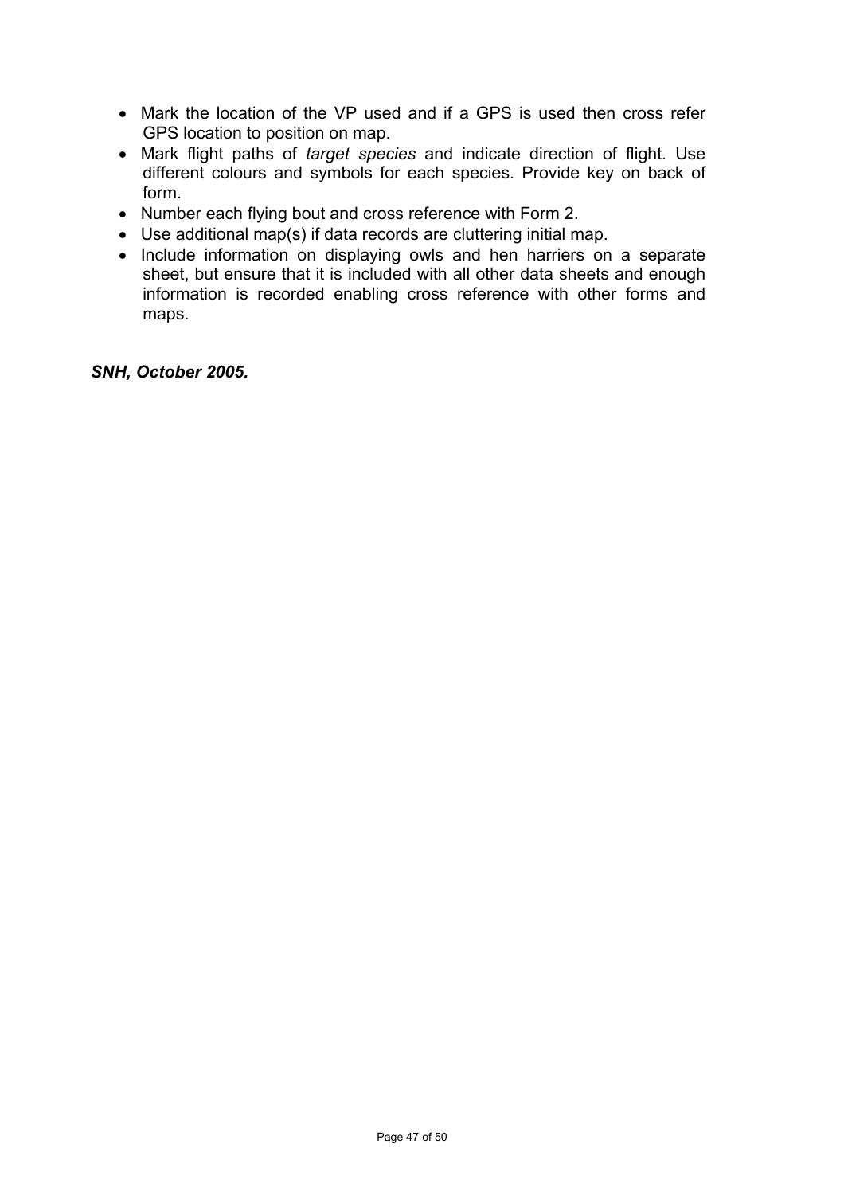- Mark the location of the VP used and if a GPS is used then cross refer GPS location to position on map.
- Mark flight paths of *target species* and indicate direction of flight. Use different colours and symbols for each species. Provide key on back of form.
- Number each flying bout and cross reference with Form 2.
- Use additional map(s) if data records are cluttering initial map.
- Include information on displaying owls and hen harriers on a separate sheet, but ensure that it is included with all other data sheets and enough information is recorded enabling cross reference with other forms and maps.

***SNH, October 2005.***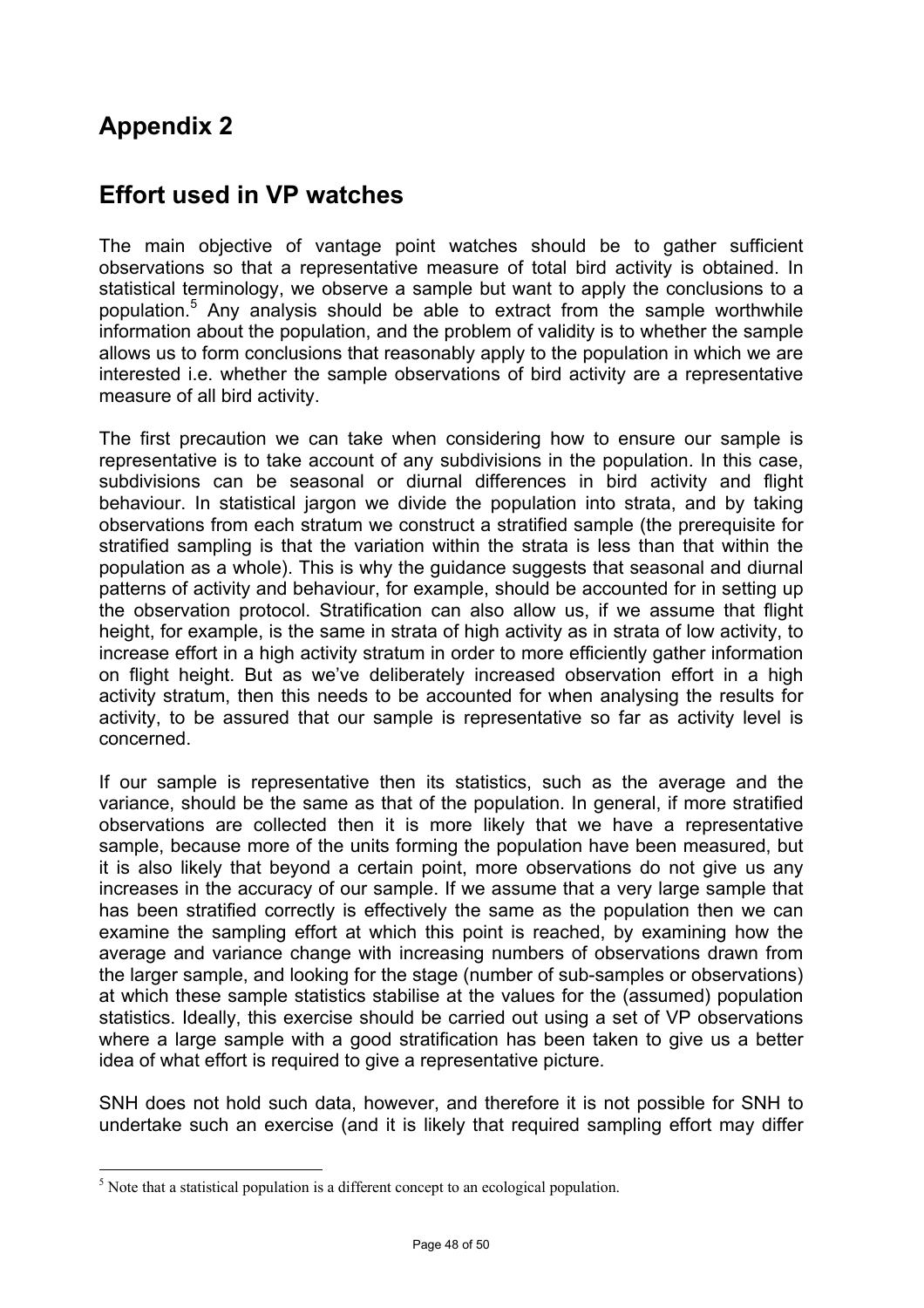# Appendix 2

## Effort used in VP watches

The main objective of vantage point watches should be to gather sufficient observations so that a representative measure of total bird activity is obtained. In statistical terminology, we observe a sample but want to apply the conclusions to a population.[5] Any analysis should be able to extract from the sample worthwhile information about the population, and the problem of validity is to whether the sample allows us to form conclusions that reasonably apply to the population in which we are interested i.e. whether the sample observations of bird activity are a representative measure of all bird activity.

The first precaution we can take when considering how to ensure our sample is representative is to take account of any subdivisions in the population. In this case, subdivisions can be seasonal or diurnal differences in bird activity and flight behaviour. In statistical jargon we divide the population into strata, and by taking observations from each stratum we construct a stratified sample (the prerequisite for stratified sampling is that the variation within the strata is less than that within the population as a whole). This is why the guidance suggests that seasonal and diurnal patterns of activity and behaviour, for example, should be accounted for in setting up the observation protocol. Stratification can also allow us, if we assume that flight height, for example, is the same in strata of high activity as in strata of low activity, to increase effort in a high activity stratum in order to more efficiently gather information on flight height. But as we've deliberately increased observation effort in a high activity stratum, then this needs to be accounted for when analysing the results for activity, to be assured that our sample is representative so far as activity level is concerned.

If our sample is representative then its statistics, such as the average and the variance, should be the same as that of the population. In general, if more stratified observations are collected then it is more likely that we have a representative sample, because more of the units forming the population have been measured, but it is also likely that beyond a certain point, more observations do not give us any increases in the accuracy of our sample. If we assume that a very large sample that has been stratified correctly is effectively the same as the population then we can examine the sampling effort at which this point is reached, by examining how the average and variance change with increasing numbers of observations drawn from the larger sample, and looking for the stage (number of sub-samples or observations) at which these sample statistics stabilise at the values for the (assumed) population statistics. Ideally, this exercise should be carried out using a set of VP observations where a large sample with a good stratification has been taken to give us a better idea of what effort is required to give a representative picture.

SNH does not hold such data, however, and therefore it is not possible for SNH to undertake such an exercise (and it is likely that required sampling effort may differ

[5] Note that a statistical population is a different concept to an ecological population.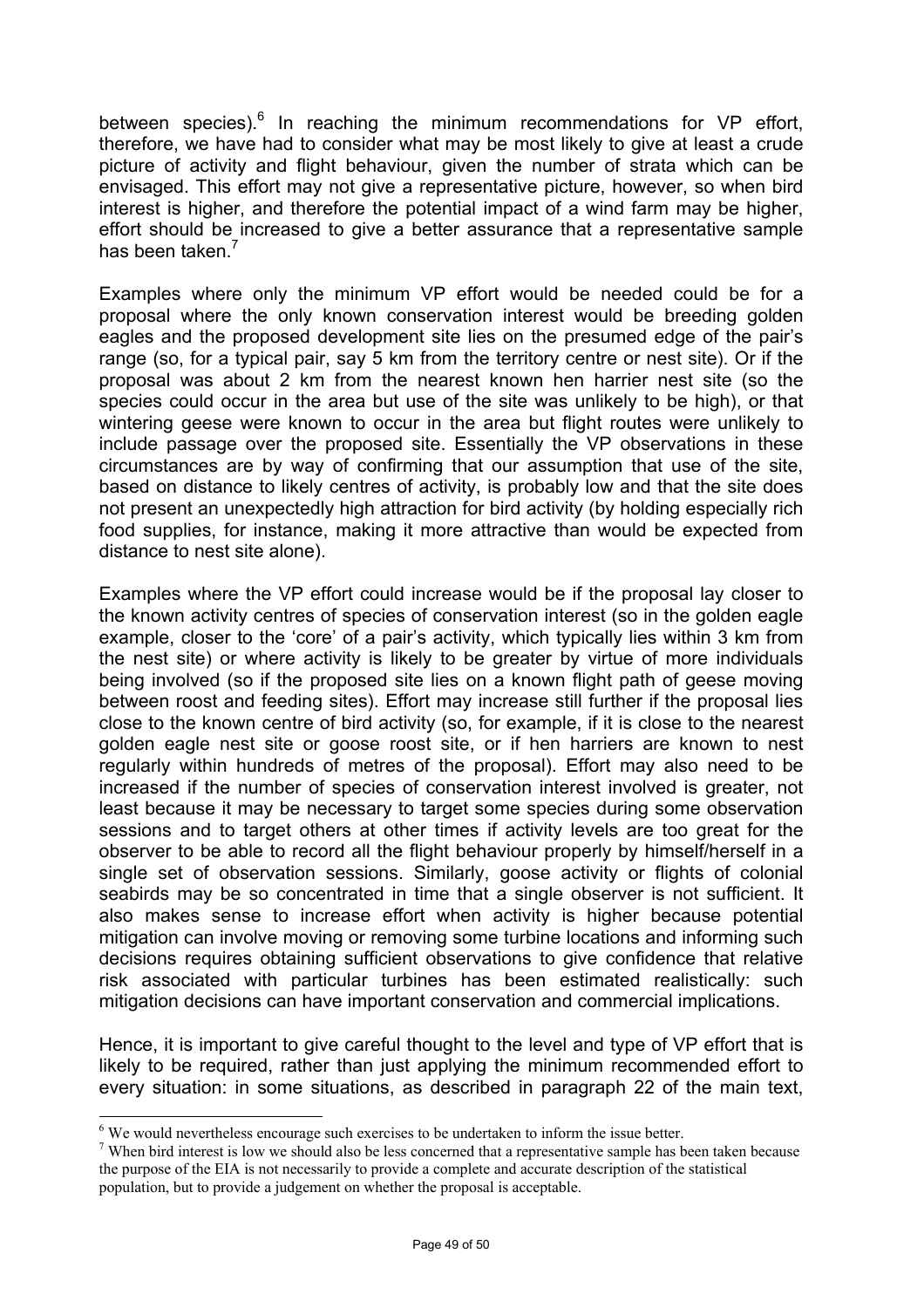between species).[6] In reaching the minimum recommendations for VP effort, therefore, we have had to consider what may be most likely to give at least a crude picture of activity and flight behaviour, given the number of strata which can be envisaged. This effort may not give a representative picture, however, so when bird interest is higher, and therefore the potential impact of a wind farm may be higher, effort should be increased to give a better assurance that a representative sample has been taken.[7]

Examples where only the minimum VP effort would be needed could be for a proposal where the only known conservation interest would be breeding golden eagles and the proposed development site lies on the presumed edge of the pair's range (so, for a typical pair, say 5 km from the territory centre or nest site). Or if the proposal was about 2 km from the nearest known hen harrier nest site (so the species could occur in the area but use of the site was unlikely to be high), or that wintering geese were known to occur in the area but flight routes were unlikely to include passage over the proposed site. Essentially the VP observations in these circumstances are by way of confirming that our assumption that use of the site, based on distance to likely centres of activity, is probably low and that the site does not present an unexpectedly high attraction for bird activity (by holding especially rich food supplies, for instance, making it more attractive than would be expected from distance to nest site alone).

Examples where the VP effort could increase would be if the proposal lay closer to the known activity centres of species of conservation interest (so in the golden eagle example, closer to the 'core' of a pair's activity, which typically lies within 3 km from the nest site) or where activity is likely to be greater by virtue of more individuals being involved (so if the proposed site lies on a known flight path of geese moving between roost and feeding sites). Effort may increase still further if the proposal lies close to the known centre of bird activity (so, for example, if it is close to the nearest golden eagle nest site or goose roost site, or if hen harriers are known to nest regularly within hundreds of metres of the proposal). Effort may also need to be increased if the number of species of conservation interest involved is greater, not least because it may be necessary to target some species during some observation sessions and to target others at other times if activity levels are too great for the observer to be able to record all the flight behaviour properly by himself/herself in a single set of observation sessions. Similarly, goose activity or flights of colonial seabirds may be so concentrated in time that a single observer is not sufficient. It also makes sense to increase effort when activity is higher because potential mitigation can involve moving or removing some turbine locations and informing such decisions requires obtaining sufficient observations to give confidence that relative risk associated with particular turbines has been estimated realistically: such mitigation decisions can have important conservation and commercial implications.

Hence, it is important to give careful thought to the level and type of VP effort that is likely to be required, rather than just applying the minimum recommended effort to every situation: in some situations, as described in paragraph 22 of the main text,

---

[6] We would nevertheless encourage such exercises to be undertaken to inform the issue better.

[7] When bird interest is low we should also be less concerned that a representative sample has been taken because the purpose of the EIA is not necessarily to provide a complete and accurate description of the statistical population, but to provide a judgement on whether the proposal is acceptable.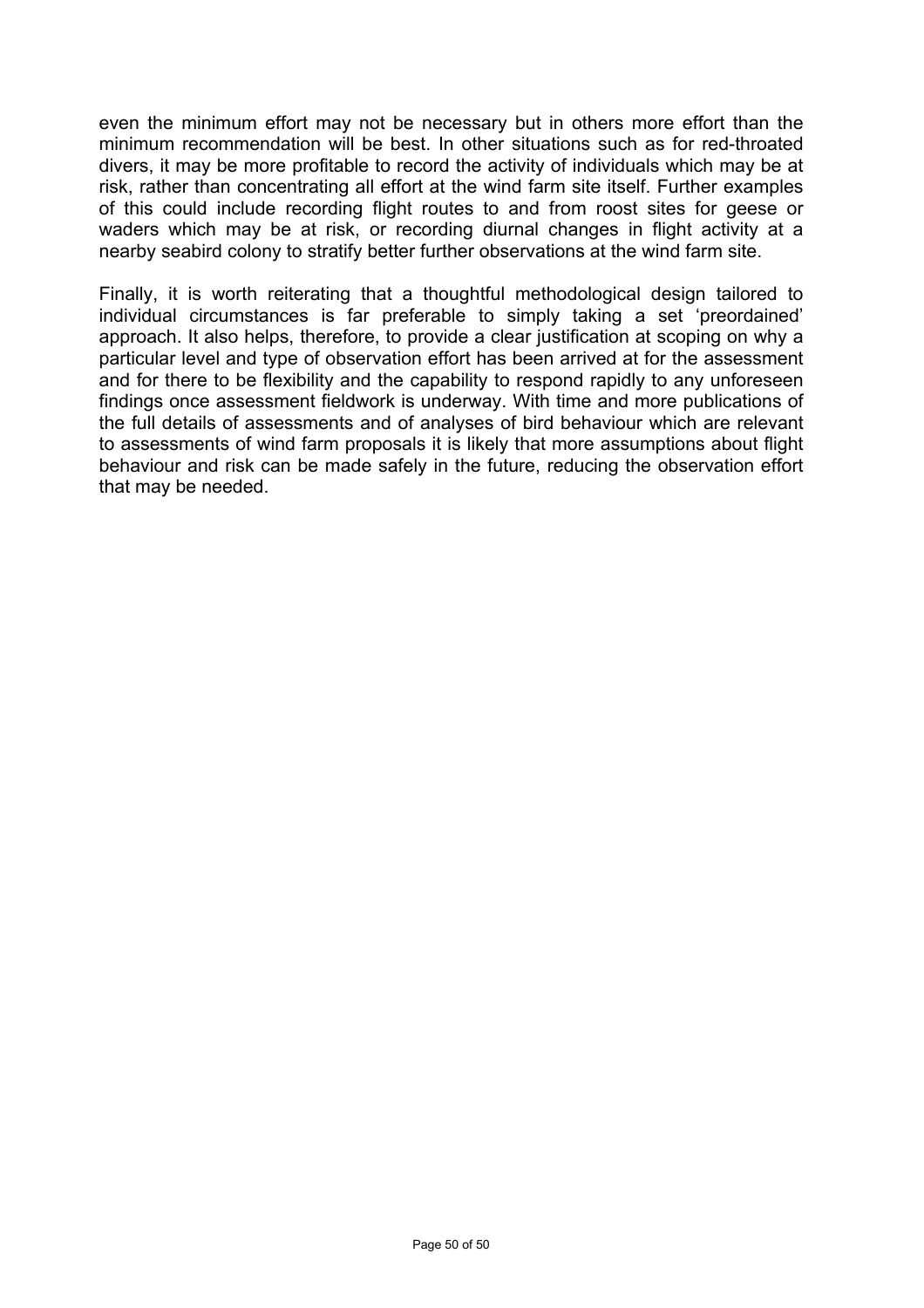even the minimum effort may not be necessary but in others more effort than the minimum recommendation will be best. In other situations such as for red-throated divers, it may be more profitable to record the activity of individuals which may be at risk, rather than concentrating all effort at the wind farm site itself. Further examples of this could include recording flight routes to and from roost sites for geese or waders which may be at risk, or recording diurnal changes in flight activity at a nearby seabird colony to stratify better further observations at the wind farm site.

Finally, it is worth reiterating that a thoughtful methodological design tailored to individual circumstances is far preferable to simply taking a set 'preordained' approach. It also helps, therefore, to provide a clear justification at scoping on why a particular level and type of observation effort has been arrived at for the assessment and for there to be flexibility and the capability to respond rapidly to any unforeseen findings once assessment fieldwork is underway. With time and more publications of the full details of assessments and of analyses of bird behaviour which are relevant to assessments of wind farm proposals it is likely that more assumptions about flight behaviour and risk can be made safely in the future, reducing the observation effort that may be needed.